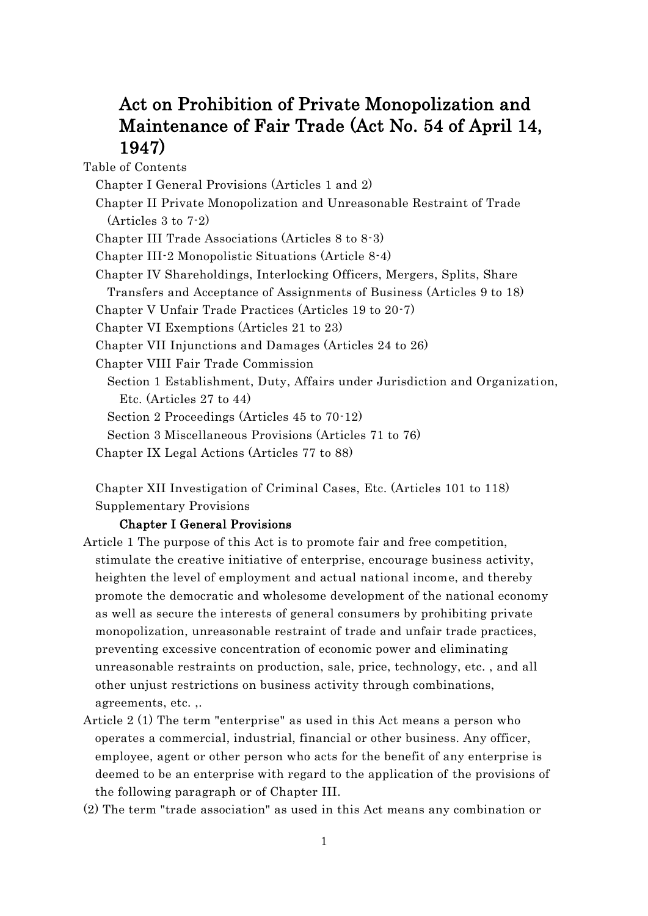# Act on Prohibition of Private Monopolization and Maintenance of Fair Trade (Act No. 54 of April 14, 1947)

Table of Contents

Chapter I General Provisions (Articles 1 and 2)
Chapter II Private Monopolization and Unreasonable Restraint of Trade (Articles 3 to 7-2)
Chapter III Trade Associations (Articles 8 to 8-3)
Chapter III-2 Monopolistic Situations (Article 8-4)
Chapter IV Shareholdings, Interlocking Officers, Mergers, Splits, Share Transfers and Acceptance of Assignments of Business (Articles 9 to 18)
Chapter V Unfair Trade Practices (Articles 19 to 20-7)
Chapter VI Exemptions (Articles 21 to 23)
Chapter VII Injunctions and Damages (Articles 24 to 26)
Chapter VIII Fair Trade Commission
Section 1 Establishment, Duty, Affairs under Jurisdiction and Organization, Etc. (Articles 27 to 44)
Section 2 Proceedings (Articles 45 to 70-12)
Section 3 Miscellaneous Provisions (Articles 71 to 76)
Chapter IX Legal Actions (Articles 77 to 88)

Chapter XII Investigation of Criminal Cases, Etc. (Articles 101 to 118)
Supplementary Provisions

## Chapter I General Provisions

Article 1 The purpose of this Act is to promote fair and free competition, stimulate the creative initiative of enterprise, encourage business activity, heighten the level of employment and actual national income, and thereby promote the democratic and wholesome development of the national economy as well as secure the interests of general consumers by prohibiting private monopolization, unreasonable restraint of trade and unfair trade practices, preventing excessive concentration of economic power and eliminating unreasonable restraints on production, sale, price, technology, etc. , and all other unjust restrictions on business activity through combinations, agreements, etc. ,.

Article 2 (1) The term "enterprise" as used in this Act means a person who operates a commercial, industrial, financial or other business. Any officer, employee, agent or other person who acts for the benefit of any enterprise is deemed to be an enterprise with regard to the application of the provisions of the following paragraph or of Chapter III.

(2) The term "trade association" as used in this Act means any combination or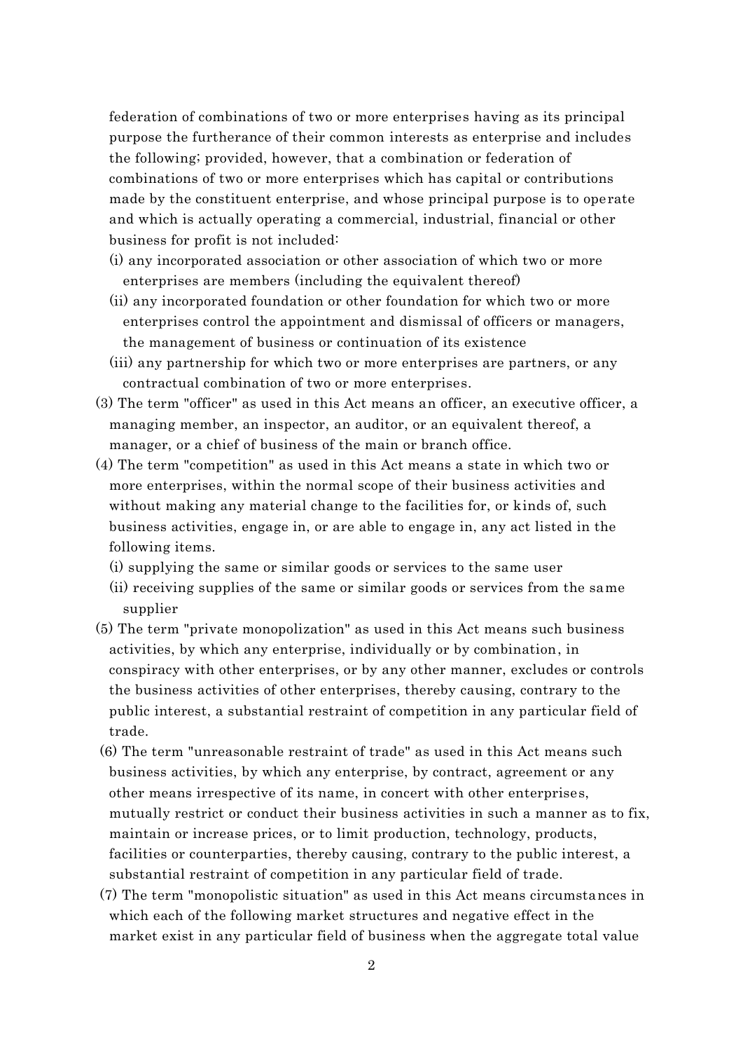federation of combinations of two or more enterprises having as its principal purpose the furtherance of their common interests as enterprise and includes the following; provided, however, that a combination or federation of combinations of two or more enterprises which has capital or contributions made by the constituent enterprise, and whose principal purpose is to operate and which is actually operating a commercial, industrial, financial or other business for profit is not included:

(i) any incorporated association or other association of which two or more enterprises are members (including the equivalent thereof)

(ii) any incorporated foundation or other foundation for which two or more enterprises control the appointment and dismissal of officers or managers, the management of business or continuation of its existence

(iii) any partnership for which two or more enterprises are partners, or any contractual combination of two or more enterprises.

(3) The term "officer" as used in this Act means an officer, an executive officer, a managing member, an inspector, an auditor, or an equivalent thereof, a manager, or a chief of business of the main or branch office.

(4) The term "competition" as used in this Act means a state in which two or more enterprises, within the normal scope of their business activities and without making any material change to the facilities for, or kinds of, such business activities, engage in, or are able to engage in, any act listed in the following items.

(i) supplying the same or similar goods or services to the same user

(ii) receiving supplies of the same or similar goods or services from the same supplier

(5) The term "private monopolization" as used in this Act means such business activities, by which any enterprise, individually or by combination, in conspiracy with other enterprises, or by any other manner, excludes or controls the business activities of other enterprises, thereby causing, contrary to the public interest, a substantial restraint of competition in any particular field of trade.

(6) The term "unreasonable restraint of trade" as used in this Act means such business activities, by which any enterprise, by contract, agreement or any other means irrespective of its name, in concert with other enterprises, mutually restrict or conduct their business activities in such a manner as to fix, maintain or increase prices, or to limit production, technology, products, facilities or counterparties, thereby causing, contrary to the public interest, a substantial restraint of competition in any particular field of trade.

(7) The term "monopolistic situation" as used in this Act means circumstances in which each of the following market structures and negative effect in the market exist in any particular field of business when the aggregate total value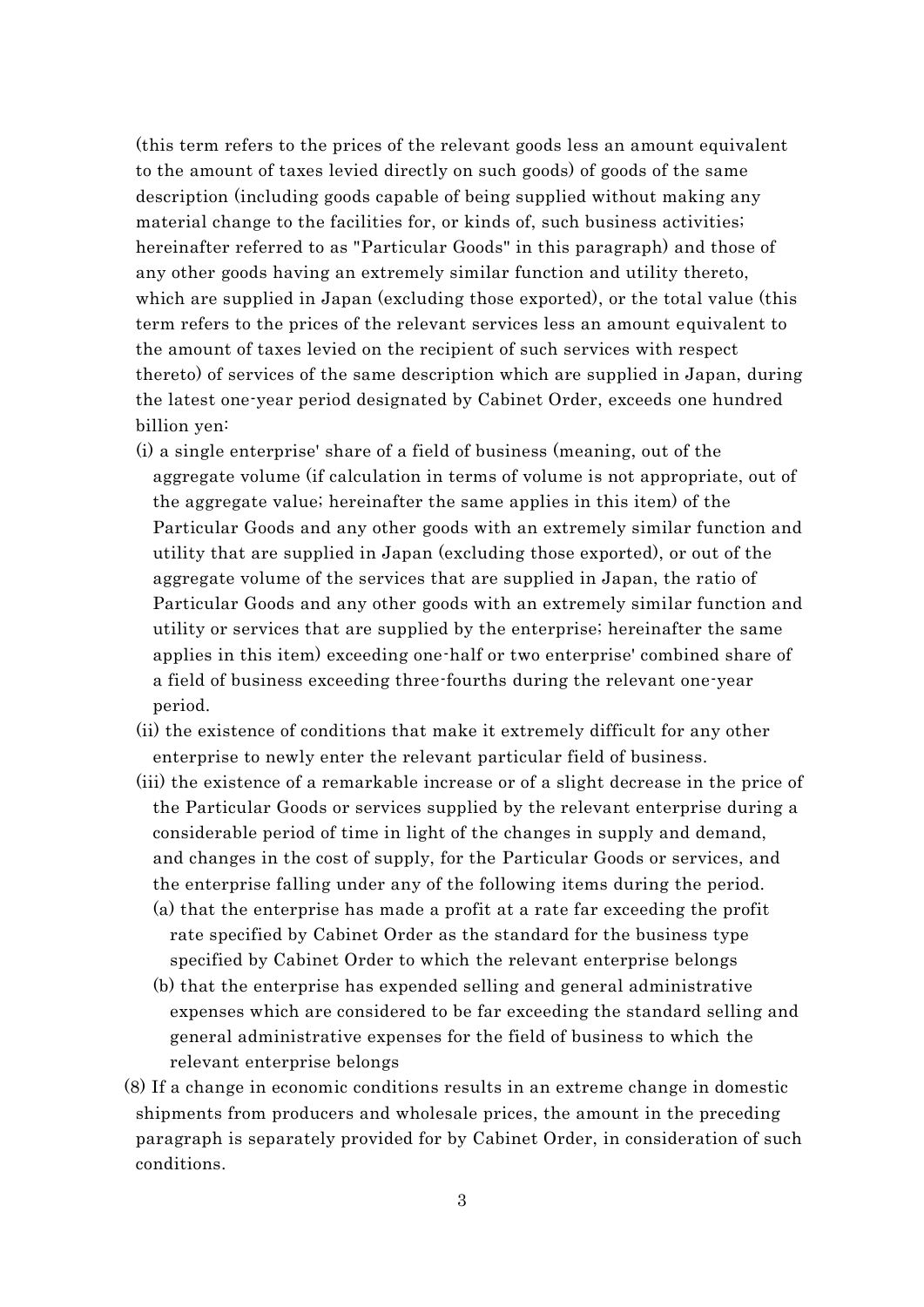(this term refers to the prices of the relevant goods less an amount equivalent to the amount of taxes levied directly on such goods) of goods of the same description (including goods capable of being supplied without making any material change to the facilities for, or kinds of, such business activities; hereinafter referred to as "Particular Goods" in this paragraph) and those of any other goods having an extremely similar function and utility thereto, which are supplied in Japan (excluding those exported), or the total value (this term refers to the prices of the relevant services less an amount equivalent to the amount of taxes levied on the recipient of such services with respect thereto) of services of the same description which are supplied in Japan, during the latest one-year period designated by Cabinet Order, exceeds one hundred billion yen:

(i) a single enterprise' share of a field of business (meaning, out of the aggregate volume (if calculation in terms of volume is not appropriate, out of the aggregate value; hereinafter the same applies in this item) of the Particular Goods and any other goods with an extremely similar function and utility that are supplied in Japan (excluding those exported), or out of the aggregate volume of the services that are supplied in Japan, the ratio of Particular Goods and any other goods with an extremely similar function and utility or services that are supplied by the enterprise; hereinafter the same applies in this item) exceeding one-half or two enterprise' combined share of a field of business exceeding three-fourths during the relevant one-year period.

(ii) the existence of conditions that make it extremely difficult for any other enterprise to newly enter the relevant particular field of business.

(iii) the existence of a remarkable increase or of a slight decrease in the price of the Particular Goods or services supplied by the relevant enterprise during a considerable period of time in light of the changes in supply and demand, and changes in the cost of supply, for the Particular Goods or services, and the enterprise falling under any of the following items during the period.

(a) that the enterprise has made a profit at a rate far exceeding the profit rate specified by Cabinet Order as the standard for the business type specified by Cabinet Order to which the relevant enterprise belongs

(b) that the enterprise has expended selling and general administrative expenses which are considered to be far exceeding the standard selling and general administrative expenses for the field of business to which the relevant enterprise belongs

(8) If a change in economic conditions results in an extreme change in domestic shipments from producers and wholesale prices, the amount in the preceding paragraph is separately provided for by Cabinet Order, in consideration of such conditions.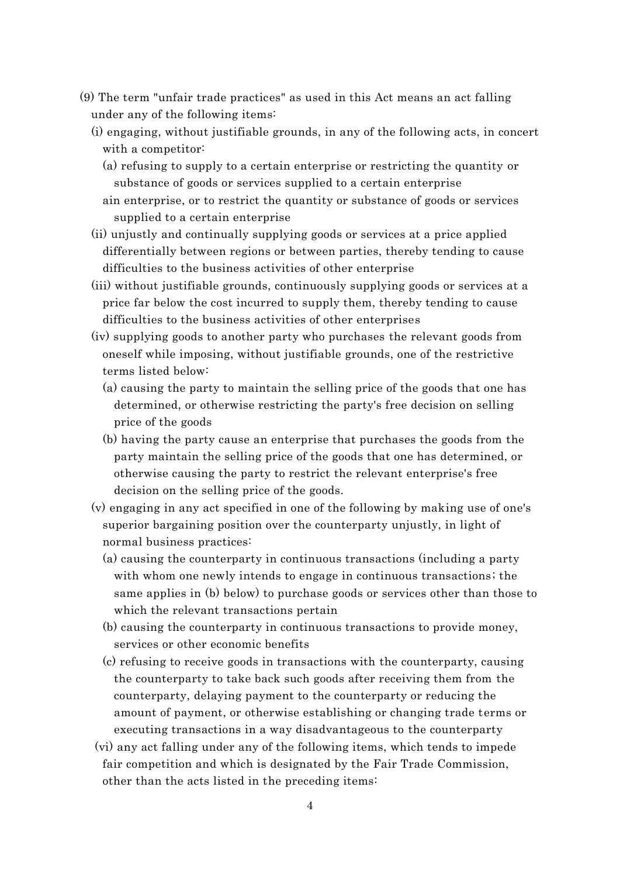(9) The term "unfair trade practices" as used in this Act means an act falling under any of the following items:

(i) engaging, without justifiable grounds, in any of the following acts, in concert with a competitor:

(a) refusing to supply to a certain enterprise or restricting the quantity or substance of goods or services supplied to a certain enterprise

ain enterprise, or to restrict the quantity or substance of goods or services supplied to a certain enterprise

(ii) unjustly and continually supplying goods or services at a price applied differentially between regions or between parties, thereby tending to cause difficulties to the business activities of other enterprise

(iii) without justifiable grounds, continuously supplying goods or services at a price far below the cost incurred to supply them, thereby tending to cause difficulties to the business activities of other enterprises

(iv) supplying goods to another party who purchases the relevant goods from oneself while imposing, without justifiable grounds, one of the restrictive terms listed below:

(a) causing the party to maintain the selling price of the goods that one has determined, or otherwise restricting the party's free decision on selling price of the goods

(b) having the party cause an enterprise that purchases the goods from the party maintain the selling price of the goods that one has determined, or otherwise causing the party to restrict the relevant enterprise's free decision on the selling price of the goods.

(v) engaging in any act specified in one of the following by making use of one's superior bargaining position over the counterparty unjustly, in light of normal business practices:

(a) causing the counterparty in continuous transactions (including a party with whom one newly intends to engage in continuous transactions; the same applies in (b) below) to purchase goods or services other than those to which the relevant transactions pertain

(b) causing the counterparty in continuous transactions to provide money, services or other economic benefits

(c) refusing to receive goods in transactions with the counterparty, causing the counterparty to take back such goods after receiving them from the counterparty, delaying payment to the counterparty or reducing the amount of payment, or otherwise establishing or changing trade terms or executing transactions in a way disadvantageous to the counterparty

(vi) any act falling under any of the following items, which tends to impede fair competition and which is designated by the Fair Trade Commission, other than the acts listed in the preceding items: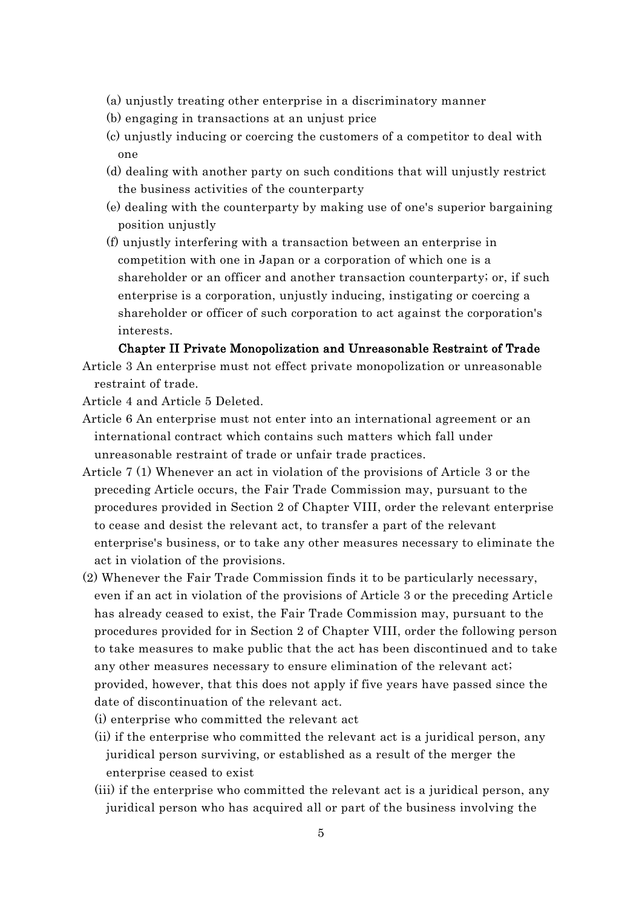(a) unjustly treating other enterprise in a discriminatory manner

(b) engaging in transactions at an unjust price

(c) unjustly inducing or coercing the customers of a competitor to deal with one

(d) dealing with another party on such conditions that will unjustly restrict the business activities of the counterparty

(e) dealing with the counterparty by making use of one's superior bargaining position unjustly

(f) unjustly interfering with a transaction between an enterprise in competition with one in Japan or a corporation of which one is a shareholder or an officer and another transaction counterparty; or, if such enterprise is a corporation, unjustly inducing, instigating or coercing a shareholder or officer of such corporation to act against the corporation's interests.

## Chapter II Private Monopolization and Unreasonable Restraint of Trade

Article 3 An enterprise must not effect private monopolization or unreasonable restraint of trade.

Article 4 and Article 5 Deleted.

Article 6 An enterprise must not enter into an international agreement or an international contract which contains such matters which fall under unreasonable restraint of trade or unfair trade practices.

Article 7 (1) Whenever an act in violation of the provisions of Article 3 or the preceding Article occurs, the Fair Trade Commission may, pursuant to the procedures provided in Section 2 of Chapter VIII, order the relevant enterprise to cease and desist the relevant act, to transfer a part of the relevant enterprise's business, or to take any other measures necessary to eliminate the act in violation of the provisions.

(2) Whenever the Fair Trade Commission finds it to be particularly necessary, even if an act in violation of the provisions of Article 3 or the preceding Article has already ceased to exist, the Fair Trade Commission may, pursuant to the procedures provided for in Section 2 of Chapter VIII, order the following person to take measures to make public that the act has been discontinued and to take any other measures necessary to ensure elimination of the relevant act; provided, however, that this does not apply if five years have passed since the date of discontinuation of the relevant act.

(i) enterprise who committed the relevant act

(ii) if the enterprise who committed the relevant act is a juridical person, any juridical person surviving, or established as a result of the merger the enterprise ceased to exist

(iii) if the enterprise who committed the relevant act is a juridical person, any juridical person who has acquired all or part of the business involving the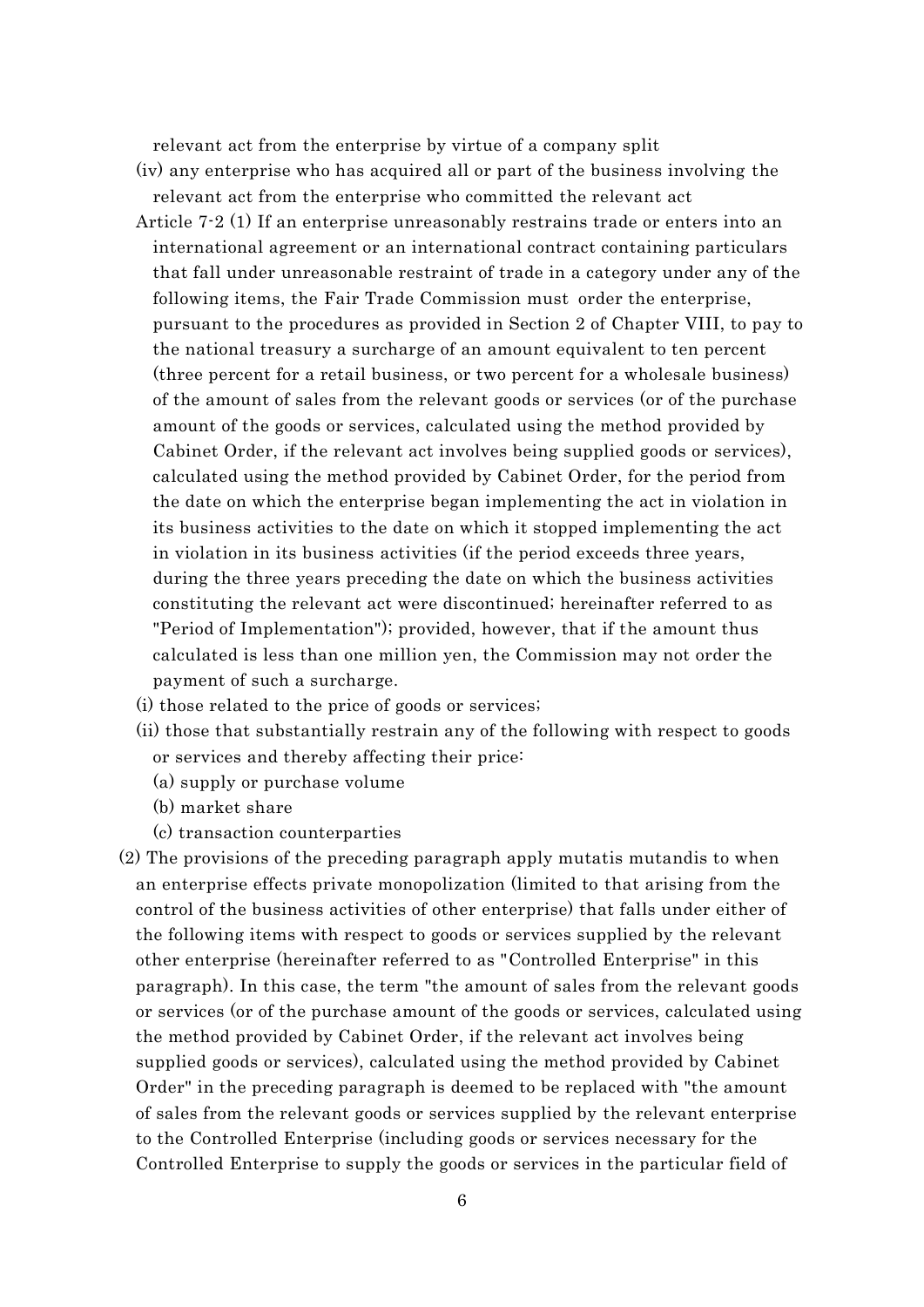relevant act from the enterprise by virtue of a company split

(iv) any enterprise who has acquired all or part of the business involving the relevant act from the enterprise who committed the relevant act

Article 7-2 (1) If an enterprise unreasonably restrains trade or enters into an international agreement or an international contract containing particulars that fall under unreasonable restraint of trade in a category under any of the following items, the Fair Trade Commission must order the enterprise, pursuant to the procedures as provided in Section 2 of Chapter VIII, to pay to the national treasury a surcharge of an amount equivalent to ten percent (three percent for a retail business, or two percent for a wholesale business) of the amount of sales from the relevant goods or services (or of the purchase amount of the goods or services, calculated using the method provided by Cabinet Order, if the relevant act involves being supplied goods or services), calculated using the method provided by Cabinet Order, for the period from the date on which the enterprise began implementing the act in violation in its business activities to the date on which it stopped implementing the act in violation in its business activities (if the period exceeds three years, during the three years preceding the date on which the business activities constituting the relevant act were discontinued; hereinafter referred to as "Period of Implementation"); provided, however, that if the amount thus calculated is less than one million yen, the Commission may not order the payment of such a surcharge.

(i) those related to the price of goods or services;

(ii) those that substantially restrain any of the following with respect to goods or services and thereby affecting their price:

(a) supply or purchase volume

(b) market share

(c) transaction counterparties

(2) The provisions of the preceding paragraph apply mutatis mutandis to when an enterprise effects private monopolization (limited to that arising from the control of the business activities of other enterprise) that falls under either of the following items with respect to goods or services supplied by the relevant other enterprise (hereinafter referred to as "Controlled Enterprise" in this paragraph). In this case, the term "the amount of sales from the relevant goods or services (or of the purchase amount of the goods or services, calculated using the method provided by Cabinet Order, if the relevant act involves being supplied goods or services), calculated using the method provided by Cabinet Order" in the preceding paragraph is deemed to be replaced with "the amount of sales from the relevant goods or services supplied by the relevant enterprise to the Controlled Enterprise (including goods or services necessary for the Controlled Enterprise to supply the goods or services in the particular field of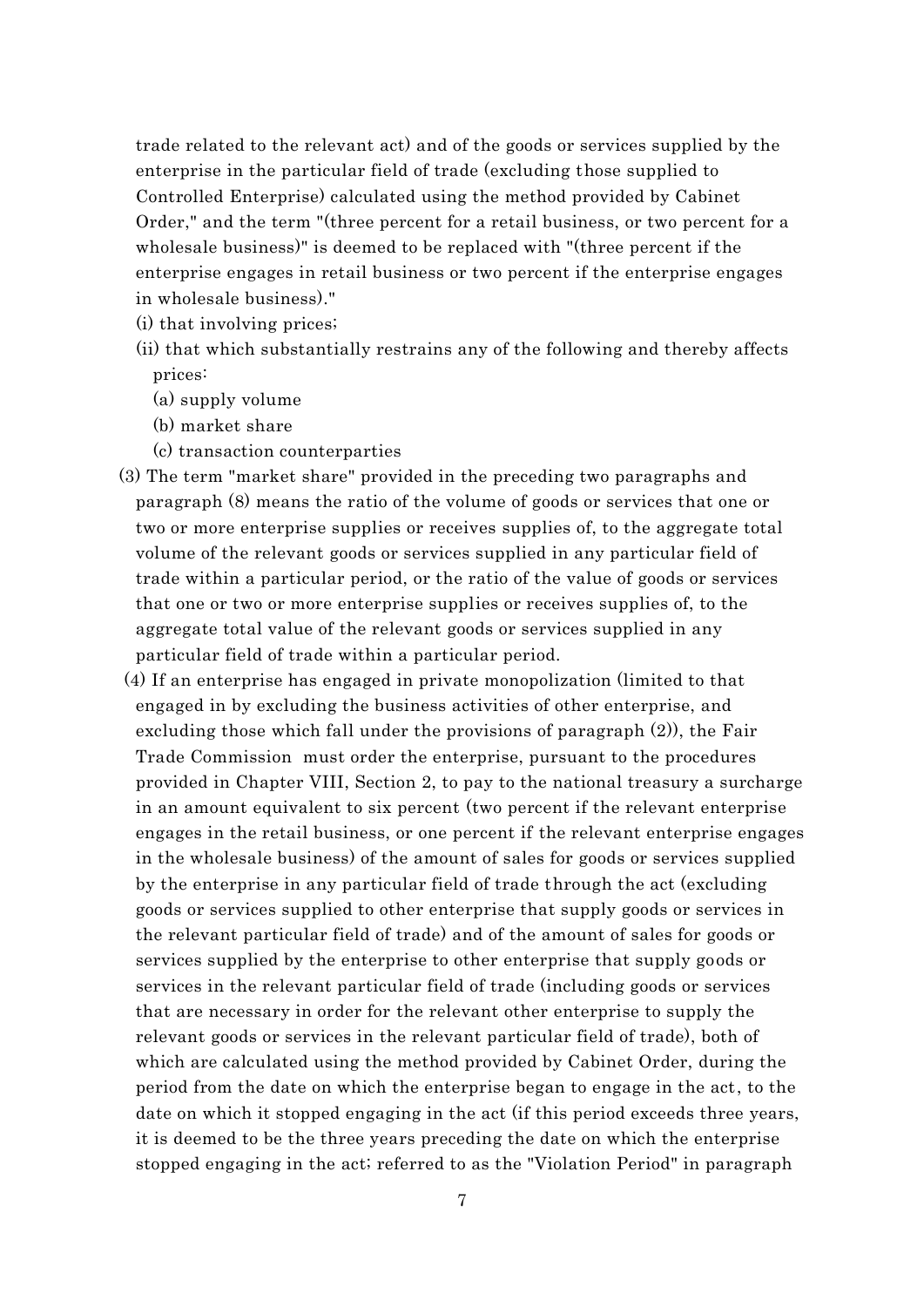trade related to the relevant act) and of the goods or services supplied by the enterprise in the particular field of trade (excluding those supplied to Controlled Enterprise) calculated using the method provided by Cabinet Order," and the term "(three percent for a retail business, or two percent for a wholesale business)" is deemed to be replaced with "(three percent if the enterprise engages in retail business or two percent if the enterprise engages in wholesale business)."

(i) that involving prices;

(ii) that which substantially restrains any of the following and thereby affects prices:

(a) supply volume

(b) market share

(c) transaction counterparties

(3) The term "market share" provided in the preceding two paragraphs and paragraph (8) means the ratio of the volume of goods or services that one or two or more enterprise supplies or receives supplies of, to the aggregate total volume of the relevant goods or services supplied in any particular field of trade within a particular period, or the ratio of the value of goods or services that one or two or more enterprise supplies or receives supplies of, to the aggregate total value of the relevant goods or services supplied in any particular field of trade within a particular period.

(4) If an enterprise has engaged in private monopolization (limited to that engaged in by excluding the business activities of other enterprise, and excluding those which fall under the provisions of paragraph (2)), the Fair Trade Commission must order the enterprise, pursuant to the procedures provided in Chapter VIII, Section 2, to pay to the national treasury a surcharge in an amount equivalent to six percent (two percent if the relevant enterprise engages in the retail business, or one percent if the relevant enterprise engages in the wholesale business) of the amount of sales for goods or services supplied by the enterprise in any particular field of trade through the act (excluding goods or services supplied to other enterprise that supply goods or services in the relevant particular field of trade) and of the amount of sales for goods or services supplied by the enterprise to other enterprise that supply goods or services in the relevant particular field of trade (including goods or services that are necessary in order for the relevant other enterprise to supply the relevant goods or services in the relevant particular field of trade), both of which are calculated using the method provided by Cabinet Order, during the period from the date on which the enterprise began to engage in the act, to the date on which it stopped engaging in the act (if this period exceeds three years, it is deemed to be the three years preceding the date on which the enterprise stopped engaging in the act; referred to as the "Violation Period" in paragraph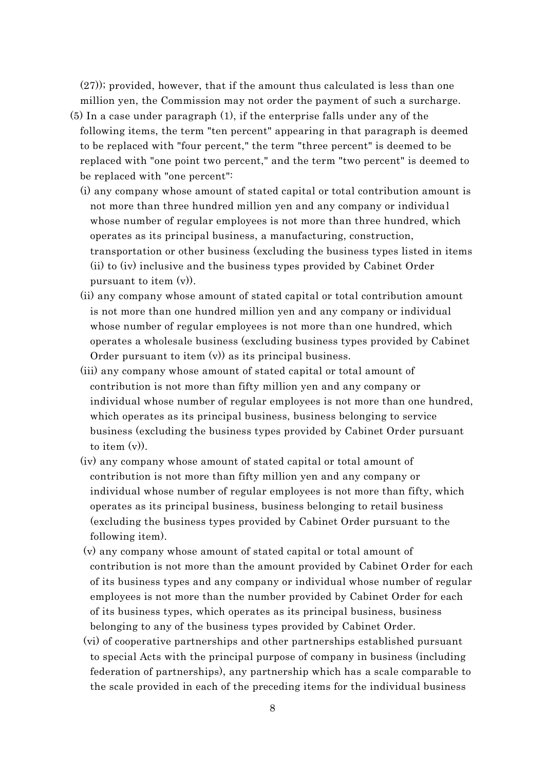(27)); provided, however, that if the amount thus calculated is less than one million yen, the Commission may not order the payment of such a surcharge.

(5) In a case under paragraph (1), if the enterprise falls under any of the following items, the term "ten percent" appearing in that paragraph is deemed to be replaced with "four percent," the term "three percent" is deemed to be replaced with "one point two percent," and the term "two percent" is deemed to be replaced with "one percent":

(i) any company whose amount of stated capital or total contribution amount is not more than three hundred million yen and any company or individual whose number of regular employees is not more than three hundred, which operates as its principal business, a manufacturing, construction, transportation or other business (excluding the business types listed in items (ii) to (iv) inclusive and the business types provided by Cabinet Order pursuant to item (v)).

(ii) any company whose amount of stated capital or total contribution amount is not more than one hundred million yen and any company or individual whose number of regular employees is not more than one hundred, which operates a wholesale business (excluding business types provided by Cabinet Order pursuant to item (v)) as its principal business.

(iii) any company whose amount of stated capital or total amount of contribution is not more than fifty million yen and any company or individual whose number of regular employees is not more than one hundred, which operates as its principal business, business belonging to service business (excluding the business types provided by Cabinet Order pursuant to item (v)).

(iv) any company whose amount of stated capital or total amount of contribution is not more than fifty million yen and any company or individual whose number of regular employees is not more than fifty, which operates as its principal business, business belonging to retail business (excluding the business types provided by Cabinet Order pursuant to the following item).

(v) any company whose amount of stated capital or total amount of contribution is not more than the amount provided by Cabinet Order for each of its business types and any company or individual whose number of regular employees is not more than the number provided by Cabinet Order for each of its business types, which operates as its principal business, business belonging to any of the business types provided by Cabinet Order.

(vi) of cooperative partnerships and other partnerships established pursuant to special Acts with the principal purpose of company in business (including federation of partnerships), any partnership which has a scale comparable to the scale provided in each of the preceding items for the individual business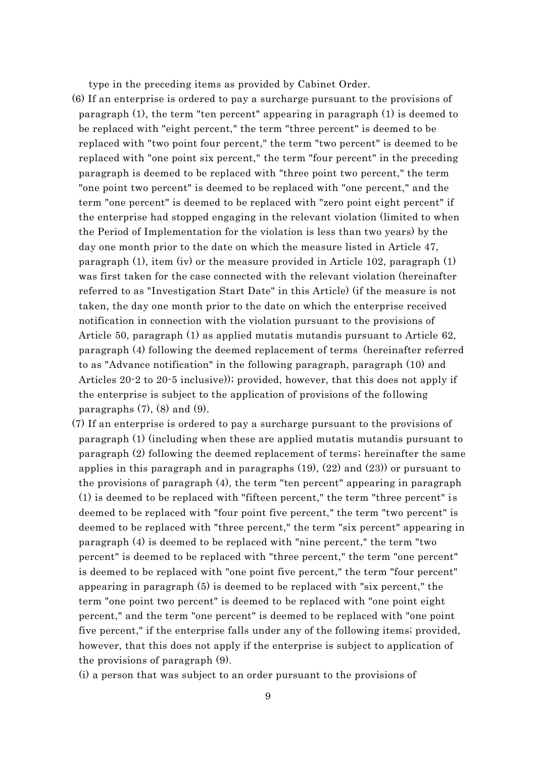type in the preceding items as provided by Cabinet Order.

(6) If an enterprise is ordered to pay a surcharge pursuant to the provisions of paragraph (1), the term "ten percent" appearing in paragraph (1) is deemed to be replaced with "eight percent," the term "three percent" is deemed to be replaced with "two point four percent," the term "two percent" is deemed to be replaced with "one point six percent," the term "four percent" in the preceding paragraph is deemed to be replaced with "three point two percent," the term "one point two percent" is deemed to be replaced with "one percent," and the term "one percent" is deemed to be replaced with "zero point eight percent" if the enterprise had stopped engaging in the relevant violation (limited to when the Period of Implementation for the violation is less than two years) by the day one month prior to the date on which the measure listed in Article 47, paragraph (1), item (iv) or the measure provided in Article 102, paragraph (1) was first taken for the case connected with the relevant violation (hereinafter referred to as "Investigation Start Date" in this Article) (if the measure is not taken, the day one month prior to the date on which the enterprise received notification in connection with the violation pursuant to the provisions of Article 50, paragraph (1) as applied mutatis mutandis pursuant to Article 62, paragraph (4) following the deemed replacement of terms (hereinafter referred to as "Advance notification" in the following paragraph, paragraph (10) and Articles 20-2 to 20-5 inclusive)); provided, however, that this does not apply if the enterprise is subject to the application of provisions of the following paragraphs (7), (8) and (9).

(7) If an enterprise is ordered to pay a surcharge pursuant to the provisions of paragraph (1) (including when these are applied mutatis mutandis pursuant to paragraph (2) following the deemed replacement of terms; hereinafter the same applies in this paragraph and in paragraphs (19), (22) and (23)) or pursuant to the provisions of paragraph (4), the term "ten percent" appearing in paragraph (1) is deemed to be replaced with "fifteen percent," the term "three percent" is deemed to be replaced with "four point five percent," the term "two percent" is deemed to be replaced with "three percent," the term "six percent" appearing in paragraph (4) is deemed to be replaced with "nine percent," the term "two percent" is deemed to be replaced with "three percent," the term "one percent" is deemed to be replaced with "one point five percent," the term "four percent" appearing in paragraph (5) is deemed to be replaced with "six percent," the term "one point two percent" is deemed to be replaced with "one point eight percent," and the term "one percent" is deemed to be replaced with "one point five percent," if the enterprise falls under any of the following items; provided, however, that this does not apply if the enterprise is subject to application of the provisions of paragraph (9).

(i) a person that was subject to an order pursuant to the provisions of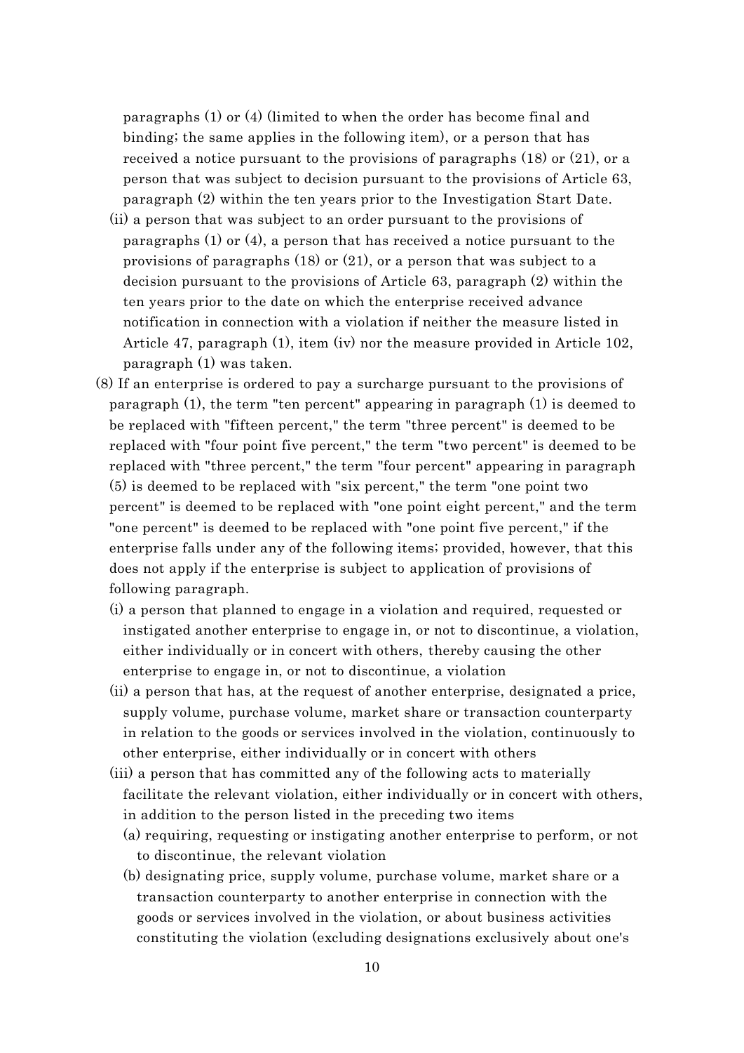paragraphs (1) or (4) (limited to when the order has become final and binding; the same applies in the following item), or a person that has received a notice pursuant to the provisions of paragraphs (18) or (21), or a person that was subject to decision pursuant to the provisions of Article 63, paragraph (2) within the ten years prior to the Investigation Start Date.

(ii) a person that was subject to an order pursuant to the provisions of paragraphs (1) or (4), a person that has received a notice pursuant to the provisions of paragraphs (18) or (21), or a person that was subject to a decision pursuant to the provisions of Article 63, paragraph (2) within the ten years prior to the date on which the enterprise received advance notification in connection with a violation if neither the measure listed in Article 47, paragraph (1), item (iv) nor the measure provided in Article 102, paragraph (1) was taken.

(8) If an enterprise is ordered to pay a surcharge pursuant to the provisions of paragraph (1), the term "ten percent" appearing in paragraph (1) is deemed to be replaced with "fifteen percent," the term "three percent" is deemed to be replaced with "four point five percent," the term "two percent" is deemed to be replaced with "three percent," the term "four percent" appearing in paragraph (5) is deemed to be replaced with "six percent," the term "one point two percent" is deemed to be replaced with "one point eight percent," and the term "one percent" is deemed to be replaced with "one point five percent," if the enterprise falls under any of the following items; provided, however, that this does not apply if the enterprise is subject to application of provisions of following paragraph.

(i) a person that planned to engage in a violation and required, requested or instigated another enterprise to engage in, or not to discontinue, a violation, either individually or in concert with others, thereby causing the other enterprise to engage in, or not to discontinue, a violation

(ii) a person that has, at the request of another enterprise, designated a price, supply volume, purchase volume, market share or transaction counterparty in relation to the goods or services involved in the violation, continuously to other enterprise, either individually or in concert with others

(iii) a person that has committed any of the following acts to materially facilitate the relevant violation, either individually or in concert with others, in addition to the person listed in the preceding two items

(a) requiring, requesting or instigating another enterprise to perform, or not to discontinue, the relevant violation

(b) designating price, supply volume, purchase volume, market share or a transaction counterparty to another enterprise in connection with the goods or services involved in the violation, or about business activities constituting the violation (excluding designations exclusively about one's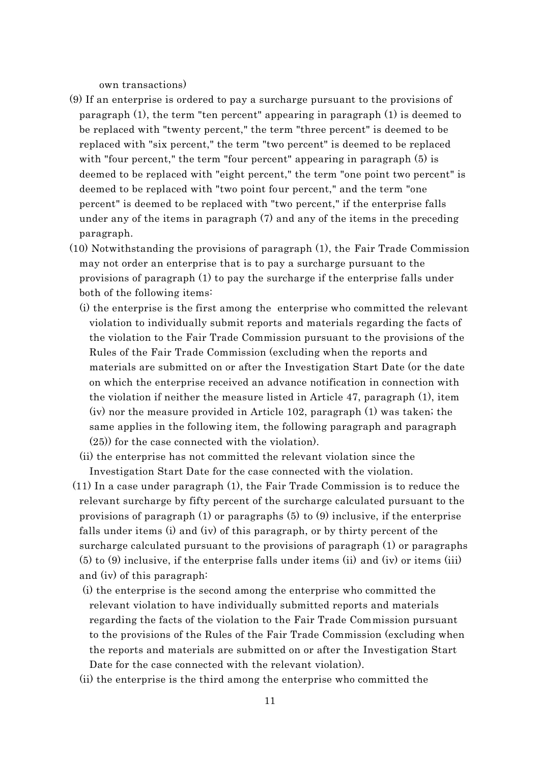own transactions)

(9) If an enterprise is ordered to pay a surcharge pursuant to the provisions of paragraph (1), the term "ten percent" appearing in paragraph (1) is deemed to be replaced with "twenty percent," the term "three percent" is deemed to be replaced with "six percent," the term "two percent" is deemed to be replaced with "four percent," the term "four percent" appearing in paragraph (5) is deemed to be replaced with "eight percent," the term "one point two percent" is deemed to be replaced with "two point four percent," and the term "one percent" is deemed to be replaced with "two percent," if the enterprise falls under any of the items in paragraph (7) and any of the items in the preceding paragraph.

(10) Notwithstanding the provisions of paragraph (1), the Fair Trade Commission may not order an enterprise that is to pay a surcharge pursuant to the provisions of paragraph (1) to pay the surcharge if the enterprise falls under both of the following items:

(i) the enterprise is the first among the enterprise who committed the relevant violation to individually submit reports and materials regarding the facts of the violation to the Fair Trade Commission pursuant to the provisions of the Rules of the Fair Trade Commission (excluding when the reports and materials are submitted on or after the Investigation Start Date (or the date on which the enterprise received an advance notification in connection with the violation if neither the measure listed in Article 47, paragraph (1), item (iv) nor the measure provided in Article 102, paragraph (1) was taken; the same applies in the following item, the following paragraph and paragraph (25)) for the case connected with the violation).

(ii) the enterprise has not committed the relevant violation since the Investigation Start Date for the case connected with the violation.

(11) In a case under paragraph (1), the Fair Trade Commission is to reduce the relevant surcharge by fifty percent of the surcharge calculated pursuant to the provisions of paragraph (1) or paragraphs (5) to (9) inclusive, if the enterprise falls under items (i) and (iv) of this paragraph, or by thirty percent of the surcharge calculated pursuant to the provisions of paragraph (1) or paragraphs (5) to (9) inclusive, if the enterprise falls under items (ii) and (iv) or items (iii) and (iv) of this paragraph:

(i) the enterprise is the second among the enterprise who committed the relevant violation to have individually submitted reports and materials regarding the facts of the violation to the Fair Trade Commission pursuant to the provisions of the Rules of the Fair Trade Commission (excluding when the reports and materials are submitted on or after the Investigation Start Date for the case connected with the relevant violation).

(ii) the enterprise is the third among the enterprise who committed the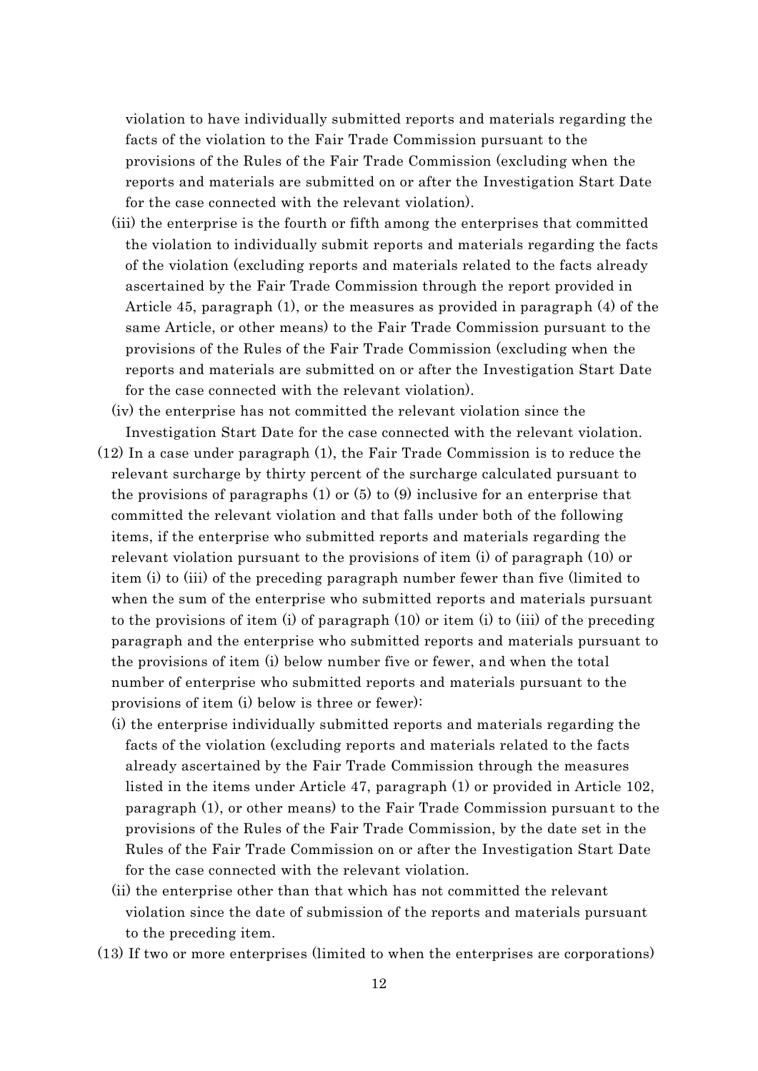violation to have individually submitted reports and materials regarding the facts of the violation to the Fair Trade Commission pursuant to the provisions of the Rules of the Fair Trade Commission (excluding when the reports and materials are submitted on or after the Investigation Start Date for the case connected with the relevant violation).

(iii) the enterprise is the fourth or fifth among the enterprises that committed the violation to individually submit reports and materials regarding the facts of the violation (excluding reports and materials related to the facts already ascertained by the Fair Trade Commission through the report provided in Article 45, paragraph (1), or the measures as provided in paragraph (4) of the same Article, or other means) to the Fair Trade Commission pursuant to the provisions of the Rules of the Fair Trade Commission (excluding when the reports and materials are submitted on or after the Investigation Start Date for the case connected with the relevant violation).

(iv) the enterprise has not committed the relevant violation since the Investigation Start Date for the case connected with the relevant violation.

(12) In a case under paragraph (1), the Fair Trade Commission is to reduce the relevant surcharge by thirty percent of the surcharge calculated pursuant to the provisions of paragraphs (1) or (5) to (9) inclusive for an enterprise that committed the relevant violation and that falls under both of the following items, if the enterprise who submitted reports and materials regarding the relevant violation pursuant to the provisions of item (i) of paragraph (10) or item (i) to (iii) of the preceding paragraph number fewer than five (limited to when the sum of the enterprise who submitted reports and materials pursuant to the provisions of item (i) of paragraph (10) or item (i) to (iii) of the preceding paragraph and the enterprise who submitted reports and materials pursuant to the provisions of item (i) below number five or fewer, and when the total number of enterprise who submitted reports and materials pursuant to the provisions of item (i) below is three or fewer):

(i) the enterprise individually submitted reports and materials regarding the facts of the violation (excluding reports and materials related to the facts already ascertained by the Fair Trade Commission through the measures listed in the items under Article 47, paragraph (1) or provided in Article 102, paragraph (1), or other means) to the Fair Trade Commission pursuant to the provisions of the Rules of the Fair Trade Commission, by the date set in the Rules of the Fair Trade Commission on or after the Investigation Start Date for the case connected with the relevant violation.

(ii) the enterprise other than that which has not committed the relevant violation since the date of submission of the reports and materials pursuant to the preceding item.

(13) If two or more enterprises (limited to when the enterprises are corporations)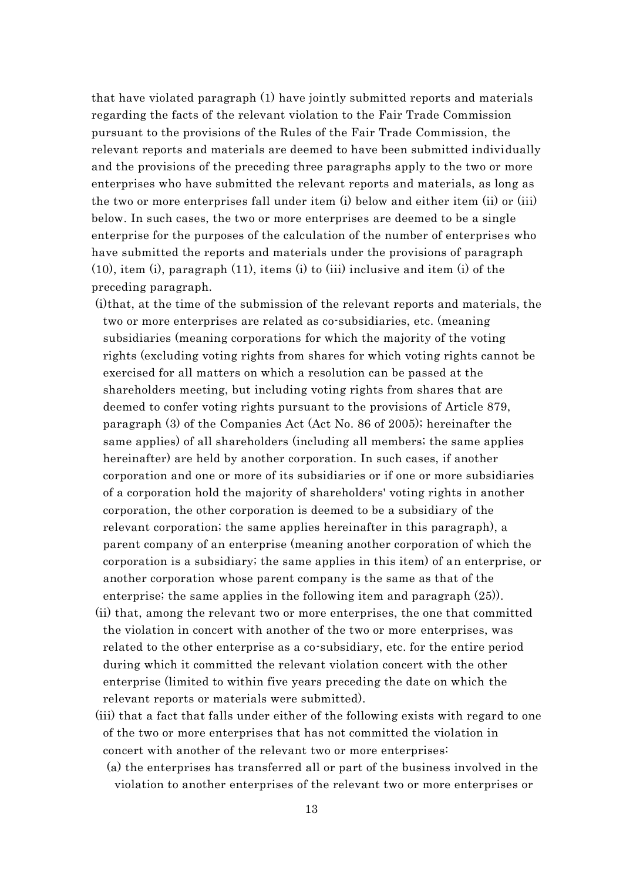that have violated paragraph (1) have jointly submitted reports and materials regarding the facts of the relevant violation to the Fair Trade Commission pursuant to the provisions of the Rules of the Fair Trade Commission, the relevant reports and materials are deemed to have been submitted individually and the provisions of the preceding three paragraphs apply to the two or more enterprises who have submitted the relevant reports and materials, as long as the two or more enterprises fall under item (i) below and either item (ii) or (iii) below. In such cases, the two or more enterprises are deemed to be a single enterprise for the purposes of the calculation of the number of enterprises who have submitted the reports and materials under the provisions of paragraph (10), item (i), paragraph (11), items (i) to (iii) inclusive and item (i) of the preceding paragraph.

(i)that, at the time of the submission of the relevant reports and materials, the two or more enterprises are related as co-subsidiaries, etc. (meaning subsidiaries (meaning corporations for which the majority of the voting rights (excluding voting rights from shares for which voting rights cannot be exercised for all matters on which a resolution can be passed at the shareholders meeting, but including voting rights from shares that are deemed to confer voting rights pursuant to the provisions of Article 879, paragraph (3) of the Companies Act (Act No. 86 of 2005); hereinafter the same applies) of all shareholders (including all members; the same applies hereinafter) are held by another corporation. In such cases, if another corporation and one or more of its subsidiaries or if one or more subsidiaries of a corporation hold the majority of shareholders' voting rights in another corporation, the other corporation is deemed to be a subsidiary of the relevant corporation; the same applies hereinafter in this paragraph), a parent company of an enterprise (meaning another corporation of which the corporation is a subsidiary; the same applies in this item) of an enterprise, or another corporation whose parent company is the same as that of the enterprise; the same applies in the following item and paragraph (25)).

(ii) that, among the relevant two or more enterprises, the one that committed the violation in concert with another of the two or more enterprises, was related to the other enterprise as a co-subsidiary, etc. for the entire period during which it committed the relevant violation concert with the other enterprise (limited to within five years preceding the date on which the relevant reports or materials were submitted).

(iii) that a fact that falls under either of the following exists with regard to one of the two or more enterprises that has not committed the violation in concert with another of the relevant two or more enterprises:

(a) the enterprises has transferred all or part of the business involved in the violation to another enterprises of the relevant two or more enterprises or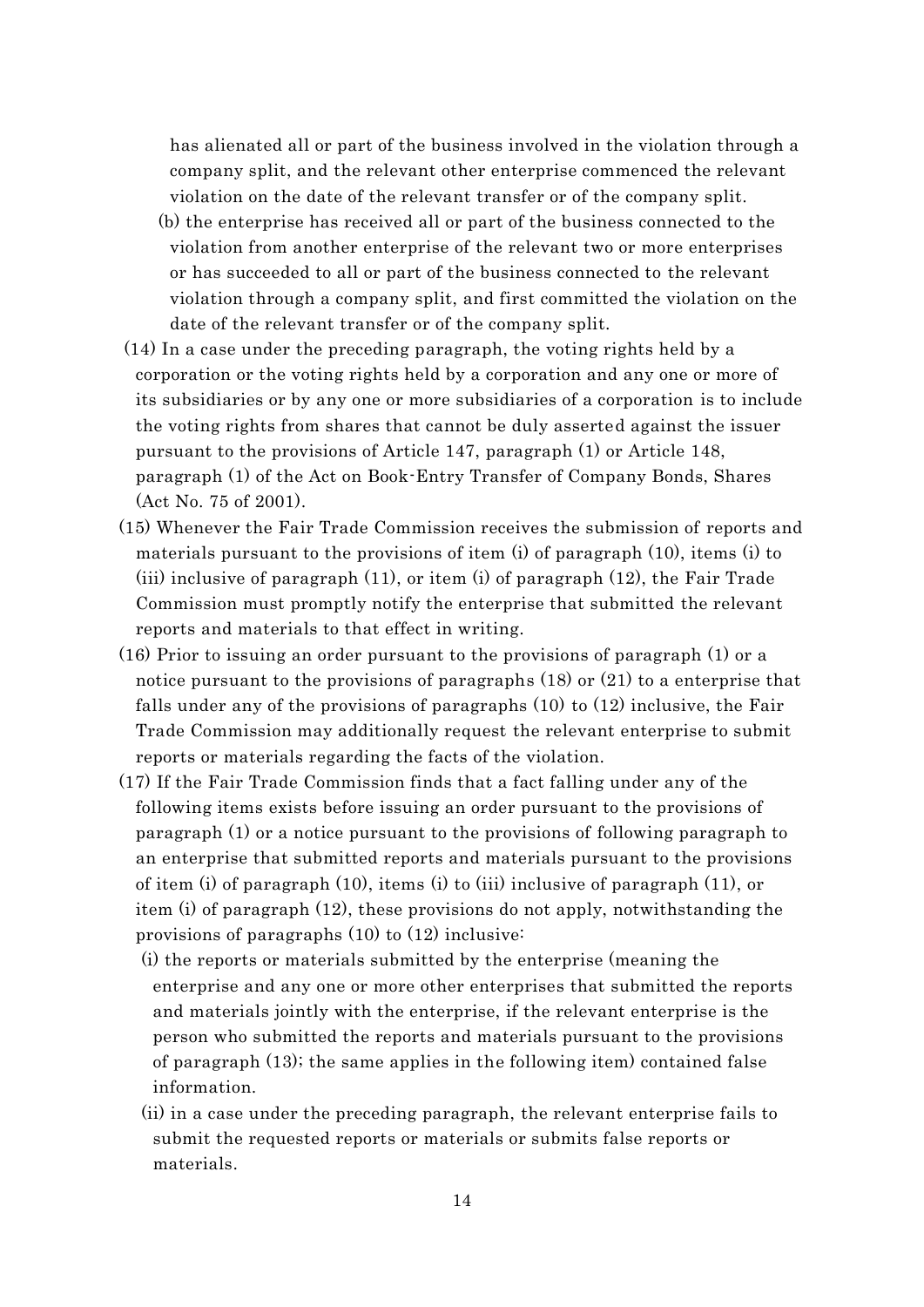has alienated all or part of the business involved in the violation through a company split, and the relevant other enterprise commenced the relevant violation on the date of the relevant transfer or of the company split.

(b) the enterprise has received all or part of the business connected to the violation from another enterprise of the relevant two or more enterprises or has succeeded to all or part of the business connected to the relevant violation through a company split, and first committed the violation on the date of the relevant transfer or of the company split.

(14) In a case under the preceding paragraph, the voting rights held by a corporation or the voting rights held by a corporation and any one or more of its subsidiaries or by any one or more subsidiaries of a corporation is to include the voting rights from shares that cannot be duly asserted against the issuer pursuant to the provisions of Article 147, paragraph (1) or Article 148, paragraph (1) of the Act on Book-Entry Transfer of Company Bonds, Shares (Act No. 75 of 2001).

(15) Whenever the Fair Trade Commission receives the submission of reports and materials pursuant to the provisions of item (i) of paragraph (10), items (i) to (iii) inclusive of paragraph (11), or item (i) of paragraph (12), the Fair Trade Commission must promptly notify the enterprise that submitted the relevant reports and materials to that effect in writing.

(16) Prior to issuing an order pursuant to the provisions of paragraph (1) or a notice pursuant to the provisions of paragraphs (18) or (21) to a enterprise that falls under any of the provisions of paragraphs (10) to (12) inclusive, the Fair Trade Commission may additionally request the relevant enterprise to submit reports or materials regarding the facts of the violation.

(17) If the Fair Trade Commission finds that a fact falling under any of the following items exists before issuing an order pursuant to the provisions of paragraph (1) or a notice pursuant to the provisions of following paragraph to an enterprise that submitted reports and materials pursuant to the provisions of item (i) of paragraph (10), items (i) to (iii) inclusive of paragraph (11), or item (i) of paragraph (12), these provisions do not apply, notwithstanding the provisions of paragraphs (10) to (12) inclusive:

(i) the reports or materials submitted by the enterprise (meaning the enterprise and any one or more other enterprises that submitted the reports and materials jointly with the enterprise, if the relevant enterprise is the person who submitted the reports and materials pursuant to the provisions of paragraph (13); the same applies in the following item) contained false information.

(ii) in a case under the preceding paragraph, the relevant enterprise fails to submit the requested reports or materials or submits false reports or materials.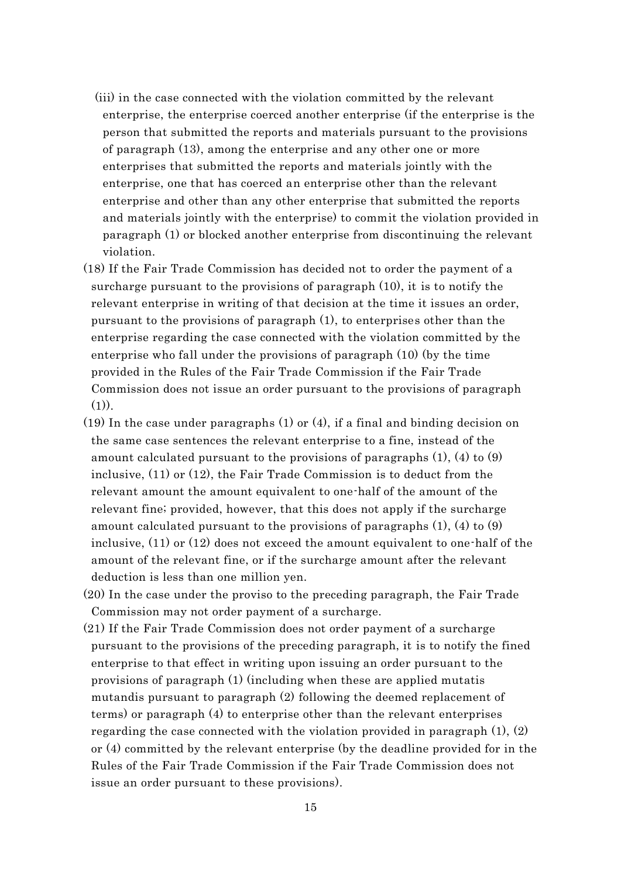(iii) in the case connected with the violation committed by the relevant enterprise, the enterprise coerced another enterprise (if the enterprise is the person that submitted the reports and materials pursuant to the provisions of paragraph (13), among the enterprise and any other one or more enterprises that submitted the reports and materials jointly with the enterprise, one that has coerced an enterprise other than the relevant enterprise and other than any other enterprise that submitted the reports and materials jointly with the enterprise) to commit the violation provided in paragraph (1) or blocked another enterprise from discontinuing the relevant violation.

(18) If the Fair Trade Commission has decided not to order the payment of a surcharge pursuant to the provisions of paragraph (10), it is to notify the relevant enterprise in writing of that decision at the time it issues an order, pursuant to the provisions of paragraph (1), to enterprises other than the enterprise regarding the case connected with the violation committed by the enterprise who fall under the provisions of paragraph (10) (by the time provided in the Rules of the Fair Trade Commission if the Fair Trade Commission does not issue an order pursuant to the provisions of paragraph (1)).

(19) In the case under paragraphs (1) or (4), if a final and binding decision on the same case sentences the relevant enterprise to a fine, instead of the amount calculated pursuant to the provisions of paragraphs (1), (4) to (9) inclusive, (11) or (12), the Fair Trade Commission is to deduct from the relevant amount the amount equivalent to one-half of the amount of the relevant fine; provided, however, that this does not apply if the surcharge amount calculated pursuant to the provisions of paragraphs (1), (4) to (9) inclusive, (11) or (12) does not exceed the amount equivalent to one-half of the amount of the relevant fine, or if the surcharge amount after the relevant deduction is less than one million yen.

(20) In the case under the proviso to the preceding paragraph, the Fair Trade Commission may not order payment of a surcharge.

(21) If the Fair Trade Commission does not order payment of a surcharge pursuant to the provisions of the preceding paragraph, it is to notify the fined enterprise to that effect in writing upon issuing an order pursuant to the provisions of paragraph (1) (including when these are applied mutatis mutandis pursuant to paragraph (2) following the deemed replacement of terms) or paragraph (4) to enterprise other than the relevant enterprises regarding the case connected with the violation provided in paragraph (1), (2) or (4) committed by the relevant enterprise (by the deadline provided for in the Rules of the Fair Trade Commission if the Fair Trade Commission does not issue an order pursuant to these provisions).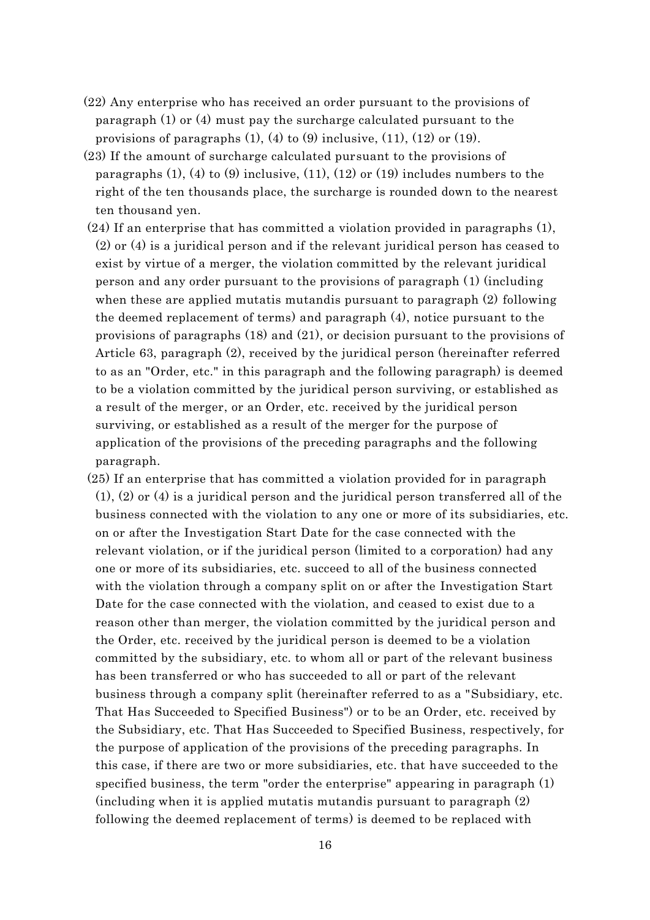(22) Any enterprise who has received an order pursuant to the provisions of paragraph (1) or (4) must pay the surcharge calculated pursuant to the provisions of paragraphs (1), (4) to (9) inclusive, (11), (12) or (19).

(23) If the amount of surcharge calculated pursuant to the provisions of paragraphs (1), (4) to (9) inclusive, (11), (12) or (19) includes numbers to the right of the ten thousands place, the surcharge is rounded down to the nearest ten thousand yen.

(24) If an enterprise that has committed a violation provided in paragraphs (1), (2) or (4) is a juridical person and if the relevant juridical person has ceased to exist by virtue of a merger, the violation committed by the relevant juridical person and any order pursuant to the provisions of paragraph (1) (including when these are applied mutatis mutandis pursuant to paragraph (2) following the deemed replacement of terms) and paragraph (4), notice pursuant to the provisions of paragraphs (18) and (21), or decision pursuant to the provisions of Article 63, paragraph (2), received by the juridical person (hereinafter referred to as an "Order, etc." in this paragraph and the following paragraph) is deemed to be a violation committed by the juridical person surviving, or established as a result of the merger, or an Order, etc. received by the juridical person surviving, or established as a result of the merger for the purpose of application of the provisions of the preceding paragraphs and the following paragraph.

(25) If an enterprise that has committed a violation provided for in paragraph (1), (2) or (4) is a juridical person and the juridical person transferred all of the business connected with the violation to any one or more of its subsidiaries, etc. on or after the Investigation Start Date for the case connected with the relevant violation, or if the juridical person (limited to a corporation) had any one or more of its subsidiaries, etc. succeed to all of the business connected with the violation through a company split on or after the Investigation Start Date for the case connected with the violation, and ceased to exist due to a reason other than merger, the violation committed by the juridical person and the Order, etc. received by the juridical person is deemed to be a violation committed by the subsidiary, etc. to whom all or part of the relevant business has been transferred or who has succeeded to all or part of the relevant business through a company split (hereinafter referred to as a "Subsidiary, etc. That Has Succeeded to Specified Business") or to be an Order, etc. received by the Subsidiary, etc. That Has Succeeded to Specified Business, respectively, for the purpose of application of the provisions of the preceding paragraphs. In this case, if there are two or more subsidiaries, etc. that have succeeded to the specified business, the term "order the enterprise" appearing in paragraph (1) (including when it is applied mutatis mutandis pursuant to paragraph (2) following the deemed replacement of terms) is deemed to be replaced with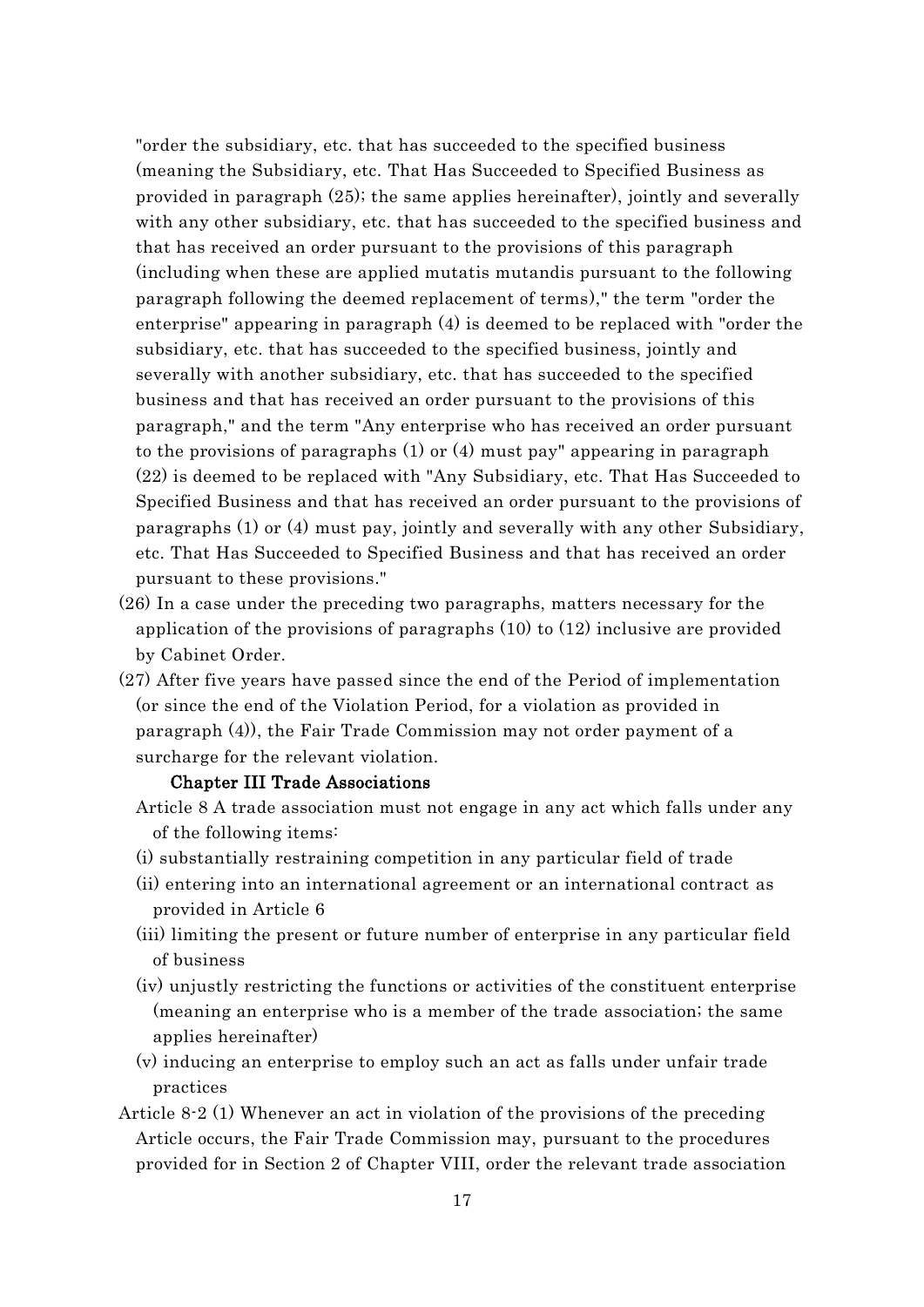"order the subsidiary, etc. that has succeeded to the specified business (meaning the Subsidiary, etc. That Has Succeeded to Specified Business as provided in paragraph (25); the same applies hereinafter), jointly and severally with any other subsidiary, etc. that has succeeded to the specified business and that has received an order pursuant to the provisions of this paragraph (including when these are applied mutatis mutandis pursuant to the following paragraph following the deemed replacement of terms)," the term "order the enterprise" appearing in paragraph (4) is deemed to be replaced with "order the subsidiary, etc. that has succeeded to the specified business, jointly and severally with another subsidiary, etc. that has succeeded to the specified business and that has received an order pursuant to the provisions of this paragraph," and the term "Any enterprise who has received an order pursuant to the provisions of paragraphs (1) or (4) must pay" appearing in paragraph (22) is deemed to be replaced with "Any Subsidiary, etc. That Has Succeeded to Specified Business and that has received an order pursuant to the provisions of paragraphs (1) or (4) must pay, jointly and severally with any other Subsidiary, etc. That Has Succeeded to Specified Business and that has received an order pursuant to these provisions."

(26) In a case under the preceding two paragraphs, matters necessary for the application of the provisions of paragraphs (10) to (12) inclusive are provided by Cabinet Order.

(27) After five years have passed since the end of the Period of implementation (or since the end of the Violation Period, for a violation as provided in paragraph (4)), the Fair Trade Commission may not order payment of a surcharge for the relevant violation.

## Chapter III Trade Associations

Article 8 A trade association must not engage in any act which falls under any of the following items:

(i) substantially restraining competition in any particular field of trade

(ii) entering into an international agreement or an international contract as provided in Article 6

(iii) limiting the present or future number of enterprise in any particular field of business

(iv) unjustly restricting the functions or activities of the constituent enterprise (meaning an enterprise who is a member of the trade association; the same applies hereinafter)

(v) inducing an enterprise to employ such an act as falls under unfair trade practices

Article 8-2 (1) Whenever an act in violation of the provisions of the preceding Article occurs, the Fair Trade Commission may, pursuant to the procedures provided for in Section 2 of Chapter VIII, order the relevant trade association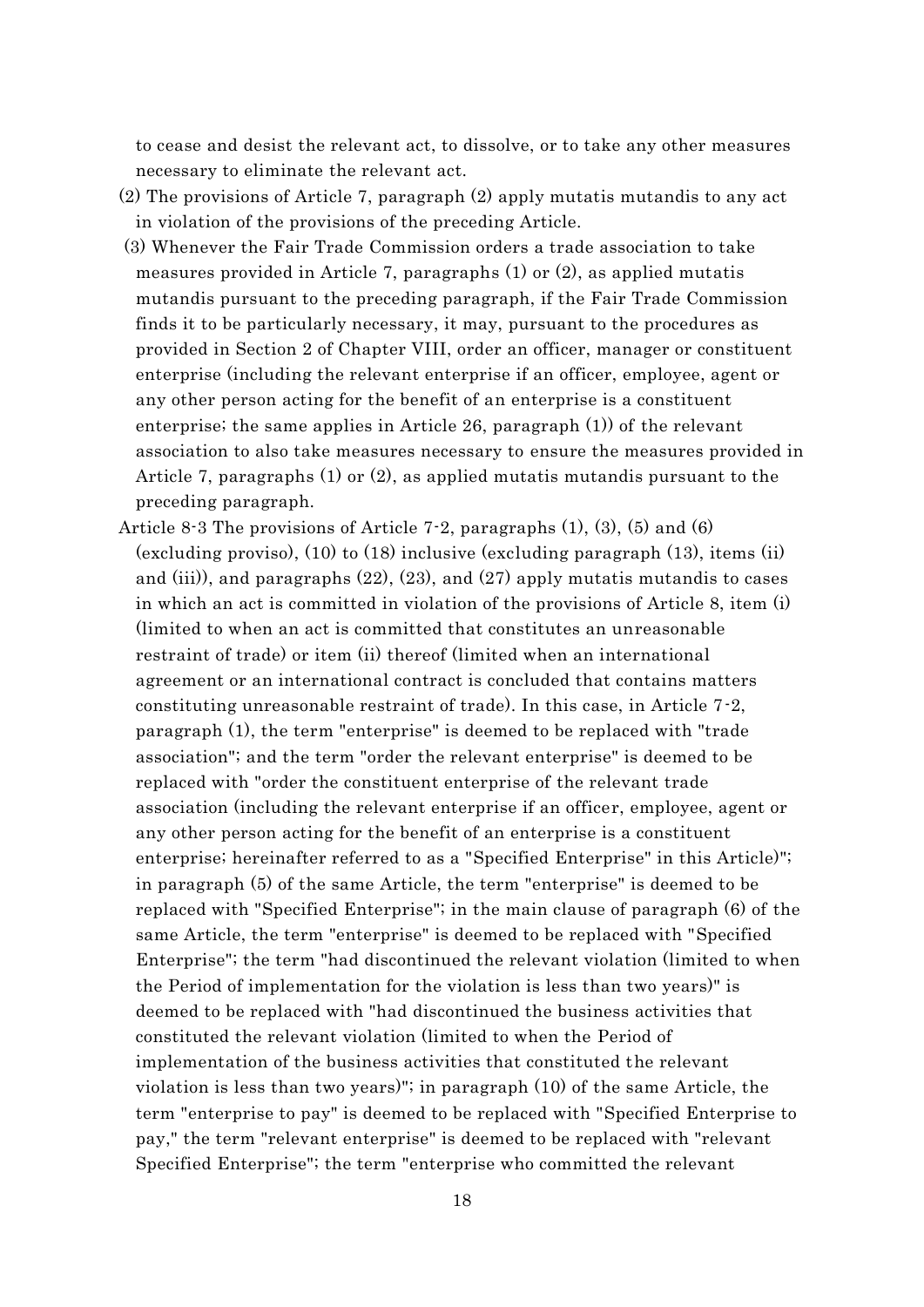to cease and desist the relevant act, to dissolve, or to take any other measures necessary to eliminate the relevant act.

(2) The provisions of Article 7, paragraph (2) apply mutatis mutandis to any act in violation of the provisions of the preceding Article.

(3) Whenever the Fair Trade Commission orders a trade association to take measures provided in Article 7, paragraphs (1) or (2), as applied mutatis mutandis pursuant to the preceding paragraph, if the Fair Trade Commission finds it to be particularly necessary, it may, pursuant to the procedures as provided in Section 2 of Chapter VIII, order an officer, manager or constituent enterprise (including the relevant enterprise if an officer, employee, agent or any other person acting for the benefit of an enterprise is a constituent enterprise; the same applies in Article 26, paragraph (1)) of the relevant association to also take measures necessary to ensure the measures provided in Article 7, paragraphs (1) or (2), as applied mutatis mutandis pursuant to the preceding paragraph.

Article 8-3 The provisions of Article 7-2, paragraphs (1), (3), (5) and (6) (excluding proviso), (10) to (18) inclusive (excluding paragraph (13), items (ii) and (iii)), and paragraphs (22), (23), and (27) apply mutatis mutandis to cases in which an act is committed in violation of the provisions of Article 8, item (i) (limited to when an act is committed that constitutes an unreasonable restraint of trade) or item (ii) thereof (limited when an international agreement or an international contract is concluded that contains matters constituting unreasonable restraint of trade). In this case, in Article 7-2, paragraph (1), the term "enterprise" is deemed to be replaced with "trade association"; and the term "order the relevant enterprise" is deemed to be replaced with "order the constituent enterprise of the relevant trade association (including the relevant enterprise if an officer, employee, agent or any other person acting for the benefit of an enterprise is a constituent enterprise; hereinafter referred to as a "Specified Enterprise" in this Article)"; in paragraph (5) of the same Article, the term "enterprise" is deemed to be replaced with "Specified Enterprise"; in the main clause of paragraph (6) of the same Article, the term "enterprise" is deemed to be replaced with "Specified Enterprise"; the term "had discontinued the relevant violation (limited to when the Period of implementation for the violation is less than two years)" is deemed to be replaced with "had discontinued the business activities that constituted the relevant violation (limited to when the Period of implementation of the business activities that constituted the relevant violation is less than two years)"; in paragraph (10) of the same Article, the term "enterprise to pay" is deemed to be replaced with "Specified Enterprise to pay," the term "relevant enterprise" is deemed to be replaced with "relevant Specified Enterprise"; the term "enterprise who committed the relevant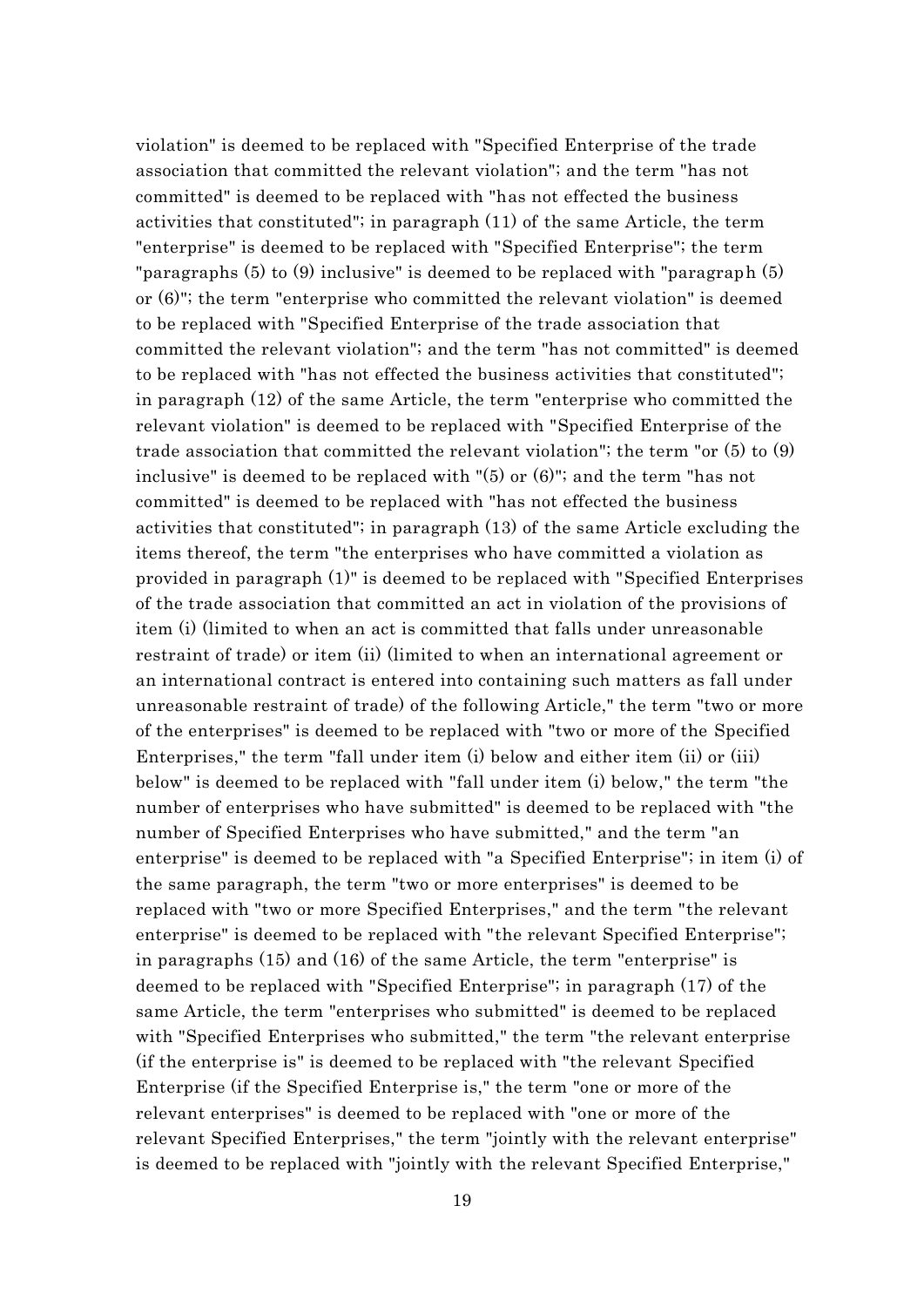violation" is deemed to be replaced with "Specified Enterprise of the trade association that committed the relevant violation"; and the term "has not committed" is deemed to be replaced with "has not effected the business activities that constituted"; in paragraph (11) of the same Article, the term "enterprise" is deemed to be replaced with "Specified Enterprise"; the term "paragraphs (5) to (9) inclusive" is deemed to be replaced with "paragraph (5) or (6)"; the term "enterprise who committed the relevant violation" is deemed to be replaced with "Specified Enterprise of the trade association that committed the relevant violation"; and the term "has not committed" is deemed to be replaced with "has not effected the business activities that constituted"; in paragraph (12) of the same Article, the term "enterprise who committed the relevant violation" is deemed to be replaced with "Specified Enterprise of the trade association that committed the relevant violation"; the term "or (5) to (9) inclusive" is deemed to be replaced with "(5) or (6)"; and the term "has not committed" is deemed to be replaced with "has not effected the business activities that constituted"; in paragraph (13) of the same Article excluding the items thereof, the term "the enterprises who have committed a violation as provided in paragraph (1)" is deemed to be replaced with "Specified Enterprises of the trade association that committed an act in violation of the provisions of item (i) (limited to when an act is committed that falls under unreasonable restraint of trade) or item (ii) (limited to when an international agreement or an international contract is entered into containing such matters as fall under unreasonable restraint of trade) of the following Article," the term "two or more of the enterprises" is deemed to be replaced with "two or more of the Specified Enterprises," the term "fall under item (i) below and either item (ii) or (iii) below" is deemed to be replaced with "fall under item (i) below," the term "the number of enterprises who have submitted" is deemed to be replaced with "the number of Specified Enterprises who have submitted," and the term "an enterprise" is deemed to be replaced with "a Specified Enterprise"; in item (i) of the same paragraph, the term "two or more enterprises" is deemed to be replaced with "two or more Specified Enterprises," and the term "the relevant enterprise" is deemed to be replaced with "the relevant Specified Enterprise"; in paragraphs (15) and (16) of the same Article, the term "enterprise" is deemed to be replaced with "Specified Enterprise"; in paragraph (17) of the same Article, the term "enterprises who submitted" is deemed to be replaced with "Specified Enterprises who submitted," the term "the relevant enterprise (if the enterprise is" is deemed to be replaced with "the relevant Specified Enterprise (if the Specified Enterprise is," the term "one or more of the relevant enterprises" is deemed to be replaced with "one or more of the relevant Specified Enterprises," the term "jointly with the relevant enterprise" is deemed to be replaced with "jointly with the relevant Specified Enterprise,"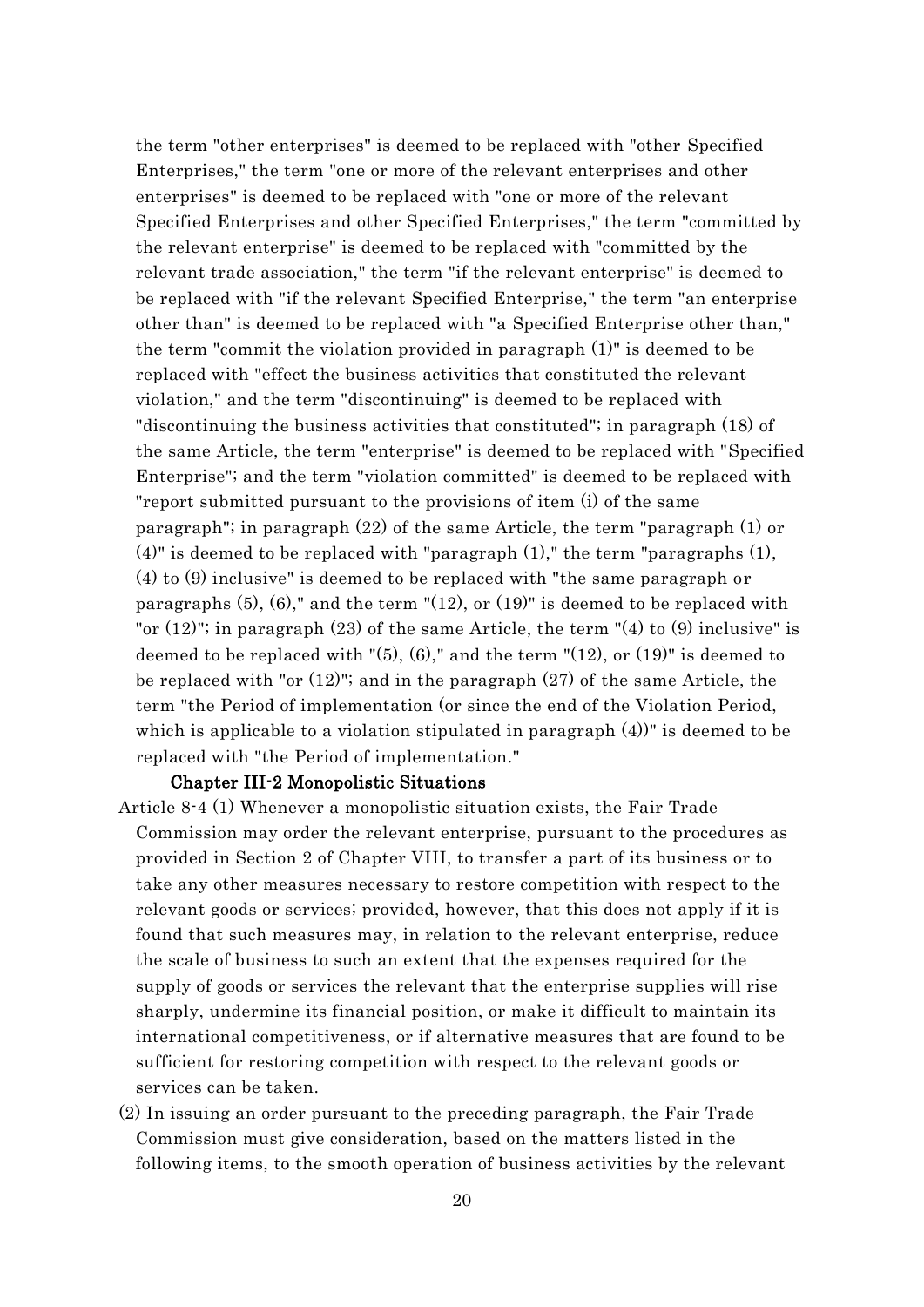the term "other enterprises" is deemed to be replaced with "other Specified Enterprises," the term "one or more of the relevant enterprises and other enterprises" is deemed to be replaced with "one or more of the relevant Specified Enterprises and other Specified Enterprises," the term "committed by the relevant enterprise" is deemed to be replaced with "committed by the relevant trade association," the term "if the relevant enterprise" is deemed to be replaced with "if the relevant Specified Enterprise," the term "an enterprise other than" is deemed to be replaced with "a Specified Enterprise other than," the term "commit the violation provided in paragraph (1)" is deemed to be replaced with "effect the business activities that constituted the relevant violation," and the term "discontinuing" is deemed to be replaced with "discontinuing the business activities that constituted"; in paragraph (18) of the same Article, the term "enterprise" is deemed to be replaced with "Specified Enterprise"; and the term "violation committed" is deemed to be replaced with "report submitted pursuant to the provisions of item (i) of the same paragraph"; in paragraph (22) of the same Article, the term "paragraph (1) or (4)" is deemed to be replaced with "paragraph (1)," the term "paragraphs (1), (4) to (9) inclusive" is deemed to be replaced with "the same paragraph or paragraphs (5), (6)," and the term "(12), or (19)" is deemed to be replaced with "or (12)"; in paragraph (23) of the same Article, the term "(4) to (9) inclusive" is deemed to be replaced with "(5), (6)," and the term "(12), or (19)" is deemed to be replaced with "or (12)"; and in the paragraph (27) of the same Article, the term "the Period of implementation (or since the end of the Violation Period, which is applicable to a violation stipulated in paragraph (4))" is deemed to be replaced with "the Period of implementation."

### Chapter III-2 Monopolistic Situations

Article 8-4 (1) Whenever a monopolistic situation exists, the Fair Trade Commission may order the relevant enterprise, pursuant to the procedures as provided in Section 2 of Chapter VIII, to transfer a part of its business or to take any other measures necessary to restore competition with respect to the relevant goods or services; provided, however, that this does not apply if it is found that such measures may, in relation to the relevant enterprise, reduce the scale of business to such an extent that the expenses required for the supply of goods or services the relevant that the enterprise supplies will rise sharply, undermine its financial position, or make it difficult to maintain its international competitiveness, or if alternative measures that are found to be sufficient for restoring competition with respect to the relevant goods or services can be taken.

(2) In issuing an order pursuant to the preceding paragraph, the Fair Trade Commission must give consideration, based on the matters listed in the following items, to the smooth operation of business activities by the relevant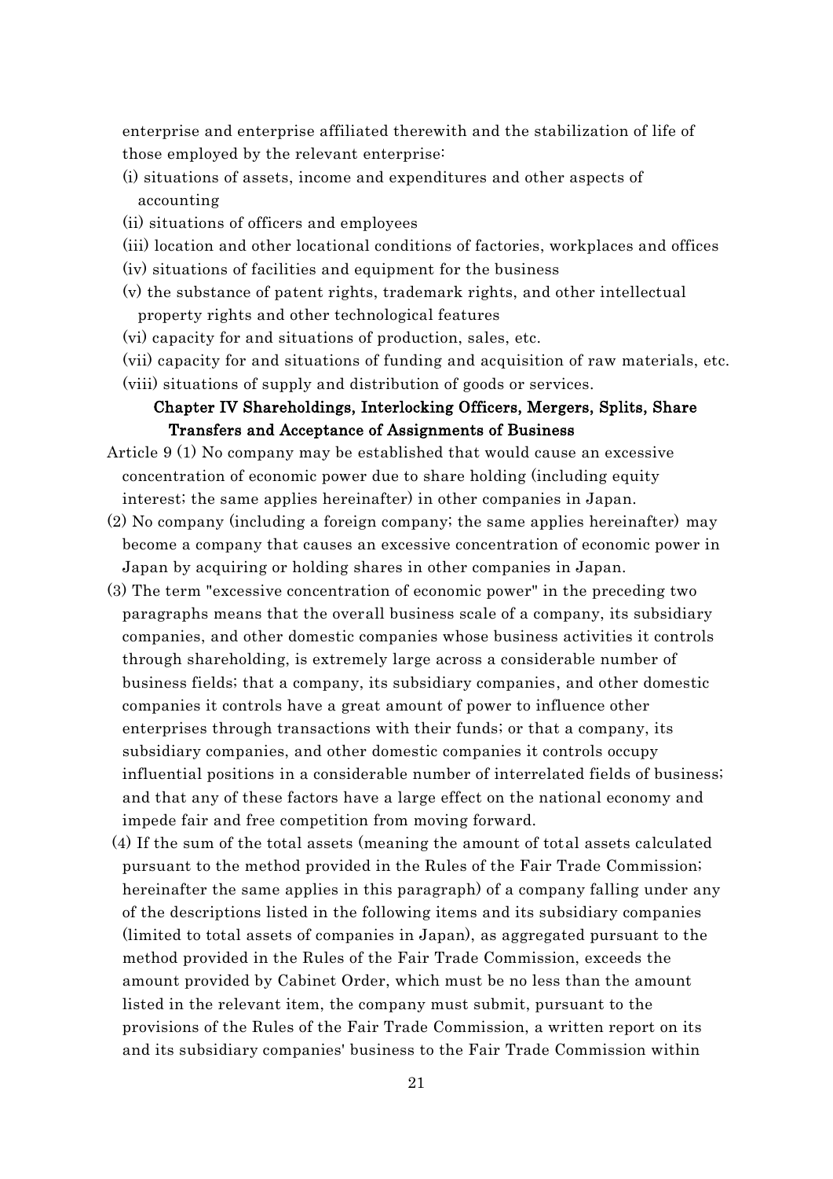enterprise and enterprise affiliated therewith and the stabilization of life of those employed by the relevant enterprise:

(i) situations of assets, income and expenditures and other aspects of accounting

(ii) situations of officers and employees

(iii) location and other locational conditions of factories, workplaces and offices

(iv) situations of facilities and equipment for the business

(v) the substance of patent rights, trademark rights, and other intellectual property rights and other technological features

(vi) capacity for and situations of production, sales, etc.

(vii) capacity for and situations of funding and acquisition of raw materials, etc.

(viii) situations of supply and distribution of goods or services.

## Chapter IV Shareholdings, Interlocking Officers, Mergers, Splits, Share Transfers and Acceptance of Assignments of Business

Article 9 (1) No company may be established that would cause an excessive concentration of economic power due to share holding (including equity interest; the same applies hereinafter) in other companies in Japan.

(2) No company (including a foreign company; the same applies hereinafter) may become a company that causes an excessive concentration of economic power in Japan by acquiring or holding shares in other companies in Japan.

(3) The term "excessive concentration of economic power" in the preceding two paragraphs means that the overall business scale of a company, its subsidiary companies, and other domestic companies whose business activities it controls through shareholding, is extremely large across a considerable number of business fields; that a company, its subsidiary companies, and other domestic companies it controls have a great amount of power to influence other enterprises through transactions with their funds; or that a company, its subsidiary companies, and other domestic companies it controls occupy influential positions in a considerable number of interrelated fields of business; and that any of these factors have a large effect on the national economy and impede fair and free competition from moving forward.

(4) If the sum of the total assets (meaning the amount of total assets calculated pursuant to the method provided in the Rules of the Fair Trade Commission; hereinafter the same applies in this paragraph) of a company falling under any of the descriptions listed in the following items and its subsidiary companies (limited to total assets of companies in Japan), as aggregated pursuant to the method provided in the Rules of the Fair Trade Commission, exceeds the amount provided by Cabinet Order, which must be no less than the amount listed in the relevant item, the company must submit, pursuant to the provisions of the Rules of the Fair Trade Commission, a written report on its and its subsidiary companies' business to the Fair Trade Commission within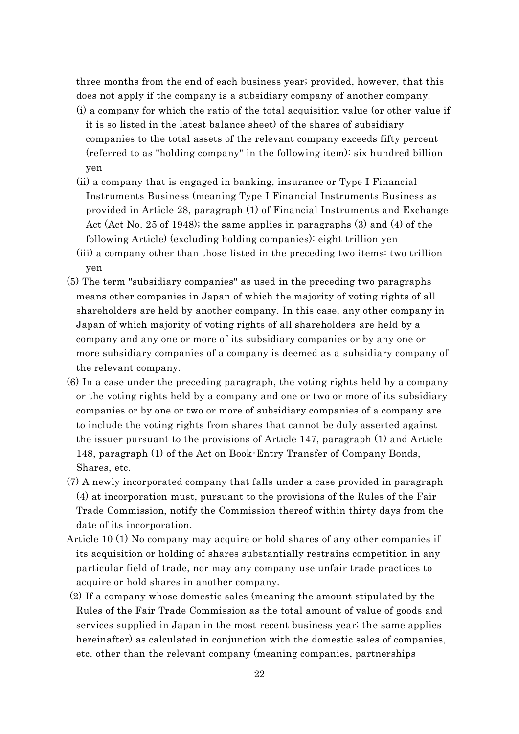three months from the end of each business year; provided, however, that this does not apply if the company is a subsidiary company of another company.

(i) a company for which the ratio of the total acquisition value (or other value if it is so listed in the latest balance sheet) of the shares of subsidiary companies to the total assets of the relevant company exceeds fifty percent (referred to as "holding company" in the following item): six hundred billion yen

(ii) a company that is engaged in banking, insurance or Type I Financial Instruments Business (meaning Type I Financial Instruments Business as provided in Article 28, paragraph (1) of Financial Instruments and Exchange Act (Act No. 25 of 1948); the same applies in paragraphs (3) and (4) of the following Article) (excluding holding companies): eight trillion yen

(iii) a company other than those listed in the preceding two items: two trillion yen

(5) The term "subsidiary companies" as used in the preceding two paragraphs means other companies in Japan of which the majority of voting rights of all shareholders are held by another company. In this case, any other company in Japan of which majority of voting rights of all shareholders are held by a company and any one or more of its subsidiary companies or by any one or more subsidiary companies of a company is deemed as a subsidiary company of the relevant company.

(6) In a case under the preceding paragraph, the voting rights held by a company or the voting rights held by a company and one or two or more of its subsidiary companies or by one or two or more of subsidiary companies of a company are to include the voting rights from shares that cannot be duly asserted against the issuer pursuant to the provisions of Article 147, paragraph (1) and Article 148, paragraph (1) of the Act on Book-Entry Transfer of Company Bonds, Shares, etc.

(7) A newly incorporated company that falls under a case provided in paragraph (4) at incorporation must, pursuant to the provisions of the Rules of the Fair Trade Commission, notify the Commission thereof within thirty days from the date of its incorporation.

Article 10 (1) No company may acquire or hold shares of any other companies if its acquisition or holding of shares substantially restrains competition in any particular field of trade, nor may any company use unfair trade practices to acquire or hold shares in another company.

(2) If a company whose domestic sales (meaning the amount stipulated by the Rules of the Fair Trade Commission as the total amount of value of goods and services supplied in Japan in the most recent business year; the same applies hereinafter) as calculated in conjunction with the domestic sales of companies, etc. other than the relevant company (meaning companies, partnerships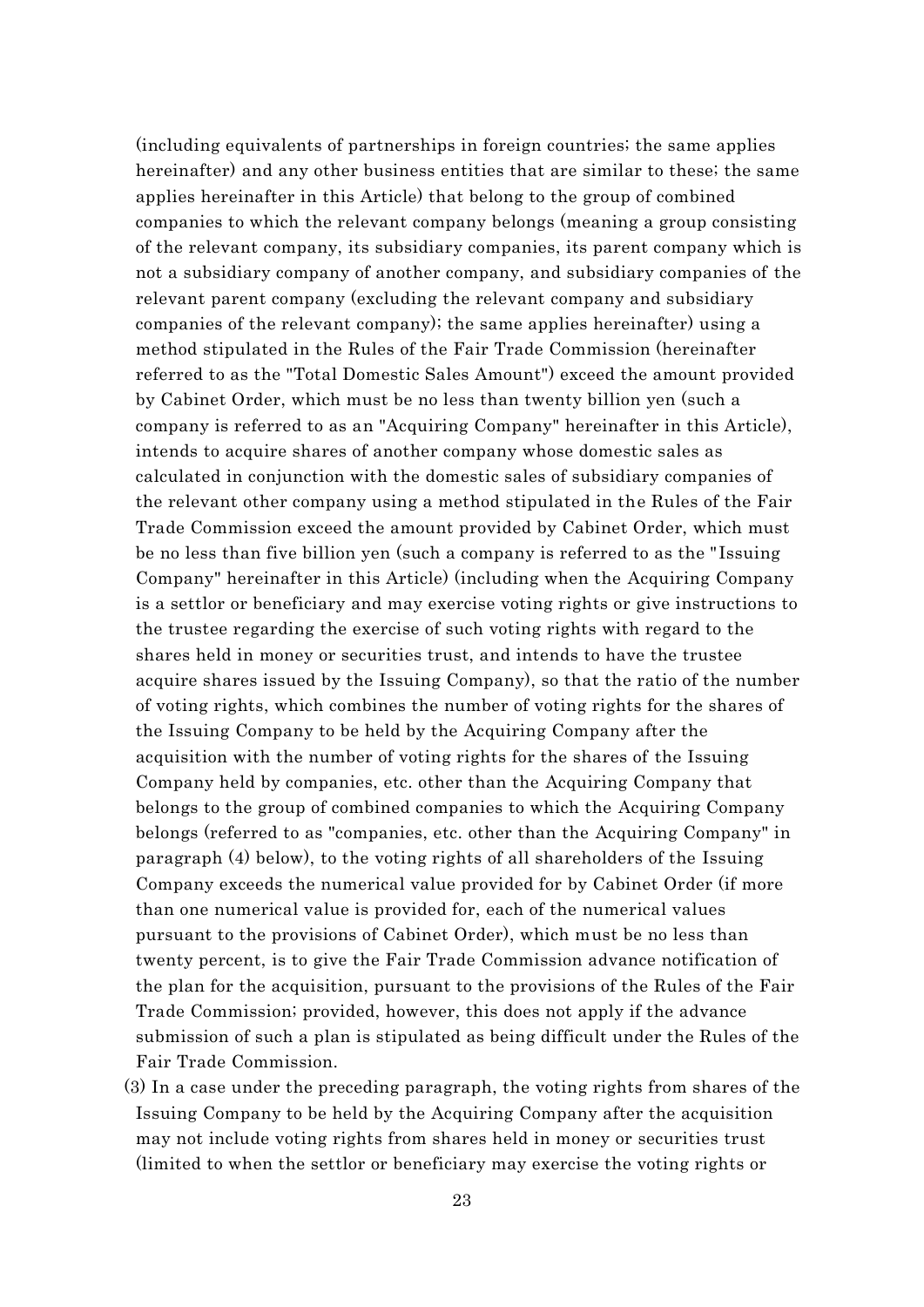(including equivalents of partnerships in foreign countries; the same applies hereinafter) and any other business entities that are similar to these; the same applies hereinafter in this Article) that belong to the group of combined companies to which the relevant company belongs (meaning a group consisting of the relevant company, its subsidiary companies, its parent company which is not a subsidiary company of another company, and subsidiary companies of the relevant parent company (excluding the relevant company and subsidiary companies of the relevant company); the same applies hereinafter) using a method stipulated in the Rules of the Fair Trade Commission (hereinafter referred to as the "Total Domestic Sales Amount") exceed the amount provided by Cabinet Order, which must be no less than twenty billion yen (such a company is referred to as an "Acquiring Company" hereinafter in this Article), intends to acquire shares of another company whose domestic sales as calculated in conjunction with the domestic sales of subsidiary companies of the relevant other company using a method stipulated in the Rules of the Fair Trade Commission exceed the amount provided by Cabinet Order, which must be no less than five billion yen (such a company is referred to as the "Issuing Company" hereinafter in this Article) (including when the Acquiring Company is a settlor or beneficiary and may exercise voting rights or give instructions to the trustee regarding the exercise of such voting rights with regard to the shares held in money or securities trust, and intends to have the trustee acquire shares issued by the Issuing Company), so that the ratio of the number of voting rights, which combines the number of voting rights for the shares of the Issuing Company to be held by the Acquiring Company after the acquisition with the number of voting rights for the shares of the Issuing Company held by companies, etc. other than the Acquiring Company that belongs to the group of combined companies to which the Acquiring Company belongs (referred to as "companies, etc. other than the Acquiring Company" in paragraph (4) below), to the voting rights of all shareholders of the Issuing Company exceeds the numerical value provided for by Cabinet Order (if more than one numerical value is provided for, each of the numerical values pursuant to the provisions of Cabinet Order), which must be no less than twenty percent, is to give the Fair Trade Commission advance notification of the plan for the acquisition, pursuant to the provisions of the Rules of the Fair Trade Commission; provided, however, this does not apply if the advance submission of such a plan is stipulated as being difficult under the Rules of the Fair Trade Commission.

(3) In a case under the preceding paragraph, the voting rights from shares of the Issuing Company to be held by the Acquiring Company after the acquisition may not include voting rights from shares held in money or securities trust (limited to when the settlor or beneficiary may exercise the voting rights or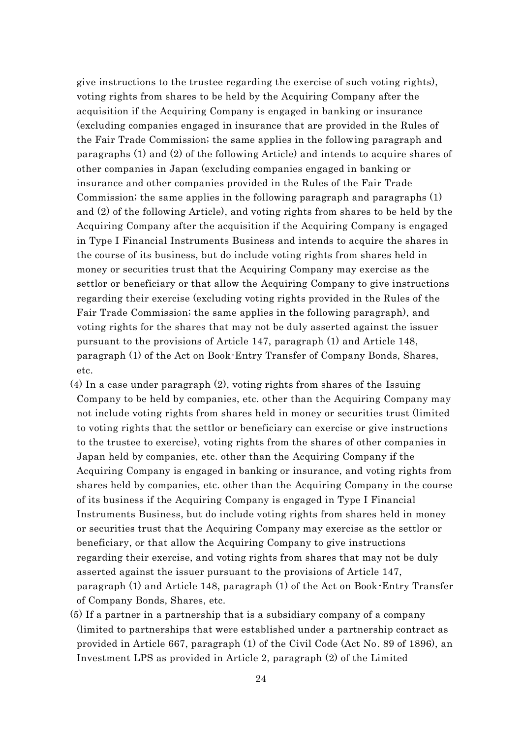give instructions to the trustee regarding the exercise of such voting rights), voting rights from shares to be held by the Acquiring Company after the acquisition if the Acquiring Company is engaged in banking or insurance (excluding companies engaged in insurance that are provided in the Rules of the Fair Trade Commission; the same applies in the following paragraph and paragraphs (1) and (2) of the following Article) and intends to acquire shares of other companies in Japan (excluding companies engaged in banking or insurance and other companies provided in the Rules of the Fair Trade Commission; the same applies in the following paragraph and paragraphs (1) and (2) of the following Article), and voting rights from shares to be held by the Acquiring Company after the acquisition if the Acquiring Company is engaged in Type I Financial Instruments Business and intends to acquire the shares in the course of its business, but do include voting rights from shares held in money or securities trust that the Acquiring Company may exercise as the settlor or beneficiary or that allow the Acquiring Company to give instructions regarding their exercise (excluding voting rights provided in the Rules of the Fair Trade Commission; the same applies in the following paragraph), and voting rights for the shares that may not be duly asserted against the issuer pursuant to the provisions of Article 147, paragraph (1) and Article 148, paragraph (1) of the Act on Book-Entry Transfer of Company Bonds, Shares, etc.

(4) In a case under paragraph (2), voting rights from shares of the Issuing Company to be held by companies, etc. other than the Acquiring Company may not include voting rights from shares held in money or securities trust (limited to voting rights that the settlor or beneficiary can exercise or give instructions to the trustee to exercise), voting rights from the shares of other companies in Japan held by companies, etc. other than the Acquiring Company if the Acquiring Company is engaged in banking or insurance, and voting rights from shares held by companies, etc. other than the Acquiring Company in the course of its business if the Acquiring Company is engaged in Type I Financial Instruments Business, but do include voting rights from shares held in money or securities trust that the Acquiring Company may exercise as the settlor or beneficiary, or that allow the Acquiring Company to give instructions regarding their exercise, and voting rights from shares that may not be duly asserted against the issuer pursuant to the provisions of Article 147, paragraph (1) and Article 148, paragraph (1) of the Act on Book-Entry Transfer of Company Bonds, Shares, etc.

(5) If a partner in a partnership that is a subsidiary company of a company (limited to partnerships that were established under a partnership contract as provided in Article 667, paragraph (1) of the Civil Code (Act No. 89 of 1896), an Investment LPS as provided in Article 2, paragraph (2) of the Limited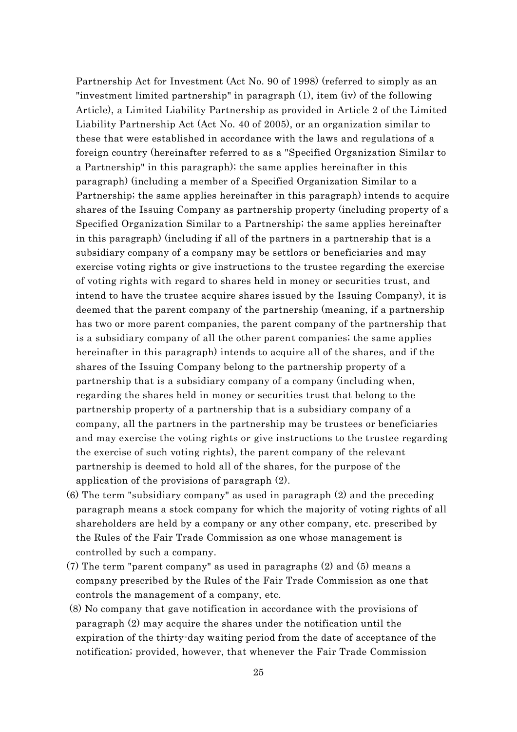Partnership Act for Investment (Act No. 90 of 1998) (referred to simply as an "investment limited partnership" in paragraph (1), item (iv) of the following Article), a Limited Liability Partnership as provided in Article 2 of the Limited Liability Partnership Act (Act No. 40 of 2005), or an organization similar to these that were established in accordance with the laws and regulations of a foreign country (hereinafter referred to as a "Specified Organization Similar to a Partnership" in this paragraph); the same applies hereinafter in this paragraph) (including a member of a Specified Organization Similar to a Partnership; the same applies hereinafter in this paragraph) intends to acquire shares of the Issuing Company as partnership property (including property of a Specified Organization Similar to a Partnership; the same applies hereinafter in this paragraph) (including if all of the partners in a partnership that is a subsidiary company of a company may be settlors or beneficiaries and may exercise voting rights or give instructions to the trustee regarding the exercise of voting rights with regard to shares held in money or securities trust, and intend to have the trustee acquire shares issued by the Issuing Company), it is deemed that the parent company of the partnership (meaning, if a partnership has two or more parent companies, the parent company of the partnership that is a subsidiary company of all the other parent companies; the same applies hereinafter in this paragraph) intends to acquire all of the shares, and if the shares of the Issuing Company belong to the partnership property of a partnership that is a subsidiary company of a company (including when, regarding the shares held in money or securities trust that belong to the partnership property of a partnership that is a subsidiary company of a company, all the partners in the partnership may be trustees or beneficiaries and may exercise the voting rights or give instructions to the trustee regarding the exercise of such voting rights), the parent company of the relevant partnership is deemed to hold all of the shares, for the purpose of the application of the provisions of paragraph (2).

(6) The term "subsidiary company" as used in paragraph (2) and the preceding paragraph means a stock company for which the majority of voting rights of all shareholders are held by a company or any other company, etc. prescribed by the Rules of the Fair Trade Commission as one whose management is controlled by such a company.

(7) The term "parent company" as used in paragraphs (2) and (5) means a company prescribed by the Rules of the Fair Trade Commission as one that controls the management of a company, etc.

(8) No company that gave notification in accordance with the provisions of paragraph (2) may acquire the shares under the notification until the expiration of the thirty-day waiting period from the date of acceptance of the notification; provided, however, that whenever the Fair Trade Commission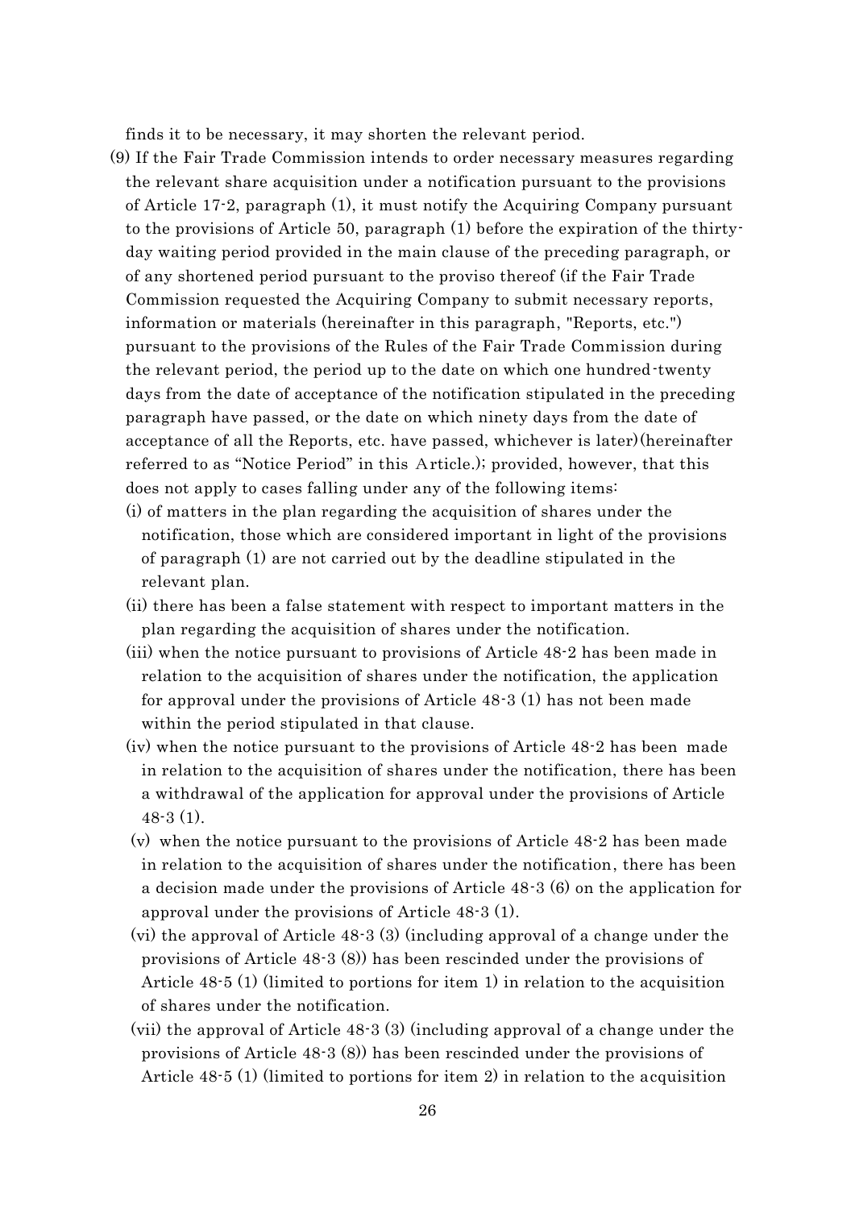finds it to be necessary, it may shorten the relevant period.

(9) If the Fair Trade Commission intends to order necessary measures regarding the relevant share acquisition under a notification pursuant to the provisions of Article 17-2, paragraph (1), it must notify the Acquiring Company pursuant to the provisions of Article 50, paragraph (1) before the expiration of the thirty-day waiting period provided in the main clause of the preceding paragraph, or of any shortened period pursuant to the proviso thereof (if the Fair Trade Commission requested the Acquiring Company to submit necessary reports, information or materials (hereinafter in this paragraph, "Reports, etc.") pursuant to the provisions of the Rules of the Fair Trade Commission during the relevant period, the period up to the date on which one hundred-twenty days from the date of acceptance of the notification stipulated in the preceding paragraph have passed, or the date on which ninety days from the date of acceptance of all the Reports, etc. have passed, whichever is later)(hereinafter referred to as "Notice Period" in this Article.); provided, however, that this does not apply to cases falling under any of the following items:

(i) of matters in the plan regarding the acquisition of shares under the notification, those which are considered important in light of the provisions of paragraph (1) are not carried out by the deadline stipulated in the relevant plan.

(ii) there has been a false statement with respect to important matters in the plan regarding the acquisition of shares under the notification.

(iii) when the notice pursuant to provisions of Article 48-2 has been made in relation to the acquisition of shares under the notification, the application for approval under the provisions of Article 48-3 (1) has not been made within the period stipulated in that clause.

(iv) when the notice pursuant to the provisions of Article 48-2 has been made in relation to the acquisition of shares under the notification, there has been a withdrawal of the application for approval under the provisions of Article 48-3 (1).

(v) when the notice pursuant to the provisions of Article 48-2 has been made in relation to the acquisition of shares under the notification, there has been a decision made under the provisions of Article 48-3 (6) on the application for approval under the provisions of Article 48-3 (1).

(vi) the approval of Article 48-3 (3) (including approval of a change under the provisions of Article 48-3 (8)) has been rescinded under the provisions of Article 48-5 (1) (limited to portions for item 1) in relation to the acquisition of shares under the notification.

(vii) the approval of Article 48-3 (3) (including approval of a change under the provisions of Article 48-3 (8)) has been rescinded under the provisions of Article 48-5 (1) (limited to portions for item 2) in relation to the acquisition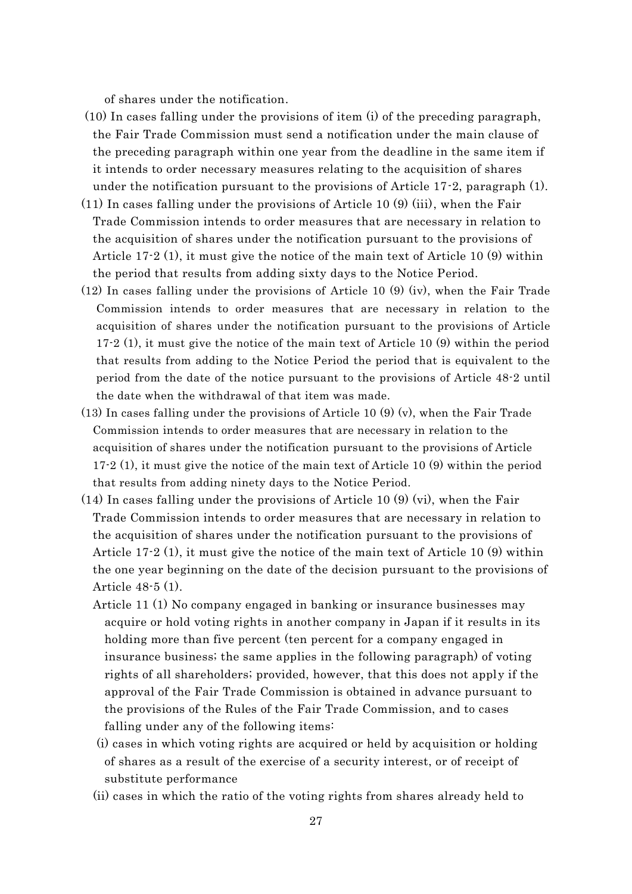of shares under the notification.

(10) In cases falling under the provisions of item (i) of the preceding paragraph, the Fair Trade Commission must send a notification under the main clause of the preceding paragraph within one year from the deadline in the same item if it intends to order necessary measures relating to the acquisition of shares under the notification pursuant to the provisions of Article 17-2, paragraph (1).

(11) In cases falling under the provisions of Article 10 (9) (iii), when the Fair Trade Commission intends to order measures that are necessary in relation to the acquisition of shares under the notification pursuant to the provisions of Article 17-2 (1), it must give the notice of the main text of Article 10 (9) within the period that results from adding sixty days to the Notice Period.

(12) In cases falling under the provisions of Article 10 (9) (iv), when the Fair Trade Commission intends to order measures that are necessary in relation to the acquisition of shares under the notification pursuant to the provisions of Article 17-2 (1), it must give the notice of the main text of Article 10 (9) within the period that results from adding to the Notice Period the period that is equivalent to the period from the date of the notice pursuant to the provisions of Article 48-2 until the date when the withdrawal of that item was made.

(13) In cases falling under the provisions of Article 10 (9) (v), when the Fair Trade Commission intends to order measures that are necessary in relation to the acquisition of shares under the notification pursuant to the provisions of Article 17-2 (1), it must give the notice of the main text of Article 10 (9) within the period that results from adding ninety days to the Notice Period.

(14) In cases falling under the provisions of Article 10 (9) (vi), when the Fair Trade Commission intends to order measures that are necessary in relation to the acquisition of shares under the notification pursuant to the provisions of Article 17-2 (1), it must give the notice of the main text of Article 10 (9) within the one year beginning on the date of the decision pursuant to the provisions of Article 48-5 (1).

Article 11 (1) No company engaged in banking or insurance businesses may acquire or hold voting rights in another company in Japan if it results in its holding more than five percent (ten percent for a company engaged in insurance business; the same applies in the following paragraph) of voting rights of all shareholders; provided, however, that this does not apply if the approval of the Fair Trade Commission is obtained in advance pursuant to the provisions of the Rules of the Fair Trade Commission, and to cases falling under any of the following items:

(i) cases in which voting rights are acquired or held by acquisition or holding of shares as a result of the exercise of a security interest, or of receipt of substitute performance

(ii) cases in which the ratio of the voting rights from shares already held to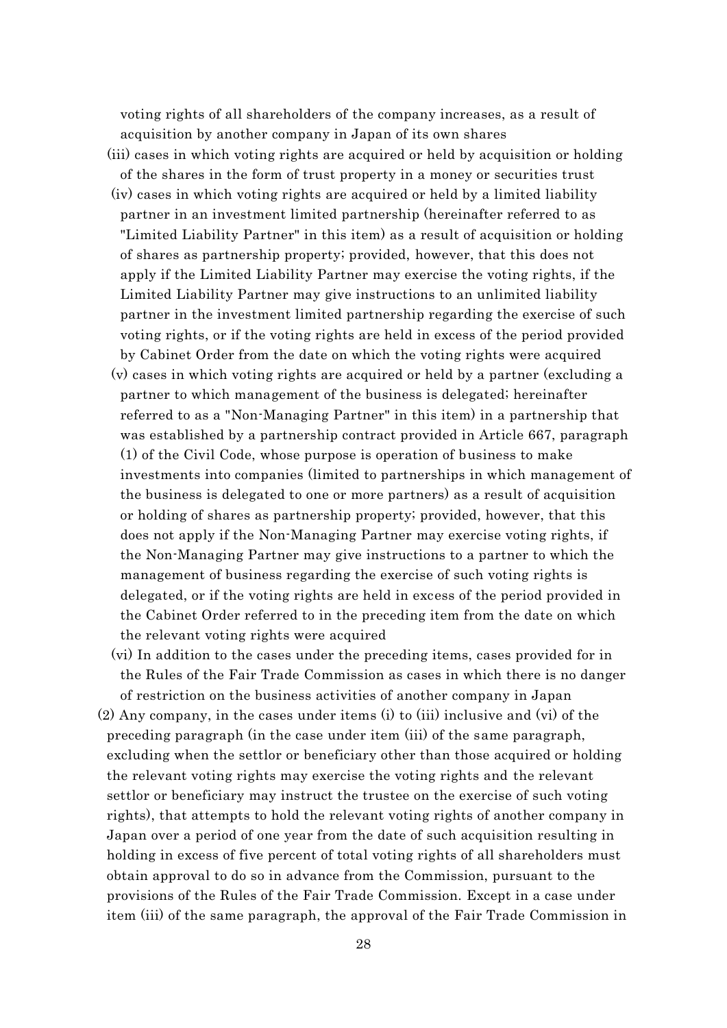voting rights of all shareholders of the company increases, as a result of acquisition by another company in Japan of its own shares

(iii) cases in which voting rights are acquired or held by acquisition or holding of the shares in the form of trust property in a money or securities trust

(iv) cases in which voting rights are acquired or held by a limited liability partner in an investment limited partnership (hereinafter referred to as "Limited Liability Partner" in this item) as a result of acquisition or holding of shares as partnership property; provided, however, that this does not apply if the Limited Liability Partner may exercise the voting rights, if the Limited Liability Partner may give instructions to an unlimited liability partner in the investment limited partnership regarding the exercise of such voting rights, or if the voting rights are held in excess of the period provided by Cabinet Order from the date on which the voting rights were acquired

(v) cases in which voting rights are acquired or held by a partner (excluding a partner to which management of the business is delegated; hereinafter referred to as a "Non-Managing Partner" in this item) in a partnership that was established by a partnership contract provided in Article 667, paragraph (1) of the Civil Code, whose purpose is operation of business to make investments into companies (limited to partnerships in which management of the business is delegated to one or more partners) as a result of acquisition or holding of shares as partnership property; provided, however, that this does not apply if the Non-Managing Partner may exercise voting rights, if the Non-Managing Partner may give instructions to a partner to which the management of business regarding the exercise of such voting rights is delegated, or if the voting rights are held in excess of the period provided in the Cabinet Order referred to in the preceding item from the date on which the relevant voting rights were acquired

(vi) In addition to the cases under the preceding items, cases provided for in the Rules of the Fair Trade Commission as cases in which there is no danger of restriction on the business activities of another company in Japan

(2) Any company, in the cases under items (i) to (iii) inclusive and (vi) of the preceding paragraph (in the case under item (iii) of the same paragraph, excluding when the settlor or beneficiary other than those acquired or holding the relevant voting rights may exercise the voting rights and the relevant settlor or beneficiary may instruct the trustee on the exercise of such voting rights), that attempts to hold the relevant voting rights of another company in Japan over a period of one year from the date of such acquisition resulting in holding in excess of five percent of total voting rights of all shareholders must obtain approval to do so in advance from the Commission, pursuant to the provisions of the Rules of the Fair Trade Commission. Except in a case under item (iii) of the same paragraph, the approval of the Fair Trade Commission in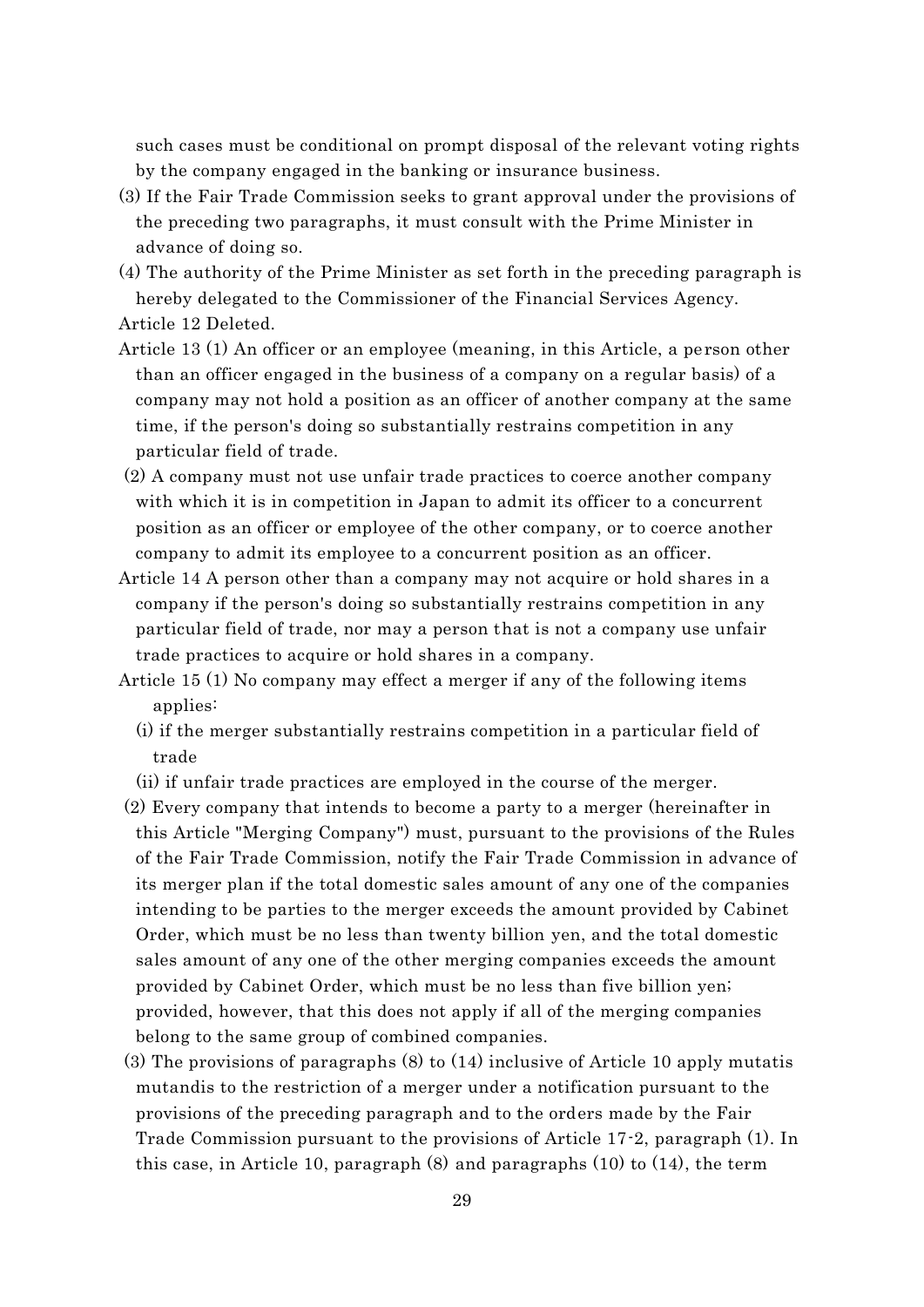such cases must be conditional on prompt disposal of the relevant voting rights by the company engaged in the banking or insurance business.

(3) If the Fair Trade Commission seeks to grant approval under the provisions of the preceding two paragraphs, it must consult with the Prime Minister in advance of doing so.

(4) The authority of the Prime Minister as set forth in the preceding paragraph is hereby delegated to the Commissioner of the Financial Services Agency.

Article 12 Deleted.

Article 13 (1) An officer or an employee (meaning, in this Article, a person other than an officer engaged in the business of a company on a regular basis) of a company may not hold a position as an officer of another company at the same time, if the person's doing so substantially restrains competition in any particular field of trade.

(2) A company must not use unfair trade practices to coerce another company with which it is in competition in Japan to admit its officer to a concurrent position as an officer or employee of the other company, or to coerce another company to admit its employee to a concurrent position as an officer.

Article 14 A person other than a company may not acquire or hold shares in a company if the person's doing so substantially restrains competition in any particular field of trade, nor may a person that is not a company use unfair trade practices to acquire or hold shares in a company.

Article 15 (1) No company may effect a merger if any of the following items applies:

(i) if the merger substantially restrains competition in a particular field of trade

(ii) if unfair trade practices are employed in the course of the merger.

(2) Every company that intends to become a party to a merger (hereinafter in this Article "Merging Company") must, pursuant to the provisions of the Rules of the Fair Trade Commission, notify the Fair Trade Commission in advance of its merger plan if the total domestic sales amount of any one of the companies intending to be parties to the merger exceeds the amount provided by Cabinet Order, which must be no less than twenty billion yen, and the total domestic sales amount of any one of the other merging companies exceeds the amount provided by Cabinet Order, which must be no less than five billion yen; provided, however, that this does not apply if all of the merging companies belong to the same group of combined companies.

(3) The provisions of paragraphs (8) to (14) inclusive of Article 10 apply mutatis mutandis to the restriction of a merger under a notification pursuant to the provisions of the preceding paragraph and to the orders made by the Fair Trade Commission pursuant to the provisions of Article 17-2, paragraph (1). In this case, in Article 10, paragraph (8) and paragraphs (10) to (14), the term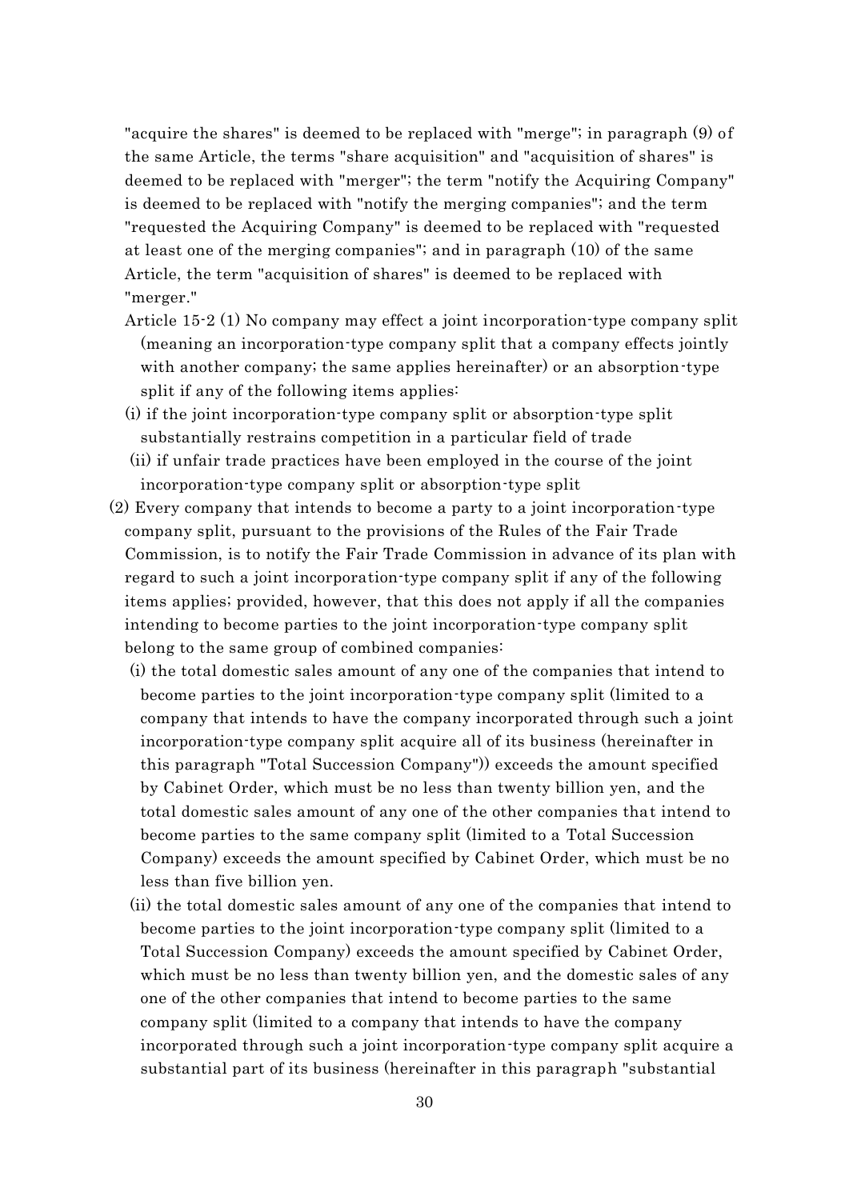"acquire the shares" is deemed to be replaced with "merge"; in paragraph (9) of the same Article, the terms "share acquisition" and "acquisition of shares" is deemed to be replaced with "merger"; the term "notify the Acquiring Company" is deemed to be replaced with "notify the merging companies"; and the term "requested the Acquiring Company" is deemed to be replaced with "requested at least one of the merging companies"; and in paragraph (10) of the same Article, the term "acquisition of shares" is deemed to be replaced with "merger."

Article 15-2 (1) No company may effect a joint incorporation-type company split (meaning an incorporation-type company split that a company effects jointly with another company; the same applies hereinafter) or an absorption-type split if any of the following items applies:

(i) if the joint incorporation-type company split or absorption-type split substantially restrains competition in a particular field of trade

(ii) if unfair trade practices have been employed in the course of the joint incorporation-type company split or absorption-type split

(2) Every company that intends to become a party to a joint incorporation-type company split, pursuant to the provisions of the Rules of the Fair Trade Commission, is to notify the Fair Trade Commission in advance of its plan with regard to such a joint incorporation-type company split if any of the following items applies; provided, however, that this does not apply if all the companies intending to become parties to the joint incorporation-type company split belong to the same group of combined companies:

(i) the total domestic sales amount of any one of the companies that intend to become parties to the joint incorporation-type company split (limited to a company that intends to have the company incorporated through such a joint incorporation-type company split acquire all of its business (hereinafter in this paragraph "Total Succession Company")) exceeds the amount specified by Cabinet Order, which must be no less than twenty billion yen, and the total domestic sales amount of any one of the other companies that intend to become parties to the same company split (limited to a Total Succession Company) exceeds the amount specified by Cabinet Order, which must be no less than five billion yen.

(ii) the total domestic sales amount of any one of the companies that intend to become parties to the joint incorporation-type company split (limited to a Total Succession Company) exceeds the amount specified by Cabinet Order, which must be no less than twenty billion yen, and the domestic sales of any one of the other companies that intend to become parties to the same company split (limited to a company that intends to have the company incorporated through such a joint incorporation-type company split acquire a substantial part of its business (hereinafter in this paragraph "substantial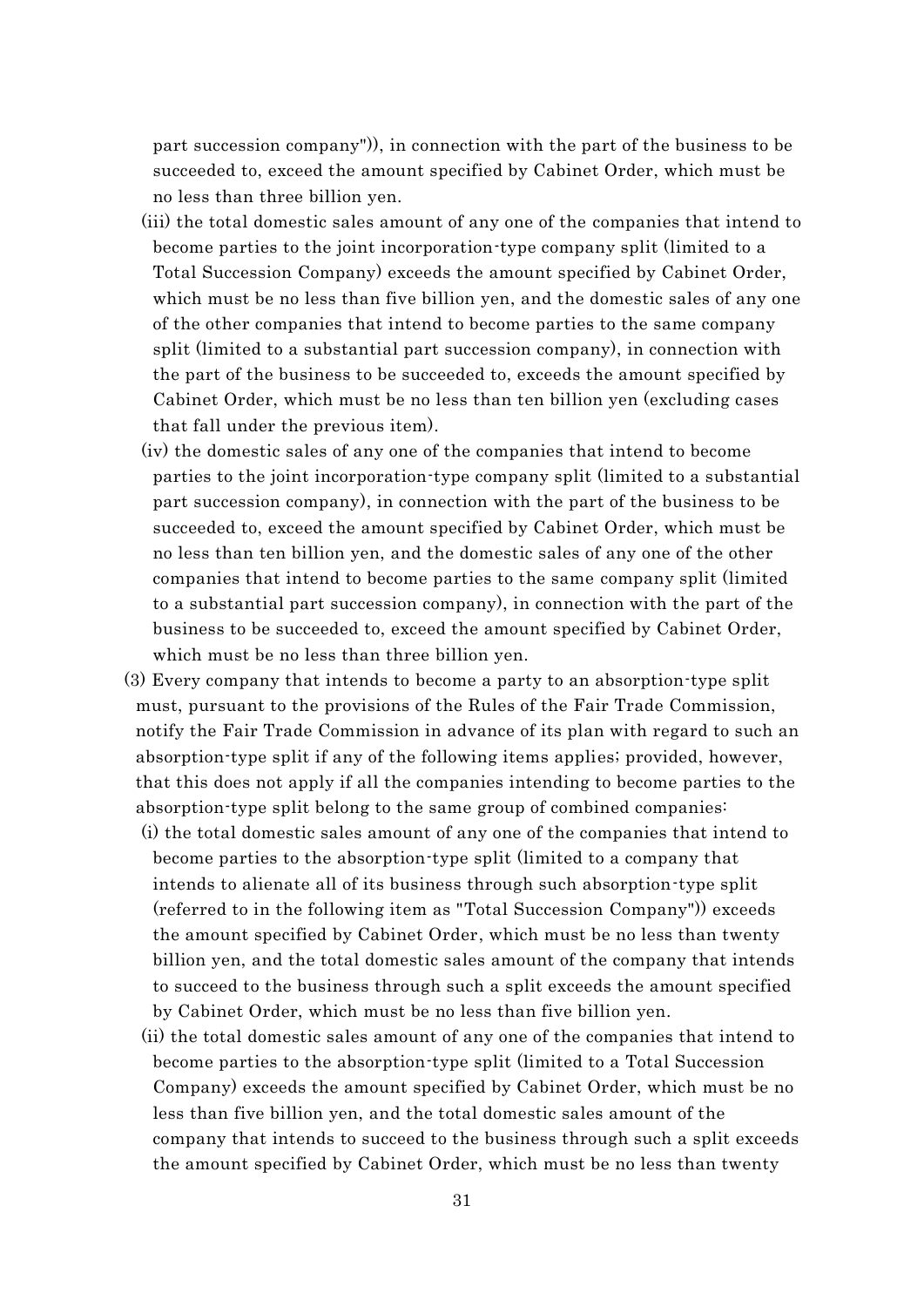part succession company")), in connection with the part of the business to be succeeded to, exceed the amount specified by Cabinet Order, which must be no less than three billion yen.

(iii) the total domestic sales amount of any one of the companies that intend to become parties to the joint incorporation-type company split (limited to a Total Succession Company) exceeds the amount specified by Cabinet Order, which must be no less than five billion yen, and the domestic sales of any one of the other companies that intend to become parties to the same company split (limited to a substantial part succession company), in connection with the part of the business to be succeeded to, exceeds the amount specified by Cabinet Order, which must be no less than ten billion yen (excluding cases that fall under the previous item).

(iv) the domestic sales of any one of the companies that intend to become parties to the joint incorporation-type company split (limited to a substantial part succession company), in connection with the part of the business to be succeeded to, exceed the amount specified by Cabinet Order, which must be no less than ten billion yen, and the domestic sales of any one of the other companies that intend to become parties to the same company split (limited to a substantial part succession company), in connection with the part of the business to be succeeded to, exceed the amount specified by Cabinet Order, which must be no less than three billion yen.

(3) Every company that intends to become a party to an absorption-type split must, pursuant to the provisions of the Rules of the Fair Trade Commission, notify the Fair Trade Commission in advance of its plan with regard to such an absorption-type split if any of the following items applies; provided, however, that this does not apply if all the companies intending to become parties to the absorption-type split belong to the same group of combined companies:

(i) the total domestic sales amount of any one of the companies that intend to become parties to the absorption-type split (limited to a company that intends to alienate all of its business through such absorption-type split (referred to in the following item as "Total Succession Company")) exceeds the amount specified by Cabinet Order, which must be no less than twenty billion yen, and the total domestic sales amount of the company that intends to succeed to the business through such a split exceeds the amount specified by Cabinet Order, which must be no less than five billion yen.

(ii) the total domestic sales amount of any one of the companies that intend to become parties to the absorption-type split (limited to a Total Succession Company) exceeds the amount specified by Cabinet Order, which must be no less than five billion yen, and the total domestic sales amount of the company that intends to succeed to the business through such a split exceeds the amount specified by Cabinet Order, which must be no less than twenty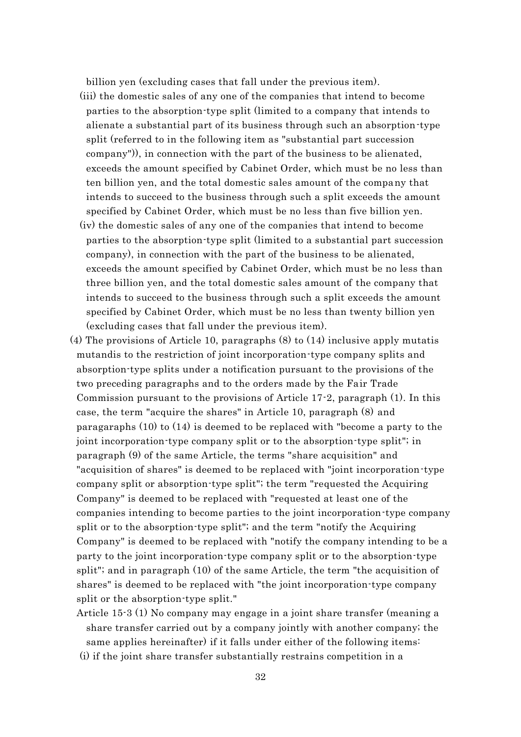billion yen (excluding cases that fall under the previous item).

(iii) the domestic sales of any one of the companies that intend to become parties to the absorption-type split (limited to a company that intends to alienate a substantial part of its business through such an absorption-type split (referred to in the following item as "substantial part succession company")), in connection with the part of the business to be alienated, exceeds the amount specified by Cabinet Order, which must be no less than ten billion yen, and the total domestic sales amount of the company that intends to succeed to the business through such a split exceeds the amount specified by Cabinet Order, which must be no less than five billion yen.

(iv) the domestic sales of any one of the companies that intend to become parties to the absorption-type split (limited to a substantial part succession company), in connection with the part of the business to be alienated, exceeds the amount specified by Cabinet Order, which must be no less than three billion yen, and the total domestic sales amount of the company that intends to succeed to the business through such a split exceeds the amount specified by Cabinet Order, which must be no less than twenty billion yen (excluding cases that fall under the previous item).

(4) The provisions of Article 10, paragraphs (8) to (14) inclusive apply mutatis mutandis to the restriction of joint incorporation-type company splits and absorption-type splits under a notification pursuant to the provisions of the two preceding paragraphs and to the orders made by the Fair Trade Commission pursuant to the provisions of Article 17-2, paragraph (1). In this case, the term "acquire the shares" in Article 10, paragraph (8) and paragaraphs (10) to (14) is deemed to be replaced with "become a party to the joint incorporation-type company split or to the absorption-type split"; in paragraph (9) of the same Article, the terms "share acquisition" and "acquisition of shares" is deemed to be replaced with "joint incorporation-type company split or absorption-type split"; the term "requested the Acquiring Company" is deemed to be replaced with "requested at least one of the companies intending to become parties to the joint incorporation-type company split or to the absorption-type split"; and the term "notify the Acquiring Company" is deemed to be replaced with "notify the company intending to be a party to the joint incorporation-type company split or to the absorption-type split"; and in paragraph (10) of the same Article, the term "the acquisition of shares" is deemed to be replaced with "the joint incorporation-type company split or the absorption-type split."

Article 15-3 (1) No company may engage in a joint share transfer (meaning a share transfer carried out by a company jointly with another company; the same applies hereinafter) if it falls under either of the following items:

(i) if the joint share transfer substantially restrains competition in a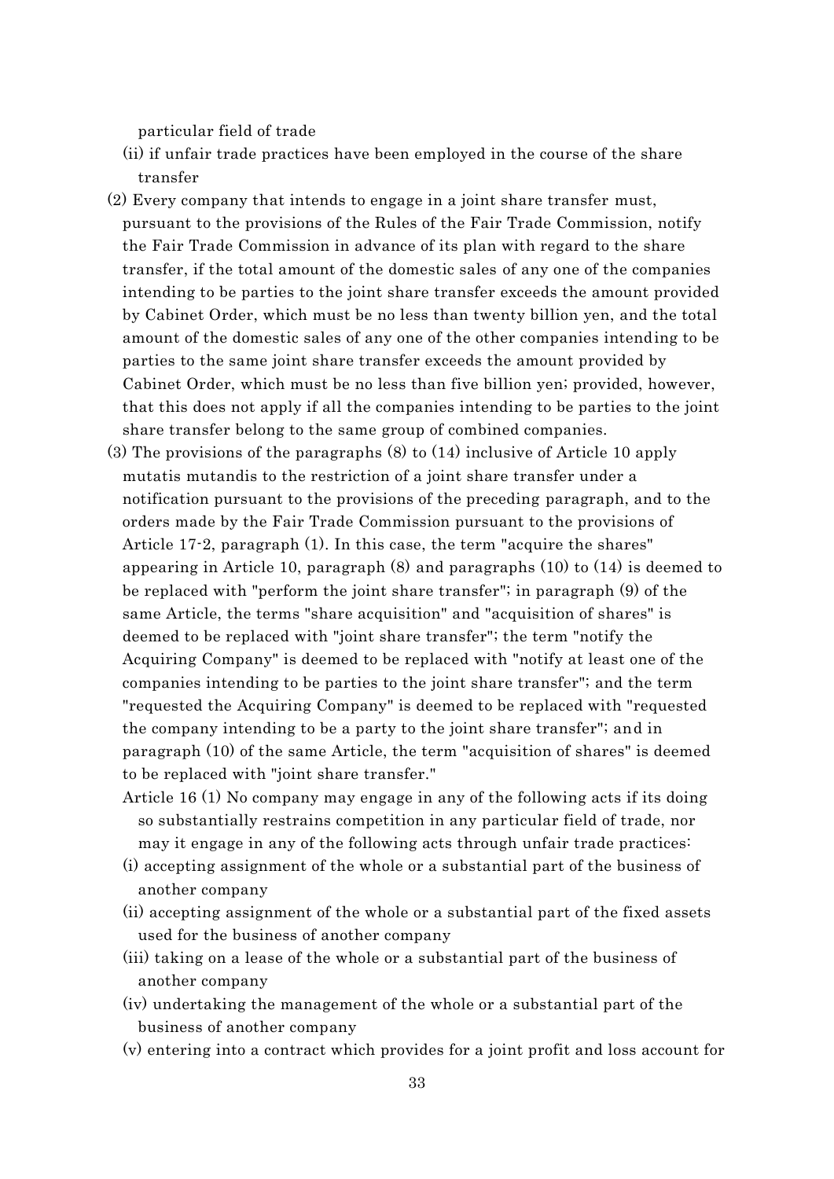particular field of trade

(ii) if unfair trade practices have been employed in the course of the share transfer

(2) Every company that intends to engage in a joint share transfer must, pursuant to the provisions of the Rules of the Fair Trade Commission, notify the Fair Trade Commission in advance of its plan with regard to the share transfer, if the total amount of the domestic sales of any one of the companies intending to be parties to the joint share transfer exceeds the amount provided by Cabinet Order, which must be no less than twenty billion yen, and the total amount of the domestic sales of any one of the other companies intending to be parties to the same joint share transfer exceeds the amount provided by Cabinet Order, which must be no less than five billion yen; provided, however, that this does not apply if all the companies intending to be parties to the joint share transfer belong to the same group of combined companies.

(3) The provisions of the paragraphs (8) to (14) inclusive of Article 10 apply mutatis mutandis to the restriction of a joint share transfer under a notification pursuant to the provisions of the preceding paragraph, and to the orders made by the Fair Trade Commission pursuant to the provisions of Article 17-2, paragraph (1). In this case, the term "acquire the shares" appearing in Article 10, paragraph (8) and paragraphs (10) to (14) is deemed to be replaced with "perform the joint share transfer"; in paragraph (9) of the same Article, the terms "share acquisition" and "acquisition of shares" is deemed to be replaced with "joint share transfer"; the term "notify the Acquiring Company" is deemed to be replaced with "notify at least one of the companies intending to be parties to the joint share transfer"; and the term "requested the Acquiring Company" is deemed to be replaced with "requested the company intending to be a party to the joint share transfer"; and in paragraph (10) of the same Article, the term "acquisition of shares" is deemed to be replaced with "joint share transfer."

Article 16 (1) No company may engage in any of the following acts if its doing so substantially restrains competition in any particular field of trade, nor may it engage in any of the following acts through unfair trade practices:

(i) accepting assignment of the whole or a substantial part of the business of another company

(ii) accepting assignment of the whole or a substantial part of the fixed assets used for the business of another company

(iii) taking on a lease of the whole or a substantial part of the business of another company

(iv) undertaking the management of the whole or a substantial part of the business of another company

(v) entering into a contract which provides for a joint profit and loss account for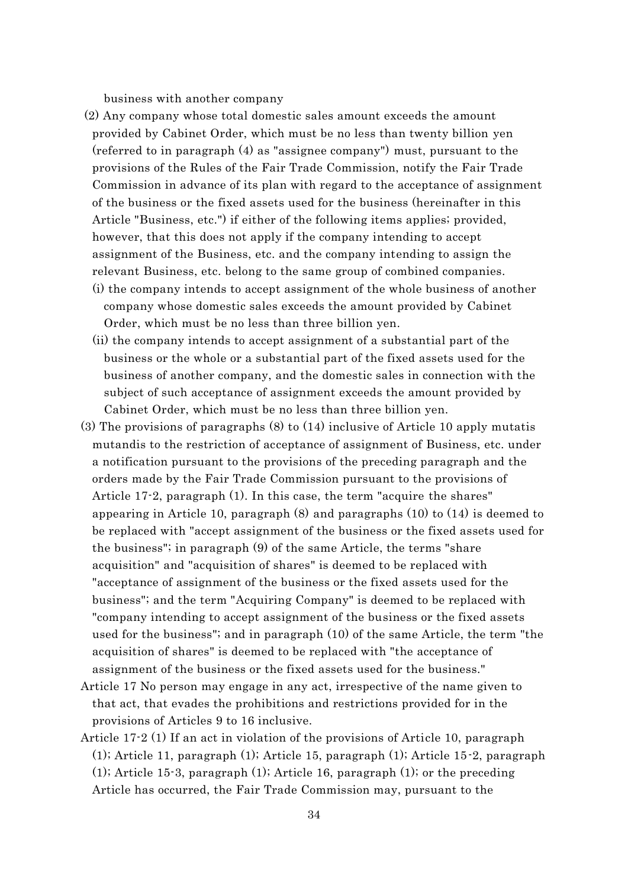business with another company

(2) Any company whose total domestic sales amount exceeds the amount provided by Cabinet Order, which must be no less than twenty billion yen (referred to in paragraph (4) as "assignee company") must, pursuant to the provisions of the Rules of the Fair Trade Commission, notify the Fair Trade Commission in advance of its plan with regard to the acceptance of assignment of the business or the fixed assets used for the business (hereinafter in this Article "Business, etc.") if either of the following items applies; provided, however, that this does not apply if the company intending to accept assignment of the Business, etc. and the company intending to assign the relevant Business, etc. belong to the same group of combined companies.

(i) the company intends to accept assignment of the whole business of another company whose domestic sales exceeds the amount provided by Cabinet Order, which must be no less than three billion yen.

(ii) the company intends to accept assignment of a substantial part of the business or the whole or a substantial part of the fixed assets used for the business of another company, and the domestic sales in connection with the subject of such acceptance of assignment exceeds the amount provided by Cabinet Order, which must be no less than three billion yen.

(3) The provisions of paragraphs (8) to (14) inclusive of Article 10 apply mutatis mutandis to the restriction of acceptance of assignment of Business, etc. under a notification pursuant to the provisions of the preceding paragraph and the orders made by the Fair Trade Commission pursuant to the provisions of Article 17-2, paragraph (1). In this case, the term "acquire the shares" appearing in Article 10, paragraph (8) and paragraphs (10) to (14) is deemed to be replaced with "accept assignment of the business or the fixed assets used for the business"; in paragraph (9) of the same Article, the terms "share acquisition" and "acquisition of shares" is deemed to be replaced with "acceptance of assignment of the business or the fixed assets used for the business"; and the term "Acquiring Company" is deemed to be replaced with "company intending to accept assignment of the business or the fixed assets used for the business"; and in paragraph (10) of the same Article, the term "the acquisition of shares" is deemed to be replaced with "the acceptance of assignment of the business or the fixed assets used for the business."

Article 17 No person may engage in any act, irrespective of the name given to that act, that evades the prohibitions and restrictions provided for in the provisions of Articles 9 to 16 inclusive.

Article 17-2 (1) If an act in violation of the provisions of Article 10, paragraph (1); Article 11, paragraph (1); Article 15, paragraph (1); Article 15-2, paragraph (1); Article 15-3, paragraph (1); Article 16, paragraph (1); or the preceding Article has occurred, the Fair Trade Commission may, pursuant to the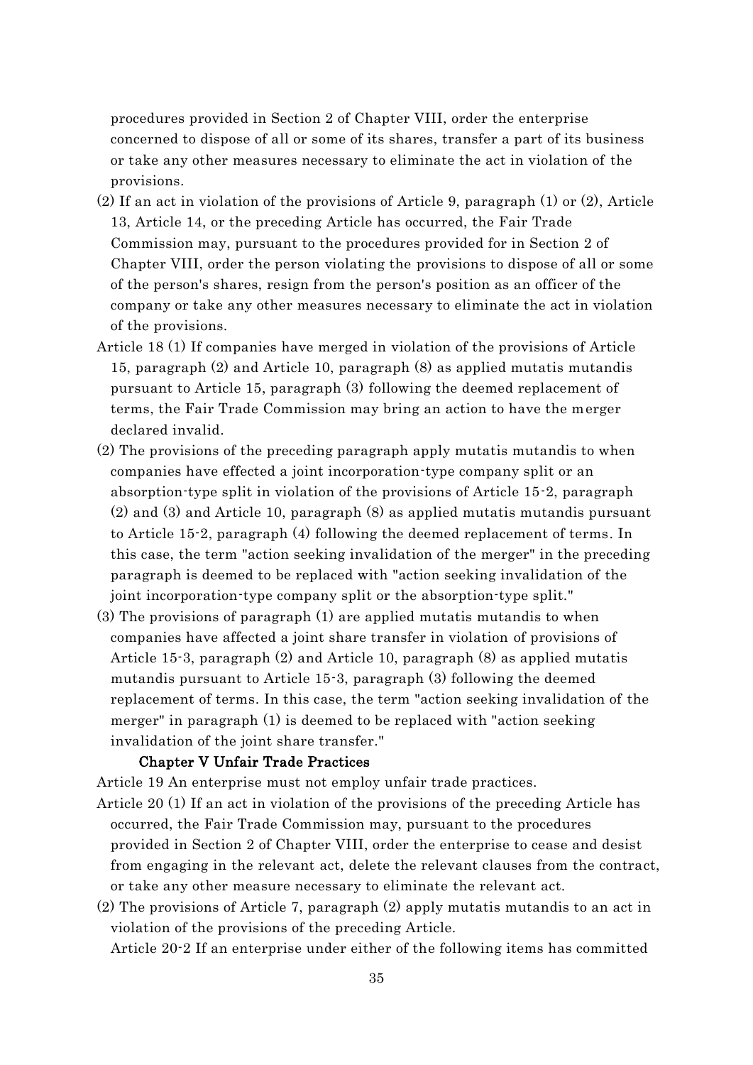procedures provided in Section 2 of Chapter VIII, order the enterprise concerned to dispose of all or some of its shares, transfer a part of its business or take any other measures necessary to eliminate the act in violation of the provisions.

(2) If an act in violation of the provisions of Article 9, paragraph (1) or (2), Article 13, Article 14, or the preceding Article has occurred, the Fair Trade Commission may, pursuant to the procedures provided for in Section 2 of Chapter VIII, order the person violating the provisions to dispose of all or some of the person's shares, resign from the person's position as an officer of the company or take any other measures necessary to eliminate the act in violation of the provisions.

Article 18 (1) If companies have merged in violation of the provisions of Article 15, paragraph (2) and Article 10, paragraph (8) as applied mutatis mutandis pursuant to Article 15, paragraph (3) following the deemed replacement of terms, the Fair Trade Commission may bring an action to have the merger declared invalid.

(2) The provisions of the preceding paragraph apply mutatis mutandis to when companies have effected a joint incorporation-type company split or an absorption-type split in violation of the provisions of Article 15-2, paragraph (2) and (3) and Article 10, paragraph (8) as applied mutatis mutandis pursuant to Article 15-2, paragraph (4) following the deemed replacement of terms. In this case, the term "action seeking invalidation of the merger" in the preceding paragraph is deemed to be replaced with "action seeking invalidation of the joint incorporation-type company split or the absorption-type split."

(3) The provisions of paragraph (1) are applied mutatis mutandis to when companies have affected a joint share transfer in violation of provisions of Article 15-3, paragraph (2) and Article 10, paragraph (8) as applied mutatis mutandis pursuant to Article 15-3, paragraph (3) following the deemed replacement of terms. In this case, the term "action seeking invalidation of the merger" in paragraph (1) is deemed to be replaced with "action seeking invalidation of the joint share transfer."

## Chapter V Unfair Trade Practices

Article 19 An enterprise must not employ unfair trade practices.

Article 20 (1) If an act in violation of the provisions of the preceding Article has occurred, the Fair Trade Commission may, pursuant to the procedures provided in Section 2 of Chapter VIII, order the enterprise to cease and desist from engaging in the relevant act, delete the relevant clauses from the contract, or take any other measure necessary to eliminate the relevant act.

(2) The provisions of Article 7, paragraph (2) apply mutatis mutandis to an act in violation of the provisions of the preceding Article.

Article 20-2 If an enterprise under either of the following items has committed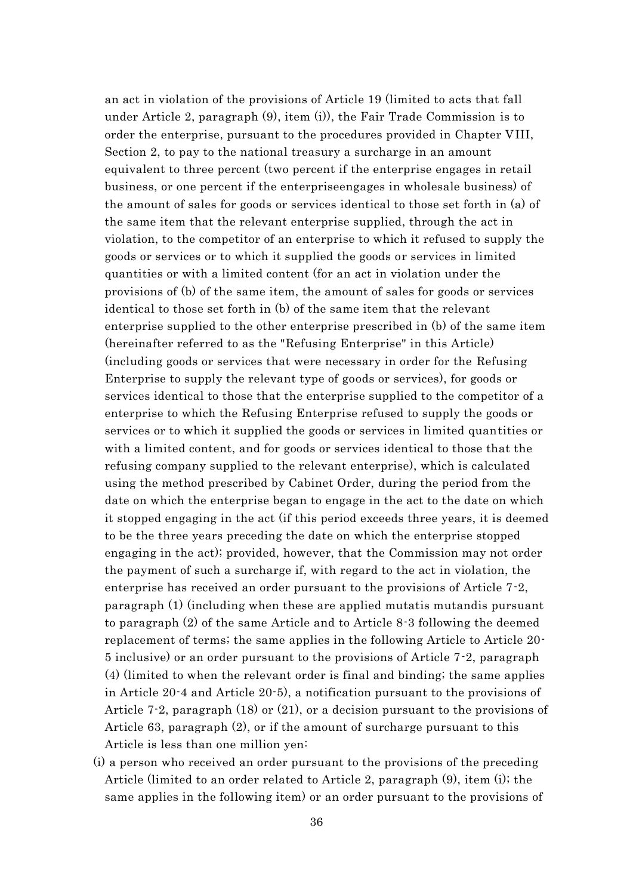an act in violation of the provisions of Article 19 (limited to acts that fall under Article 2, paragraph (9), item (i)), the Fair Trade Commission is to order the enterprise, pursuant to the procedures provided in Chapter VIII, Section 2, to pay to the national treasury a surcharge in an amount equivalent to three percent (two percent if the enterprise engages in retail business, or one percent if the enterpriseengages in wholesale business) of the amount of sales for goods or services identical to those set forth in (a) of the same item that the relevant enterprise supplied, through the act in violation, to the competitor of an enterprise to which it refused to supply the goods or services or to which it supplied the goods or services in limited quantities or with a limited content (for an act in violation under the provisions of (b) of the same item, the amount of sales for goods or services identical to those set forth in (b) of the same item that the relevant enterprise supplied to the other enterprise prescribed in (b) of the same item (hereinafter referred to as the "Refusing Enterprise" in this Article) (including goods or services that were necessary in order for the Refusing Enterprise to supply the relevant type of goods or services), for goods or services identical to those that the enterprise supplied to the competitor of a enterprise to which the Refusing Enterprise refused to supply the goods or services or to which it supplied the goods or services in limited quantities or with a limited content, and for goods or services identical to those that the refusing company supplied to the relevant enterprise), which is calculated using the method prescribed by Cabinet Order, during the period from the date on which the enterprise began to engage in the act to the date on which it stopped engaging in the act (if this period exceeds three years, it is deemed to be the three years preceding the date on which the enterprise stopped engaging in the act); provided, however, that the Commission may not order the payment of such a surcharge if, with regard to the act in violation, the enterprise has received an order pursuant to the provisions of Article 7-2, paragraph (1) (including when these are applied mutatis mutandis pursuant to paragraph (2) of the same Article and to Article 8-3 following the deemed replacement of terms; the same applies in the following Article to Article 20-5 inclusive) or an order pursuant to the provisions of Article 7-2, paragraph (4) (limited to when the relevant order is final and binding; the same applies in Article 20-4 and Article 20-5), a notification pursuant to the provisions of Article 7-2, paragraph (18) or (21), or a decision pursuant to the provisions of Article 63, paragraph (2), or if the amount of surcharge pursuant to this Article is less than one million yen:

(i) a person who received an order pursuant to the provisions of the preceding Article (limited to an order related to Article 2, paragraph (9), item (i); the same applies in the following item) or an order pursuant to the provisions of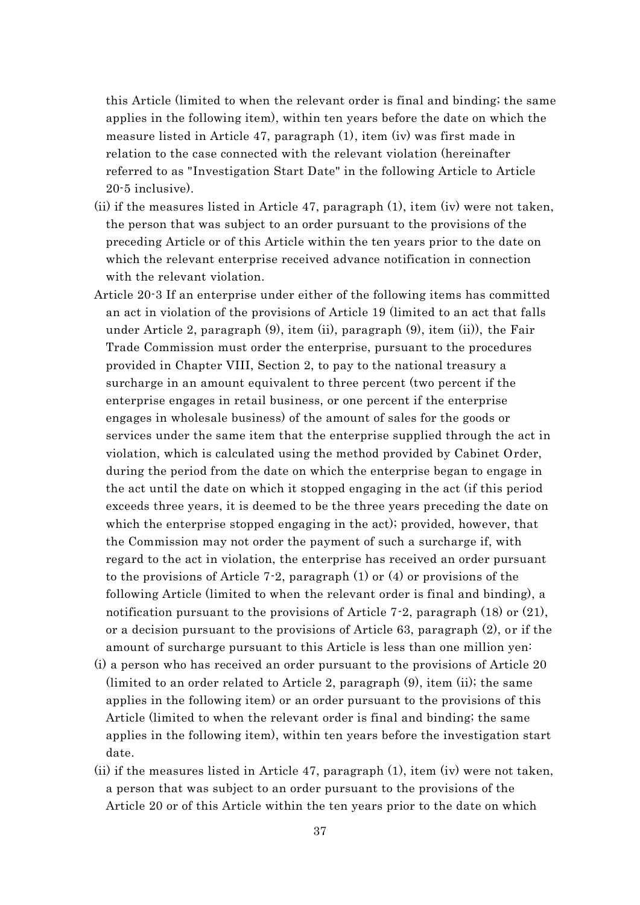this Article (limited to when the relevant order is final and binding; the same applies in the following item), within ten years before the date on which the measure listed in Article 47, paragraph (1), item (iv) was first made in relation to the case connected with the relevant violation (hereinafter referred to as "Investigation Start Date" in the following Article to Article 20-5 inclusive).

(ii) if the measures listed in Article 47, paragraph (1), item (iv) were not taken, the person that was subject to an order pursuant to the provisions of the preceding Article or of this Article within the ten years prior to the date on which the relevant enterprise received advance notification in connection with the relevant violation.

Article 20-3 If an enterprise under either of the following items has committed an act in violation of the provisions of Article 19 (limited to an act that falls under Article 2, paragraph (9), item (ii), paragraph (9), item (ii)), the Fair Trade Commission must order the enterprise, pursuant to the procedures provided in Chapter VIII, Section 2, to pay to the national treasury a surcharge in an amount equivalent to three percent (two percent if the enterprise engages in retail business, or one percent if the enterprise engages in wholesale business) of the amount of sales for the goods or services under the same item that the enterprise supplied through the act in violation, which is calculated using the method provided by Cabinet Order, during the period from the date on which the enterprise began to engage in the act until the date on which it stopped engaging in the act (if this period exceeds three years, it is deemed to be the three years preceding the date on which the enterprise stopped engaging in the act); provided, however, that the Commission may not order the payment of such a surcharge if, with regard to the act in violation, the enterprise has received an order pursuant to the provisions of Article 7-2, paragraph (1) or (4) or provisions of the following Article (limited to when the relevant order is final and binding), a notification pursuant to the provisions of Article 7-2, paragraph (18) or (21), or a decision pursuant to the provisions of Article 63, paragraph (2), or if the amount of surcharge pursuant to this Article is less than one million yen:

(i) a person who has received an order pursuant to the provisions of Article 20 (limited to an order related to Article 2, paragraph (9), item (ii); the same applies in the following item) or an order pursuant to the provisions of this Article (limited to when the relevant order is final and binding; the same applies in the following item), within ten years before the investigation start date.

(ii) if the measures listed in Article 47, paragraph (1), item (iv) were not taken, a person that was subject to an order pursuant to the provisions of the Article 20 or of this Article within the ten years prior to the date on which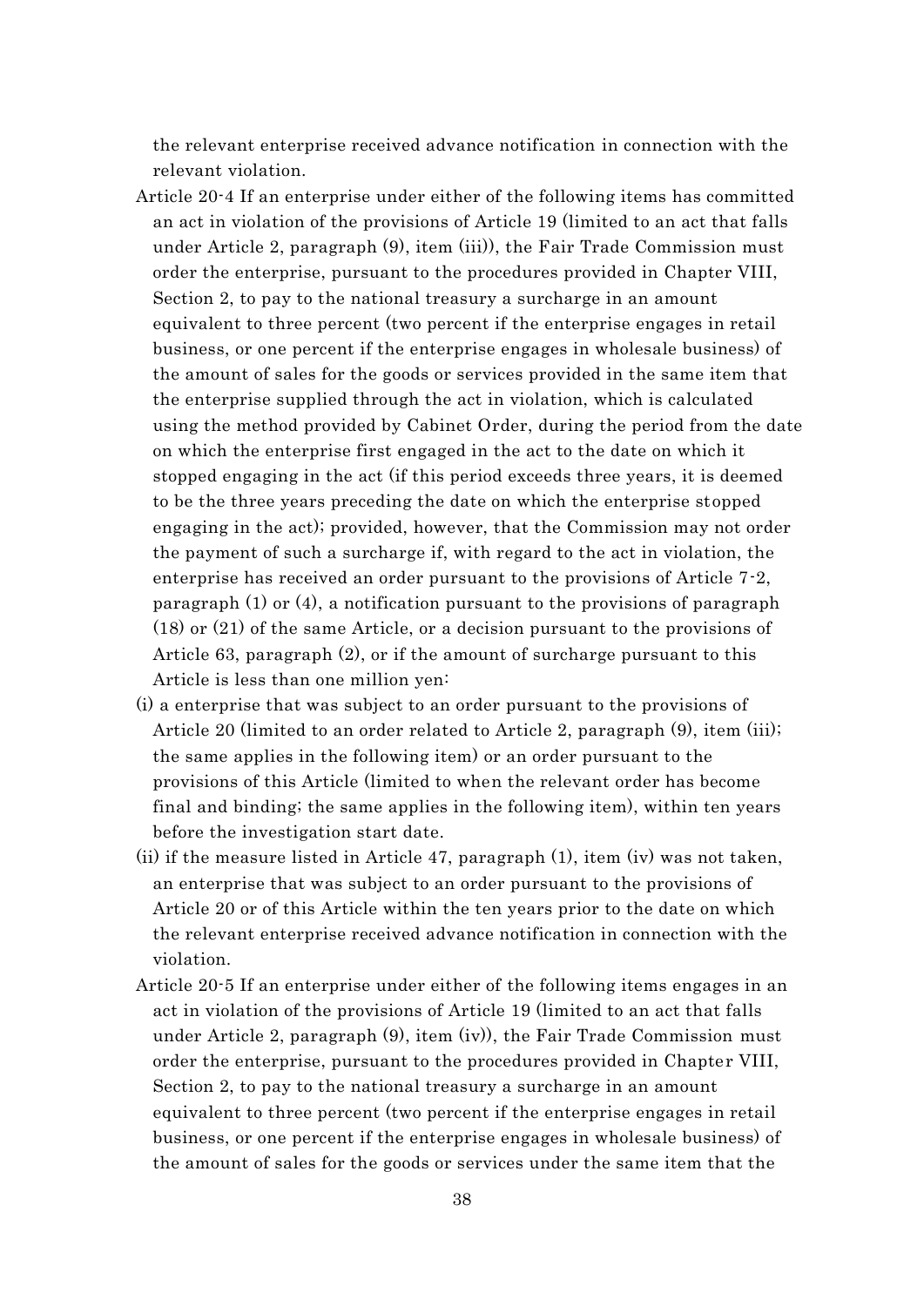the relevant enterprise received advance notification in connection with the relevant violation.

Article 20-4 If an enterprise under either of the following items has committed an act in violation of the provisions of Article 19 (limited to an act that falls under Article 2, paragraph (9), item (iii)), the Fair Trade Commission must order the enterprise, pursuant to the procedures provided in Chapter VIII, Section 2, to pay to the national treasury a surcharge in an amount equivalent to three percent (two percent if the enterprise engages in retail business, or one percent if the enterprise engages in wholesale business) of the amount of sales for the goods or services provided in the same item that the enterprise supplied through the act in violation, which is calculated using the method provided by Cabinet Order, during the period from the date on which the enterprise first engaged in the act to the date on which it stopped engaging in the act (if this period exceeds three years, it is deemed to be the three years preceding the date on which the enterprise stopped engaging in the act); provided, however, that the Commission may not order the payment of such a surcharge if, with regard to the act in violation, the enterprise has received an order pursuant to the provisions of Article 7-2, paragraph (1) or (4), a notification pursuant to the provisions of paragraph (18) or (21) of the same Article, or a decision pursuant to the provisions of Article 63, paragraph (2), or if the amount of surcharge pursuant to this Article is less than one million yen:

(i) a enterprise that was subject to an order pursuant to the provisions of Article 20 (limited to an order related to Article 2, paragraph (9), item (iii); the same applies in the following item) or an order pursuant to the provisions of this Article (limited to when the relevant order has become final and binding; the same applies in the following item), within ten years before the investigation start date.

(ii) if the measure listed in Article 47, paragraph (1), item (iv) was not taken, an enterprise that was subject to an order pursuant to the provisions of Article 20 or of this Article within the ten years prior to the date on which the relevant enterprise received advance notification in connection with the violation.

Article 20-5 If an enterprise under either of the following items engages in an act in violation of the provisions of Article 19 (limited to an act that falls under Article 2, paragraph (9), item (iv)), the Fair Trade Commission must order the enterprise, pursuant to the procedures provided in Chapter VIII, Section 2, to pay to the national treasury a surcharge in an amount equivalent to three percent (two percent if the enterprise engages in retail business, or one percent if the enterprise engages in wholesale business) of the amount of sales for the goods or services under the same item that the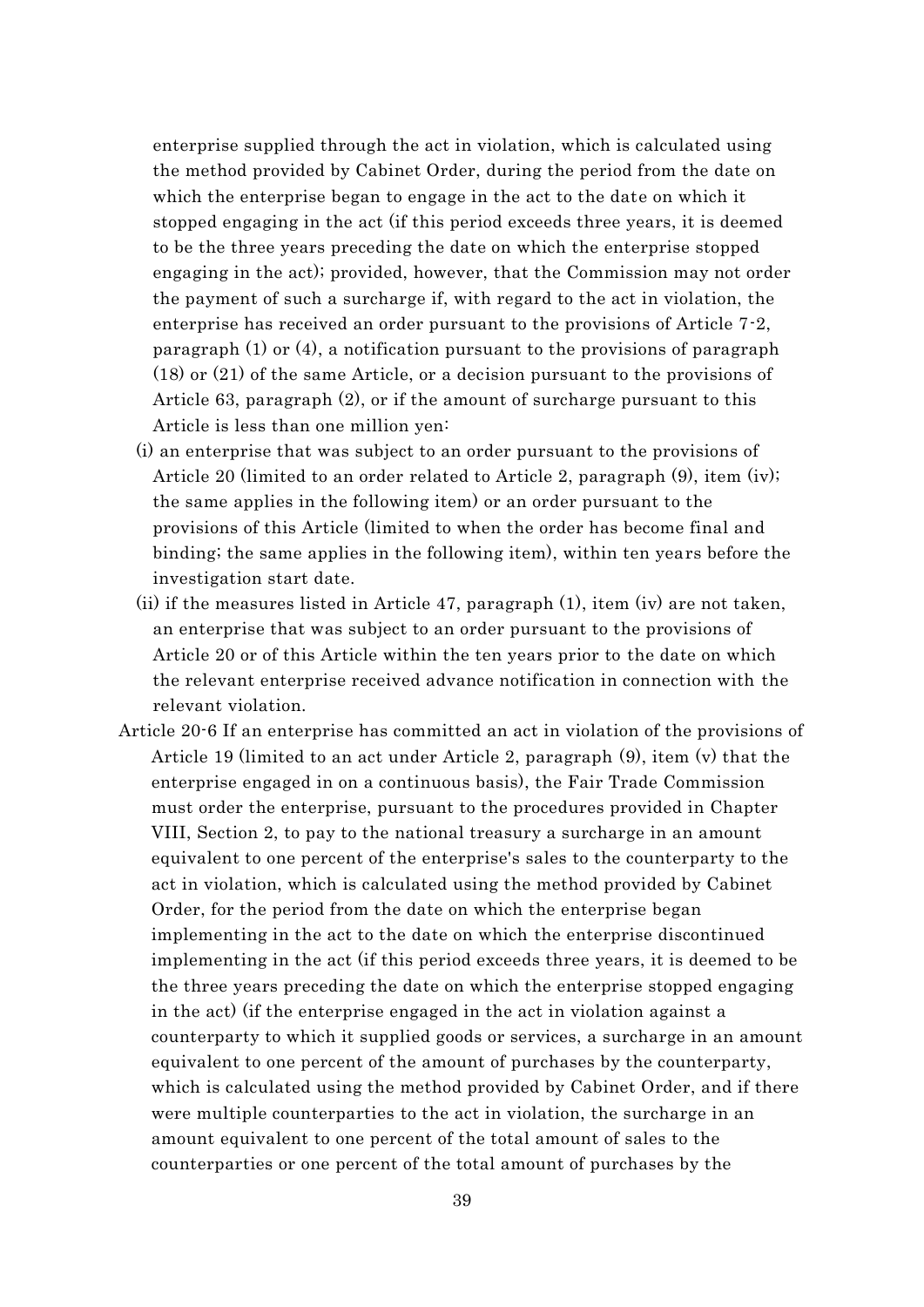enterprise supplied through the act in violation, which is calculated using the method provided by Cabinet Order, during the period from the date on which the enterprise began to engage in the act to the date on which it stopped engaging in the act (if this period exceeds three years, it is deemed to be the three years preceding the date on which the enterprise stopped engaging in the act); provided, however, that the Commission may not order the payment of such a surcharge if, with regard to the act in violation, the enterprise has received an order pursuant to the provisions of Article 7-2, paragraph (1) or (4), a notification pursuant to the provisions of paragraph (18) or (21) of the same Article, or a decision pursuant to the provisions of Article 63, paragraph (2), or if the amount of surcharge pursuant to this Article is less than one million yen:

(i) an enterprise that was subject to an order pursuant to the provisions of Article 20 (limited to an order related to Article 2, paragraph (9), item (iv); the same applies in the following item) or an order pursuant to the provisions of this Article (limited to when the order has become final and binding; the same applies in the following item), within ten years before the investigation start date.

(ii) if the measures listed in Article 47, paragraph (1), item (iv) are not taken, an enterprise that was subject to an order pursuant to the provisions of Article 20 or of this Article within the ten years prior to the date on which the relevant enterprise received advance notification in connection with the relevant violation.

Article 20-6 If an enterprise has committed an act in violation of the provisions of Article 19 (limited to an act under Article 2, paragraph (9), item (v) that the enterprise engaged in on a continuous basis), the Fair Trade Commission must order the enterprise, pursuant to the procedures provided in Chapter VIII, Section 2, to pay to the national treasury a surcharge in an amount equivalent to one percent of the enterprise's sales to the counterparty to the act in violation, which is calculated using the method provided by Cabinet Order, for the period from the date on which the enterprise began implementing in the act to the date on which the enterprise discontinued implementing in the act (if this period exceeds three years, it is deemed to be the three years preceding the date on which the enterprise stopped engaging in the act) (if the enterprise engaged in the act in violation against a counterparty to which it supplied goods or services, a surcharge in an amount equivalent to one percent of the amount of purchases by the counterparty, which is calculated using the method provided by Cabinet Order, and if there were multiple counterparties to the act in violation, the surcharge in an amount equivalent to one percent of the total amount of sales to the counterparties or one percent of the total amount of purchases by the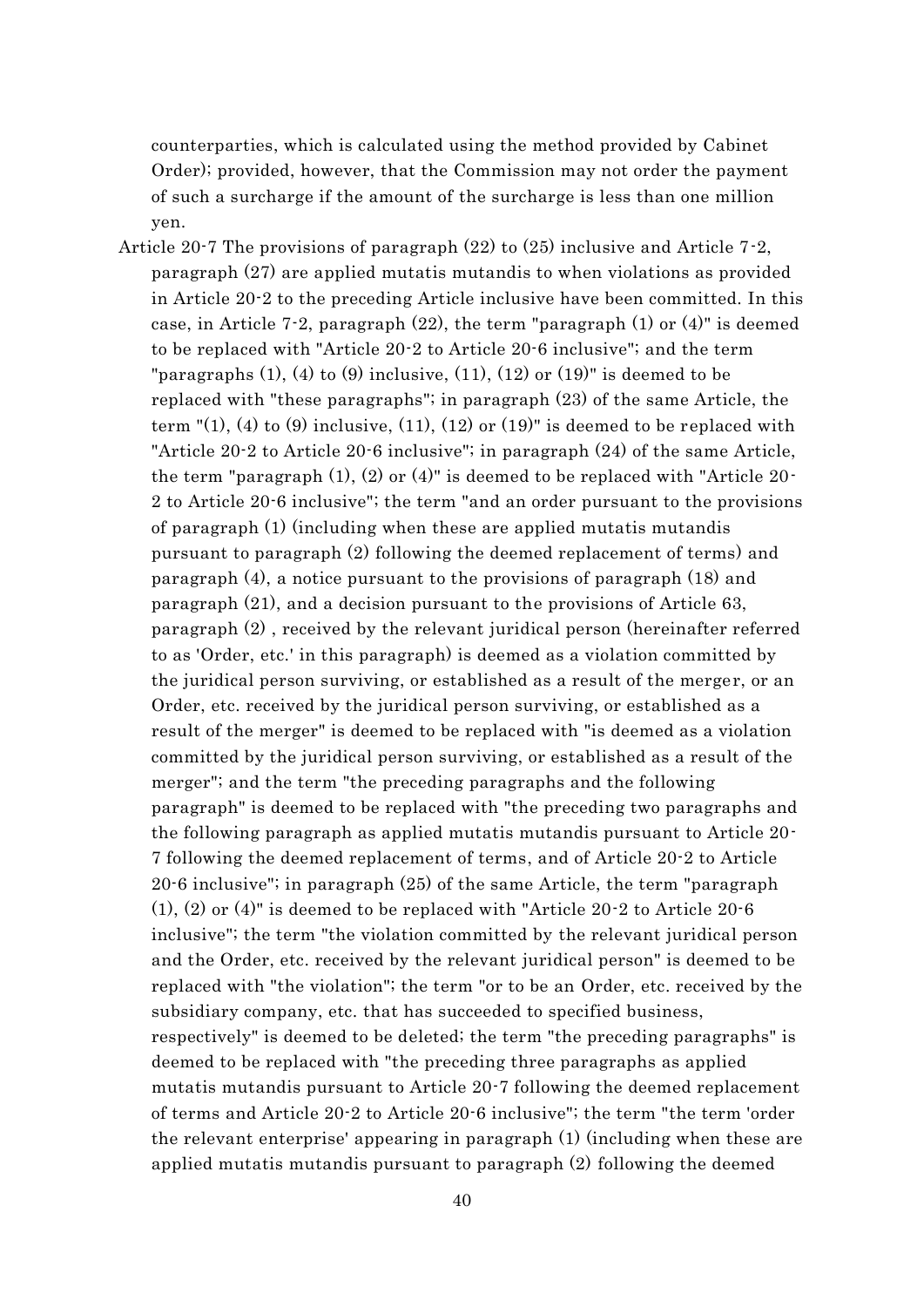counterparties, which is calculated using the method provided by Cabinet Order); provided, however, that the Commission may not order the payment of such a surcharge if the amount of the surcharge is less than one million yen.

Article 20-7 The provisions of paragraph (22) to (25) inclusive and Article 7-2, paragraph (27) are applied mutatis mutandis to when violations as provided in Article 20-2 to the preceding Article inclusive have been committed. In this case, in Article 7-2, paragraph (22), the term "paragraph (1) or (4)" is deemed to be replaced with "Article 20-2 to Article 20-6 inclusive"; and the term "paragraphs (1), (4) to (9) inclusive, (11), (12) or (19)" is deemed to be replaced with "these paragraphs"; in paragraph (23) of the same Article, the term "(1), (4) to (9) inclusive, (11), (12) or (19)" is deemed to be replaced with "Article 20-2 to Article 20-6 inclusive"; in paragraph (24) of the same Article, the term "paragraph (1), (2) or (4)" is deemed to be replaced with "Article 20-2 to Article 20-6 inclusive"; the term "and an order pursuant to the provisions of paragraph (1) (including when these are applied mutatis mutandis pursuant to paragraph (2) following the deemed replacement of terms) and paragraph (4), a notice pursuant to the provisions of paragraph (18) and paragraph (21), and a decision pursuant to the provisions of Article 63, paragraph (2) , received by the relevant juridical person (hereinafter referred to as 'Order, etc.' in this paragraph) is deemed as a violation committed by the juridical person surviving, or established as a result of the merger, or an Order, etc. received by the juridical person surviving, or established as a result of the merger" is deemed to be replaced with "is deemed as a violation committed by the juridical person surviving, or established as a result of the merger"; and the term "the preceding paragraphs and the following paragraph" is deemed to be replaced with "the preceding two paragraphs and the following paragraph as applied mutatis mutandis pursuant to Article 20-7 following the deemed replacement of terms, and of Article 20-2 to Article 20-6 inclusive"; in paragraph (25) of the same Article, the term "paragraph (1), (2) or (4)" is deemed to be replaced with "Article 20-2 to Article 20-6 inclusive"; the term "the violation committed by the relevant juridical person and the Order, etc. received by the relevant juridical person" is deemed to be replaced with "the violation"; the term "or to be an Order, etc. received by the subsidiary company, etc. that has succeeded to specified business, respectively" is deemed to be deleted; the term "the preceding paragraphs" is deemed to be replaced with "the preceding three paragraphs as applied mutatis mutandis pursuant to Article 20-7 following the deemed replacement of terms and Article 20-2 to Article 20-6 inclusive"; the term "the term 'order the relevant enterprise' appearing in paragraph (1) (including when these are applied mutatis mutandis pursuant to paragraph (2) following the deemed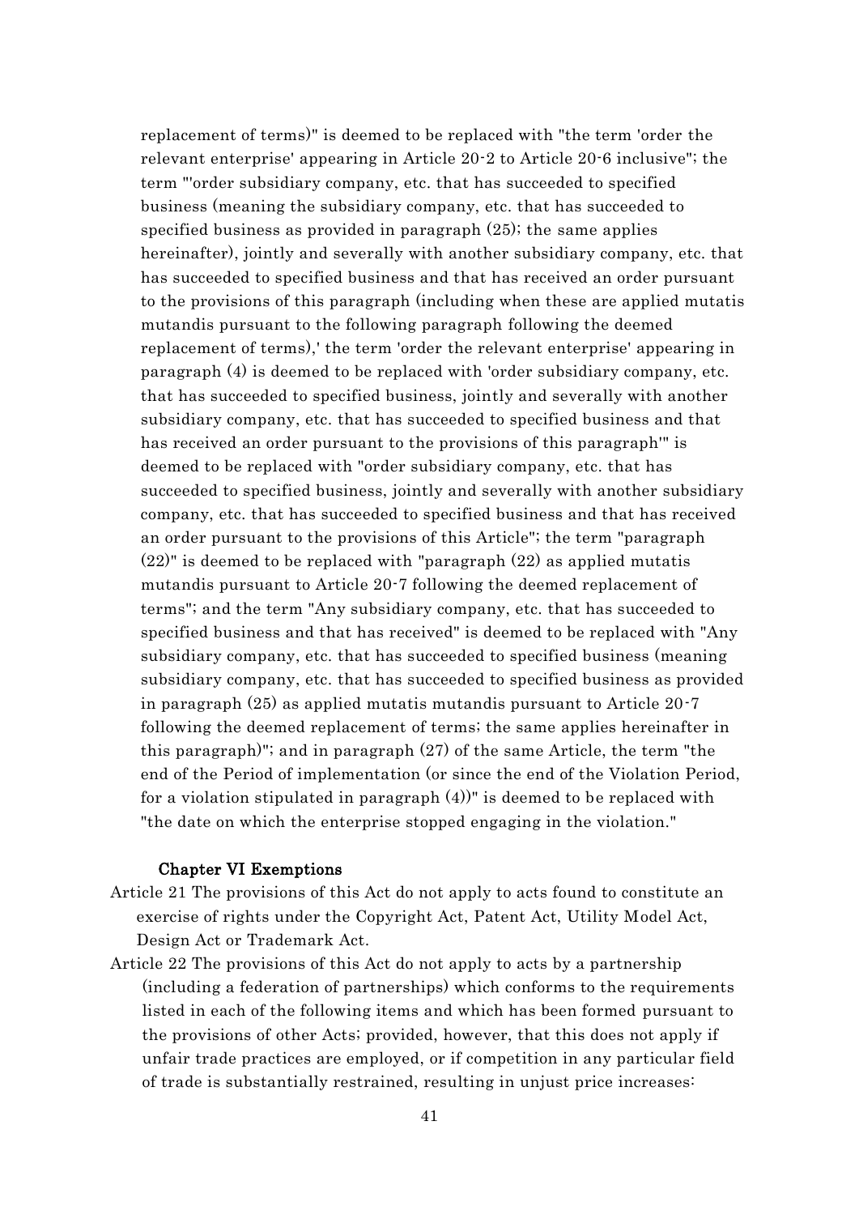replacement of terms)" is deemed to be replaced with "the term 'order the relevant enterprise' appearing in Article 20-2 to Article 20-6 inclusive"; the term "'order subsidiary company, etc. that has succeeded to specified business (meaning the subsidiary company, etc. that has succeeded to specified business as provided in paragraph (25); the same applies hereinafter), jointly and severally with another subsidiary company, etc. that has succeeded to specified business and that has received an order pursuant to the provisions of this paragraph (including when these are applied mutatis mutandis pursuant to the following paragraph following the deemed replacement of terms),' the term 'order the relevant enterprise' appearing in paragraph (4) is deemed to be replaced with 'order subsidiary company, etc. that has succeeded to specified business, jointly and severally with another subsidiary company, etc. that has succeeded to specified business and that has received an order pursuant to the provisions of this paragraph'" is deemed to be replaced with "order subsidiary company, etc. that has succeeded to specified business, jointly and severally with another subsidiary company, etc. that has succeeded to specified business and that has received an order pursuant to the provisions of this Article"; the term "paragraph (22)" is deemed to be replaced with "paragraph (22) as applied mutatis mutandis pursuant to Article 20-7 following the deemed replacement of terms"; and the term "Any subsidiary company, etc. that has succeeded to specified business and that has received" is deemed to be replaced with "Any subsidiary company, etc. that has succeeded to specified business (meaning subsidiary company, etc. that has succeeded to specified business as provided in paragraph (25) as applied mutatis mutandis pursuant to Article 20-7 following the deemed replacement of terms; the same applies hereinafter in this paragraph)"; and in paragraph (27) of the same Article, the term "the end of the Period of implementation (or since the end of the Violation Period, for a violation stipulated in paragraph (4))" is deemed to be replaced with "the date on which the enterprise stopped engaging in the violation."

## Chapter VI Exemptions

Article 21 The provisions of this Act do not apply to acts found to constitute an exercise of rights under the Copyright Act, Patent Act, Utility Model Act, Design Act or Trademark Act.

Article 22 The provisions of this Act do not apply to acts by a partnership (including a federation of partnerships) which conforms to the requirements listed in each of the following items and which has been formed pursuant to the provisions of other Acts; provided, however, that this does not apply if unfair trade practices are employed, or if competition in any particular field of trade is substantially restrained, resulting in unjust price increases: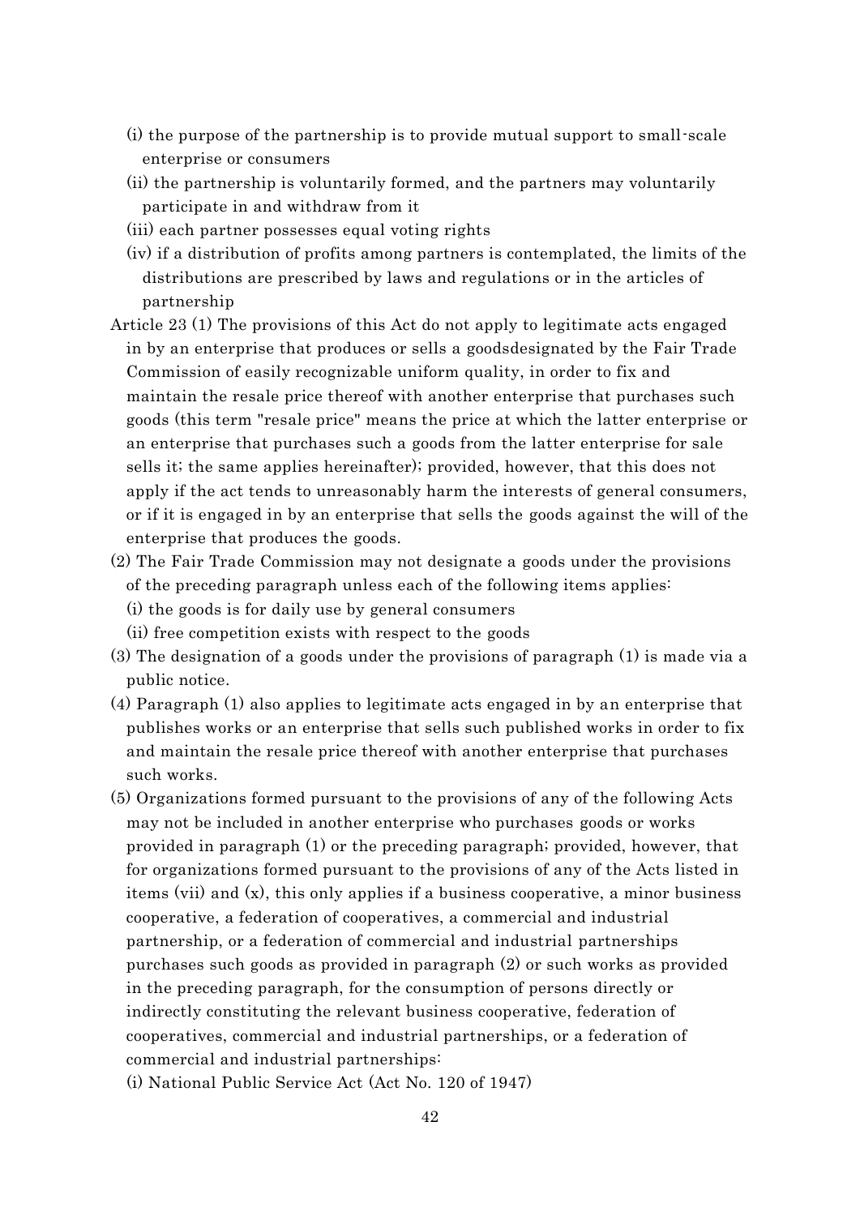(i) the purpose of the partnership is to provide mutual support to small-scale enterprise or consumers

(ii) the partnership is voluntarily formed, and the partners may voluntarily participate in and withdraw from it

(iii) each partner possesses equal voting rights

(iv) if a distribution of profits among partners is contemplated, the limits of the distributions are prescribed by laws and regulations or in the articles of partnership

Article 23 (1) The provisions of this Act do not apply to legitimate acts engaged in by an enterprise that produces or sells a goodsdesignated by the Fair Trade Commission of easily recognizable uniform quality, in order to fix and maintain the resale price thereof with another enterprise that purchases such goods (this term "resale price" means the price at which the latter enterprise or an enterprise that purchases such a goods from the latter enterprise for sale sells it; the same applies hereinafter); provided, however, that this does not apply if the act tends to unreasonably harm the interests of general consumers, or if it is engaged in by an enterprise that sells the goods against the will of the enterprise that produces the goods.

(2) The Fair Trade Commission may not designate a goods under the provisions of the preceding paragraph unless each of the following items applies:

(i) the goods is for daily use by general consumers

(ii) free competition exists with respect to the goods

(3) The designation of a goods under the provisions of paragraph (1) is made via a public notice.

(4) Paragraph (1) also applies to legitimate acts engaged in by an enterprise that publishes works or an enterprise that sells such published works in order to fix and maintain the resale price thereof with another enterprise that purchases such works.

(5) Organizations formed pursuant to the provisions of any of the following Acts may not be included in another enterprise who purchases goods or works provided in paragraph (1) or the preceding paragraph; provided, however, that for organizations formed pursuant to the provisions of any of the Acts listed in items (vii) and (x), this only applies if a business cooperative, a minor business cooperative, a federation of cooperatives, a commercial and industrial partnership, or a federation of commercial and industrial partnerships purchases such goods as provided in paragraph (2) or such works as provided in the preceding paragraph, for the consumption of persons directly or indirectly constituting the relevant business cooperative, federation of cooperatives, commercial and industrial partnerships, or a federation of commercial and industrial partnerships:

(i) National Public Service Act (Act No. 120 of 1947)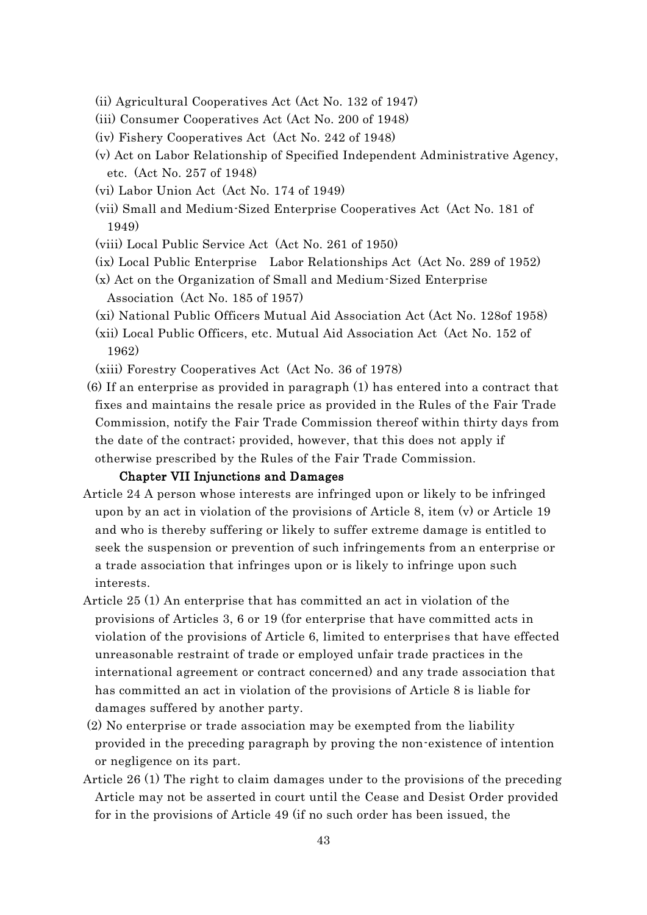(ii) Agricultural Cooperatives Act (Act No. 132 of 1947)

(iii) Consumer Cooperatives Act (Act No. 200 of 1948)

(iv) Fishery Cooperatives Act (Act No. 242 of 1948)

(v) Act on Labor Relationship of Specified Independent Administrative Agency, etc. (Act No. 257 of 1948)

(vi) Labor Union Act (Act No. 174 of 1949)

(vii) Small and Medium-Sized Enterprise Cooperatives Act (Act No. 181 of 1949)

(viii) Local Public Service Act (Act No. 261 of 1950)

(ix) Local Public Enterprise Labor Relationships Act (Act No. 289 of 1952)

(x) Act on the Organization of Small and Medium-Sized Enterprise Association (Act No. 185 of 1957)

(xi) National Public Officers Mutual Aid Association Act (Act No. 128of 1958)

(xii) Local Public Officers, etc. Mutual Aid Association Act (Act No. 152 of 1962)

(xiii) Forestry Cooperatives Act (Act No. 36 of 1978)

(6) If an enterprise as provided in paragraph (1) has entered into a contract that fixes and maintains the resale price as provided in the Rules of the Fair Trade Commission, notify the Fair Trade Commission thereof within thirty days from the date of the contract; provided, however, that this does not apply if otherwise prescribed by the Rules of the Fair Trade Commission.

## Chapter VII Injunctions and Damages

Article 24 A person whose interests are infringed upon or likely to be infringed upon by an act in violation of the provisions of Article 8, item (v) or Article 19 and who is thereby suffering or likely to suffer extreme damage is entitled to seek the suspension or prevention of such infringements from an enterprise or a trade association that infringes upon or is likely to infringe upon such interests.

Article 25 (1) An enterprise that has committed an act in violation of the provisions of Articles 3, 6 or 19 (for enterprise that have committed acts in violation of the provisions of Article 6, limited to enterprises that have effected unreasonable restraint of trade or employed unfair trade practices in the international agreement or contract concerned) and any trade association that has committed an act in violation of the provisions of Article 8 is liable for damages suffered by another party.

(2) No enterprise or trade association may be exempted from the liability provided in the preceding paragraph by proving the non-existence of intention or negligence on its part.

Article 26 (1) The right to claim damages under to the provisions of the preceding Article may not be asserted in court until the Cease and Desist Order provided for in the provisions of Article 49 (if no such order has been issued, the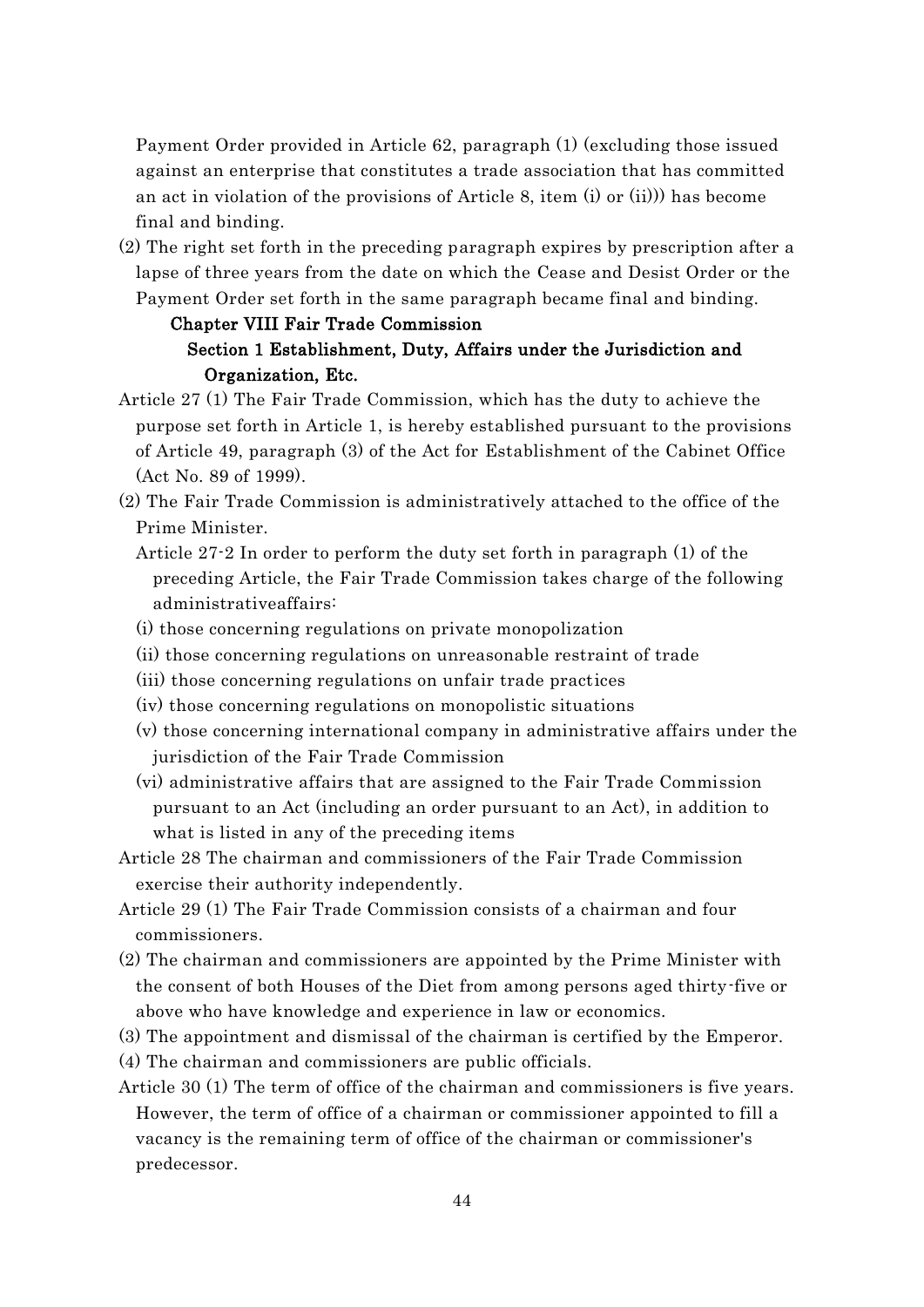Payment Order provided in Article 62, paragraph (1) (excluding those issued against an enterprise that constitutes a trade association that has committed an act in violation of the provisions of Article 8, item (i) or (ii))) has become final and binding.

(2) The right set forth in the preceding paragraph expires by prescription after a lapse of three years from the date on which the Cease and Desist Order or the Payment Order set forth in the same paragraph became final and binding.

## Chapter VIII Fair Trade Commission

### Section 1 Establishment, Duty, Affairs under the Jurisdiction and Organization, Etc.

Article 27 (1) The Fair Trade Commission, which has the duty to achieve the purpose set forth in Article 1, is hereby established pursuant to the provisions of Article 49, paragraph (3) of the Act for Establishment of the Cabinet Office (Act No. 89 of 1999).

(2) The Fair Trade Commission is administratively attached to the office of the Prime Minister.

Article 27-2 In order to perform the duty set forth in paragraph (1) of the preceding Article, the Fair Trade Commission takes charge of the following administrativeaffairs:

(i) those concerning regulations on private monopolization

(ii) those concerning regulations on unreasonable restraint of trade

(iii) those concerning regulations on unfair trade practices

(iv) those concerning regulations on monopolistic situations

(v) those concerning international company in administrative affairs under the jurisdiction of the Fair Trade Commission

(vi) administrative affairs that are assigned to the Fair Trade Commission pursuant to an Act (including an order pursuant to an Act), in addition to what is listed in any of the preceding items

Article 28 The chairman and commissioners of the Fair Trade Commission exercise their authority independently.

Article 29 (1) The Fair Trade Commission consists of a chairman and four commissioners.

(2) The chairman and commissioners are appointed by the Prime Minister with the consent of both Houses of the Diet from among persons aged thirty-five or above who have knowledge and experience in law or economics.

(3) The appointment and dismissal of the chairman is certified by the Emperor.

(4) The chairman and commissioners are public officials.

Article 30 (1) The term of office of the chairman and commissioners is five years. However, the term of office of a chairman or commissioner appointed to fill a vacancy is the remaining term of office of the chairman or commissioner's predecessor.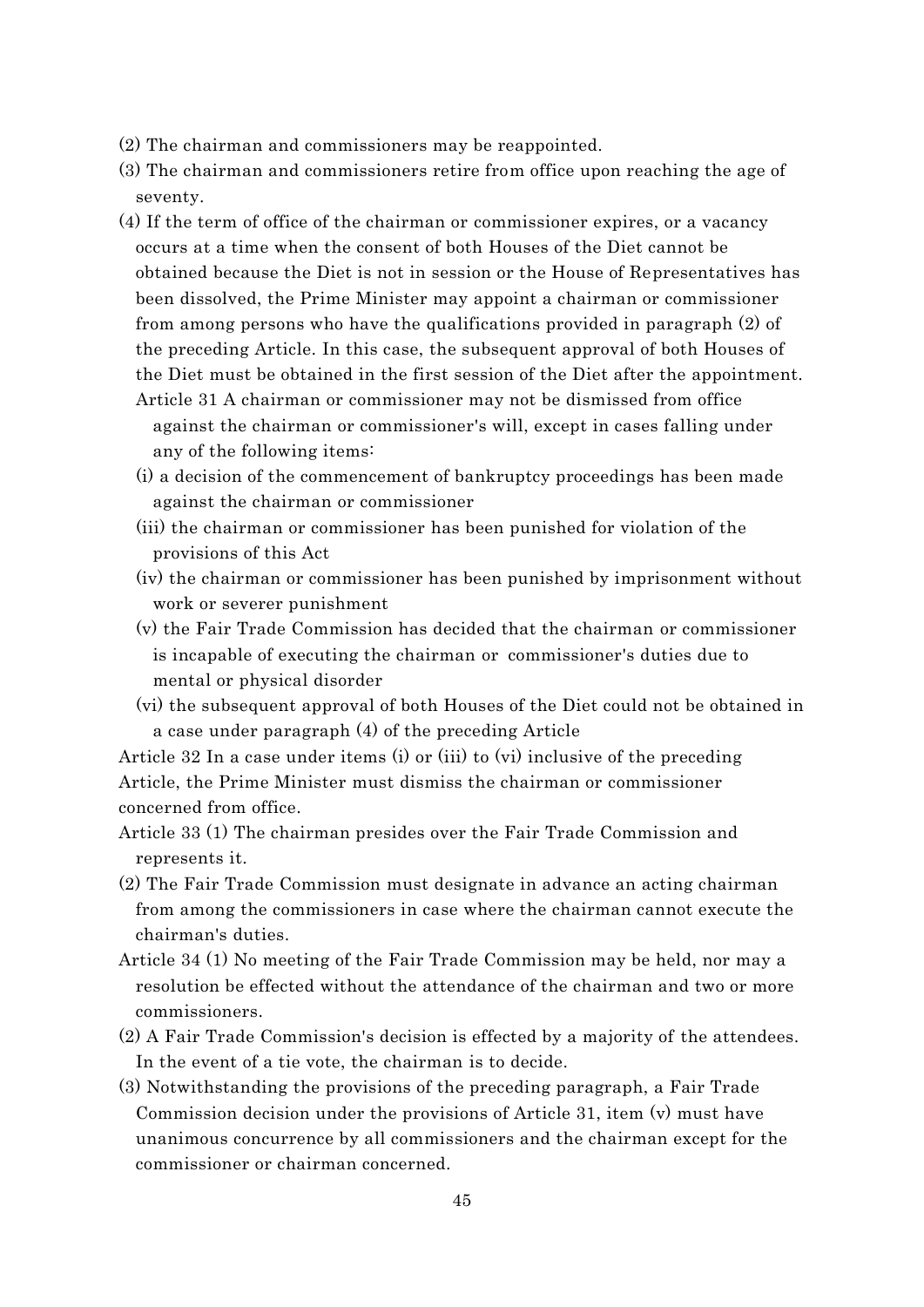(2) The chairman and commissioners may be reappointed.

(3) The chairman and commissioners retire from office upon reaching the age of seventy.

(4) If the term of office of the chairman or commissioner expires, or a vacancy occurs at a time when the consent of both Houses of the Diet cannot be obtained because the Diet is not in session or the House of Representatives has been dissolved, the Prime Minister may appoint a chairman or commissioner from among persons who have the qualifications provided in paragraph (2) of the preceding Article. In this case, the subsequent approval of both Houses of the Diet must be obtained in the first session of the Diet after the appointment.

Article 31 A chairman or commissioner may not be dismissed from office against the chairman or commissioner's will, except in cases falling under any of the following items:

(i) a decision of the commencement of bankruptcy proceedings has been made against the chairman or commissioner

(iii) the chairman or commissioner has been punished for violation of the provisions of this Act

(iv) the chairman or commissioner has been punished by imprisonment without work or severer punishment

(v) the Fair Trade Commission has decided that the chairman or commissioner is incapable of executing the chairman or commissioner's duties due to mental or physical disorder

(vi) the subsequent approval of both Houses of the Diet could not be obtained in a case under paragraph (4) of the preceding Article

Article 32 In a case under items (i) or (iii) to (vi) inclusive of the preceding Article, the Prime Minister must dismiss the chairman or commissioner concerned from office.

Article 33 (1) The chairman presides over the Fair Trade Commission and represents it.

(2) The Fair Trade Commission must designate in advance an acting chairman from among the commissioners in case where the chairman cannot execute the chairman's duties.

Article 34 (1) No meeting of the Fair Trade Commission may be held, nor may a resolution be effected without the attendance of the chairman and two or more commissioners.

(2) A Fair Trade Commission's decision is effected by a majority of the attendees. In the event of a tie vote, the chairman is to decide.

(3) Notwithstanding the provisions of the preceding paragraph, a Fair Trade Commission decision under the provisions of Article 31, item (v) must have unanimous concurrence by all commissioners and the chairman except for the commissioner or chairman concerned.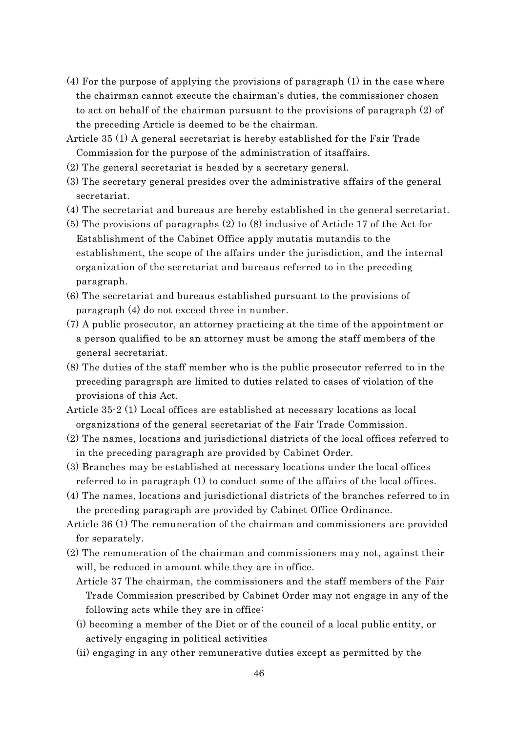(4) For the purpose of applying the provisions of paragraph (1) in the case where the chairman cannot execute the chairman's duties, the commissioner chosen to act on behalf of the chairman pursuant to the provisions of paragraph (2) of the preceding Article is deemed to be the chairman.

Article 35 (1) A general secretariat is hereby established for the Fair Trade Commission for the purpose of the administration of itsaffairs.

(2) The general secretariat is headed by a secretary general.

(3) The secretary general presides over the administrative affairs of the general secretariat.

(4) The secretariat and bureaus are hereby established in the general secretariat.

(5) The provisions of paragraphs (2) to (8) inclusive of Article 17 of the Act for Establishment of the Cabinet Office apply mutatis mutandis to the establishment, the scope of the affairs under the jurisdiction, and the internal organization of the secretariat and bureaus referred to in the preceding paragraph.

(6) The secretariat and bureaus established pursuant to the provisions of paragraph (4) do not exceed three in number.

(7) A public prosecutor, an attorney practicing at the time of the appointment or a person qualified to be an attorney must be among the staff members of the general secretariat.

(8) The duties of the staff member who is the public prosecutor referred to in the preceding paragraph are limited to duties related to cases of violation of the provisions of this Act.

Article 35-2 (1) Local offices are established at necessary locations as local organizations of the general secretariat of the Fair Trade Commission.

(2) The names, locations and jurisdictional districts of the local offices referred to in the preceding paragraph are provided by Cabinet Order.

(3) Branches may be established at necessary locations under the local offices referred to in paragraph (1) to conduct some of the affairs of the local offices.

(4) The names, locations and jurisdictional districts of the branches referred to in the preceding paragraph are provided by Cabinet Office Ordinance.

Article 36 (1) The remuneration of the chairman and commissioners are provided for separately.

(2) The remuneration of the chairman and commissioners may not, against their will, be reduced in amount while they are in office.

Article 37 The chairman, the commissioners and the staff members of the Fair Trade Commission prescribed by Cabinet Order may not engage in any of the following acts while they are in office:

(i) becoming a member of the Diet or of the council of a local public entity, or actively engaging in political activities

(ii) engaging in any other remunerative duties except as permitted by the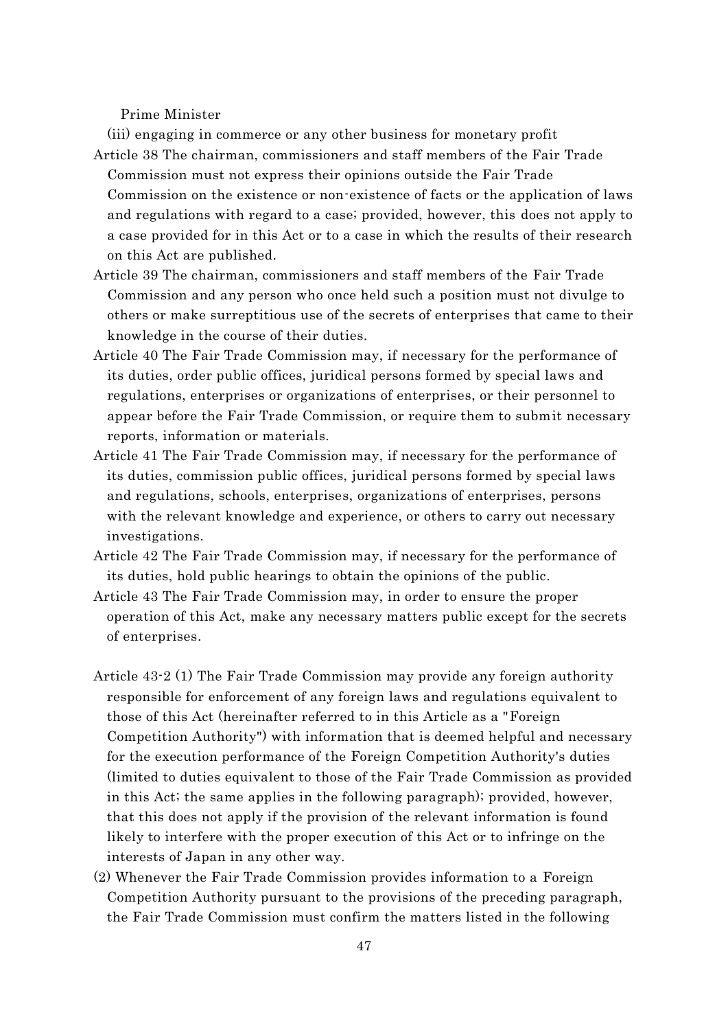Prime Minister

(iii) engaging in commerce or any other business for monetary profit

Article 38 The chairman, commissioners and staff members of the Fair Trade Commission must not express their opinions outside the Fair Trade Commission on the existence or non-existence of facts or the application of laws and regulations with regard to a case; provided, however, this does not apply to a case provided for in this Act or to a case in which the results of their research on this Act are published.

Article 39 The chairman, commissioners and staff members of the Fair Trade Commission and any person who once held such a position must not divulge to others or make surreptitious use of the secrets of enterprises that came to their knowledge in the course of their duties.

Article 40 The Fair Trade Commission may, if necessary for the performance of its duties, order public offices, juridical persons formed by special laws and regulations, enterprises or organizations of enterprises, or their personnel to appear before the Fair Trade Commission, or require them to submit necessary reports, information or materials.

Article 41 The Fair Trade Commission may, if necessary for the performance of its duties, commission public offices, juridical persons formed by special laws and regulations, schools, enterprises, organizations of enterprises, persons with the relevant knowledge and experience, or others to carry out necessary investigations.

Article 42 The Fair Trade Commission may, if necessary for the performance of its duties, hold public hearings to obtain the opinions of the public.

Article 43 The Fair Trade Commission may, in order to ensure the proper operation of this Act, make any necessary matters public except for the secrets of enterprises.

Article 43-2 (1) The Fair Trade Commission may provide any foreign authority responsible for enforcement of any foreign laws and regulations equivalent to those of this Act (hereinafter referred to in this Article as a "Foreign Competition Authority") with information that is deemed helpful and necessary for the execution performance of the Foreign Competition Authority's duties (limited to duties equivalent to those of the Fair Trade Commission as provided in this Act; the same applies in the following paragraph); provided, however, that this does not apply if the provision of the relevant information is found likely to interfere with the proper execution of this Act or to infringe on the interests of Japan in any other way.

(2) Whenever the Fair Trade Commission provides information to a Foreign Competition Authority pursuant to the provisions of the preceding paragraph, the Fair Trade Commission must confirm the matters listed in the following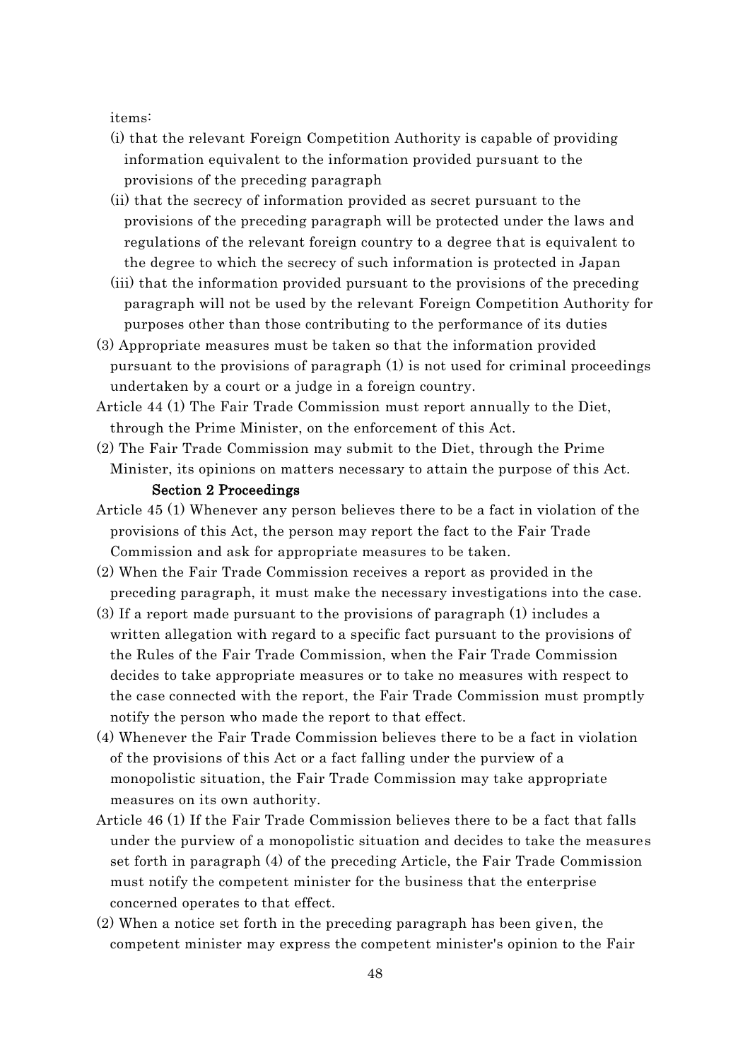items:

(i) that the relevant Foreign Competition Authority is capable of providing information equivalent to the information provided pursuant to the provisions of the preceding paragraph

(ii) that the secrecy of information provided as secret pursuant to the provisions of the preceding paragraph will be protected under the laws and regulations of the relevant foreign country to a degree that is equivalent to the degree to which the secrecy of such information is protected in Japan

(iii) that the information provided pursuant to the provisions of the preceding paragraph will not be used by the relevant Foreign Competition Authority for purposes other than those contributing to the performance of its duties

(3) Appropriate measures must be taken so that the information provided pursuant to the provisions of paragraph (1) is not used for criminal proceedings undertaken by a court or a judge in a foreign country.

Article 44 (1) The Fair Trade Commission must report annually to the Diet, through the Prime Minister, on the enforcement of this Act.

(2) The Fair Trade Commission may submit to the Diet, through the Prime Minister, its opinions on matters necessary to attain the purpose of this Act.

### Section 2 Proceedings

Article 45 (1) Whenever any person believes there to be a fact in violation of the provisions of this Act, the person may report the fact to the Fair Trade Commission and ask for appropriate measures to be taken.

(2) When the Fair Trade Commission receives a report as provided in the preceding paragraph, it must make the necessary investigations into the case.

(3) If a report made pursuant to the provisions of paragraph (1) includes a written allegation with regard to a specific fact pursuant to the provisions of the Rules of the Fair Trade Commission, when the Fair Trade Commission decides to take appropriate measures or to take no measures with respect to the case connected with the report, the Fair Trade Commission must promptly notify the person who made the report to that effect.

(4) Whenever the Fair Trade Commission believes there to be a fact in violation of the provisions of this Act or a fact falling under the purview of a monopolistic situation, the Fair Trade Commission may take appropriate measures on its own authority.

Article 46 (1) If the Fair Trade Commission believes there to be a fact that falls under the purview of a monopolistic situation and decides to take the measures set forth in paragraph (4) of the preceding Article, the Fair Trade Commission must notify the competent minister for the business that the enterprise concerned operates to that effect.

(2) When a notice set forth in the preceding paragraph has been given, the competent minister may express the competent minister's opinion to the Fair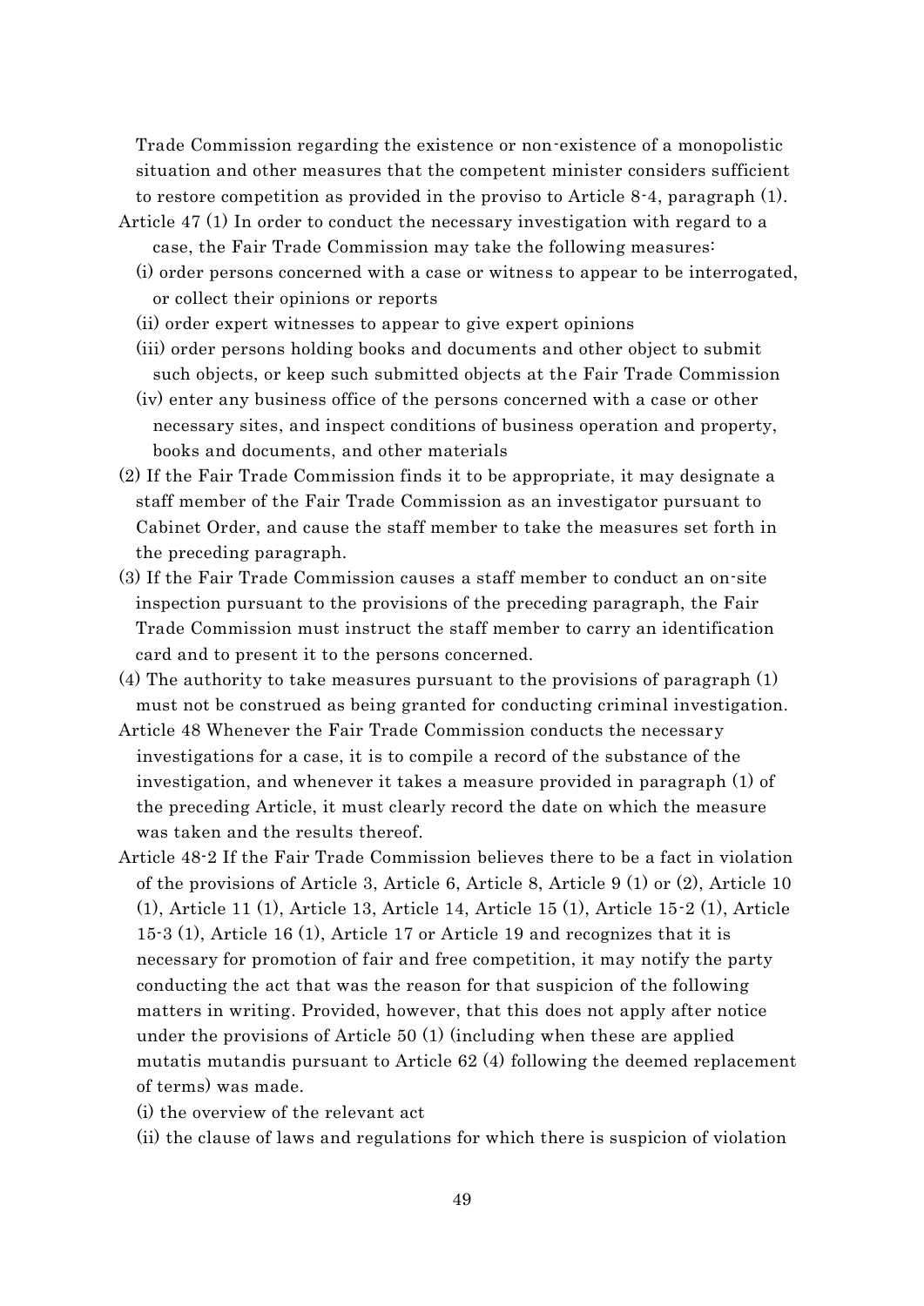Trade Commission regarding the existence or non-existence of a monopolistic situation and other measures that the competent minister considers sufficient to restore competition as provided in the proviso to Article 8-4, paragraph (1).

Article 47 (1) In order to conduct the necessary investigation with regard to a case, the Fair Trade Commission may take the following measures:

(i) order persons concerned with a case or witness to appear to be interrogated, or collect their opinions or reports

(ii) order expert witnesses to appear to give expert opinions

(iii) order persons holding books and documents and other object to submit such objects, or keep such submitted objects at the Fair Trade Commission

(iv) enter any business office of the persons concerned with a case or other necessary sites, and inspect conditions of business operation and property, books and documents, and other materials

(2) If the Fair Trade Commission finds it to be appropriate, it may designate a staff member of the Fair Trade Commission as an investigator pursuant to Cabinet Order, and cause the staff member to take the measures set forth in the preceding paragraph.

(3) If the Fair Trade Commission causes a staff member to conduct an on-site inspection pursuant to the provisions of the preceding paragraph, the Fair Trade Commission must instruct the staff member to carry an identification card and to present it to the persons concerned.

(4) The authority to take measures pursuant to the provisions of paragraph (1) must not be construed as being granted for conducting criminal investigation.

Article 48 Whenever the Fair Trade Commission conducts the necessary investigations for a case, it is to compile a record of the substance of the investigation, and whenever it takes a measure provided in paragraph (1) of the preceding Article, it must clearly record the date on which the measure was taken and the results thereof.

Article 48-2 If the Fair Trade Commission believes there to be a fact in violation of the provisions of Article 3, Article 6, Article 8, Article 9 (1) or (2), Article 10 (1), Article 11 (1), Article 13, Article 14, Article 15 (1), Article 15-2 (1), Article 15-3 (1), Article 16 (1), Article 17 or Article 19 and recognizes that it is necessary for promotion of fair and free competition, it may notify the party conducting the act that was the reason for that suspicion of the following matters in writing. Provided, however, that this does not apply after notice under the provisions of Article 50 (1) (including when these are applied mutatis mutandis pursuant to Article 62 (4) following the deemed replacement of terms) was made.

(i) the overview of the relevant act

(ii) the clause of laws and regulations for which there is suspicion of violation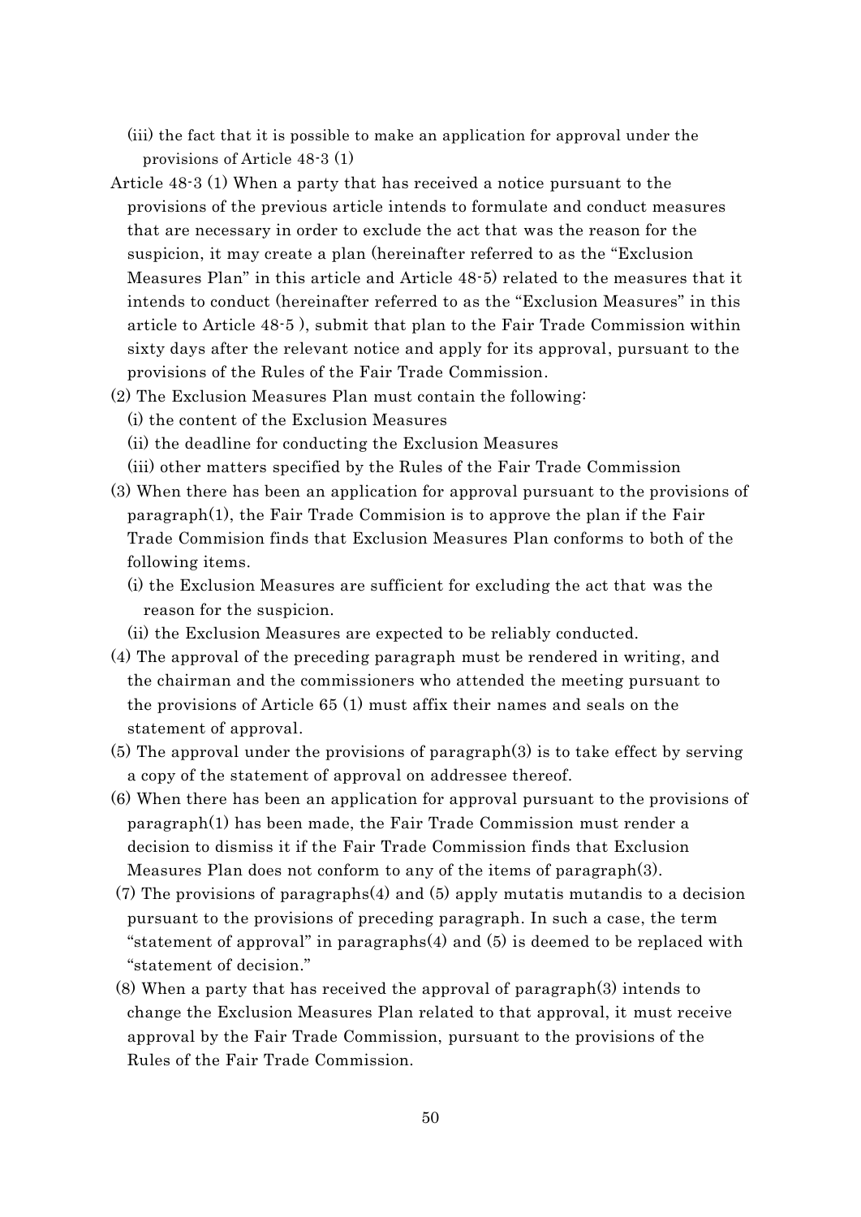(iii) the fact that it is possible to make an application for approval under the provisions of Article 48-3 (1)

Article 48-3 (1) When a party that has received a notice pursuant to the provisions of the previous article intends to formulate and conduct measures that are necessary in order to exclude the act that was the reason for the suspicion, it may create a plan (hereinafter referred to as the "Exclusion Measures Plan" in this article and Article 48-5) related to the measures that it intends to conduct (hereinafter referred to as the "Exclusion Measures" in this article to Article 48-5 ), submit that plan to the Fair Trade Commission within sixty days after the relevant notice and apply for its approval, pursuant to the provisions of the Rules of the Fair Trade Commission.

(2) The Exclusion Measures Plan must contain the following:

(i) the content of the Exclusion Measures

(ii) the deadline for conducting the Exclusion Measures

(iii) other matters specified by the Rules of the Fair Trade Commission

(3) When there has been an application for approval pursuant to the provisions of paragraph(1), the Fair Trade Commision is to approve the plan if the Fair Trade Commision finds that Exclusion Measures Plan conforms to both of the following items.

(i) the Exclusion Measures are sufficient for excluding the act that was the reason for the suspicion.

(ii) the Exclusion Measures are expected to be reliably conducted.

(4) The approval of the preceding paragraph must be rendered in writing, and the chairman and the commissioners who attended the meeting pursuant to the provisions of Article 65 (1) must affix their names and seals on the statement of approval.

(5) The approval under the provisions of paragraph(3) is to take effect by serving a copy of the statement of approval on addressee thereof.

(6) When there has been an application for approval pursuant to the provisions of paragraph(1) has been made, the Fair Trade Commission must render a decision to dismiss it if the Fair Trade Commission finds that Exclusion Measures Plan does not conform to any of the items of paragraph(3).

(7) The provisions of paragraphs(4) and (5) apply mutatis mutandis to a decision pursuant to the provisions of preceding paragraph. In such a case, the term "statement of approval" in paragraphs(4) and (5) is deemed to be replaced with "statement of decision."

(8) When a party that has received the approval of paragraph(3) intends to change the Exclusion Measures Plan related to that approval, it must receive approval by the Fair Trade Commission, pursuant to the provisions of the Rules of the Fair Trade Commission.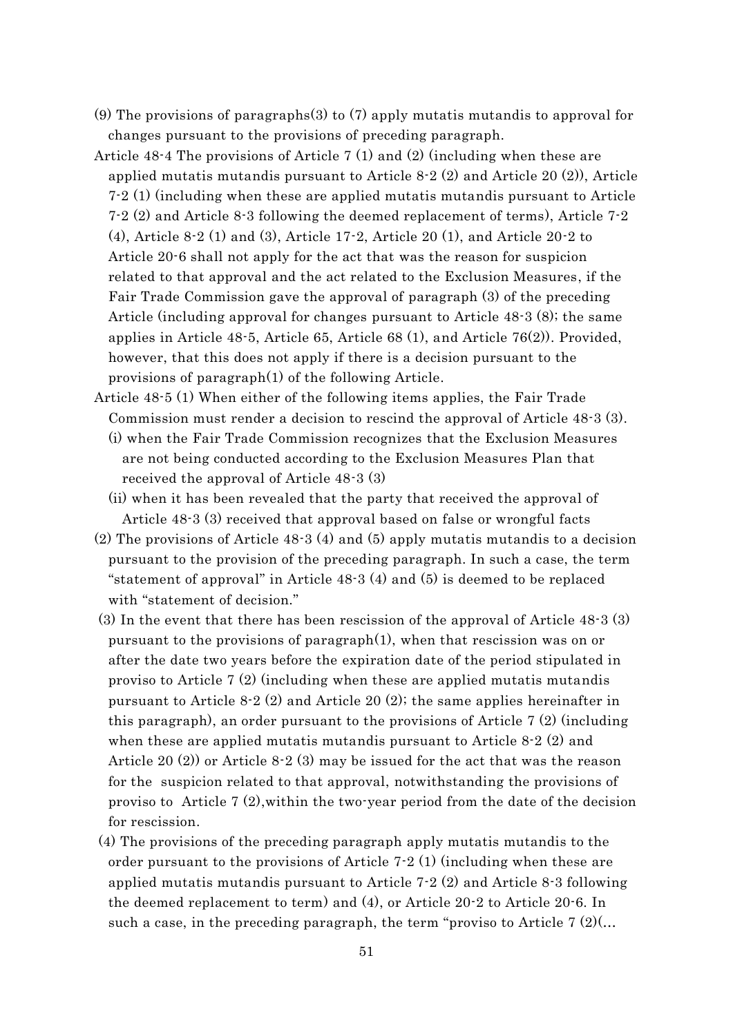(9) The provisions of paragraphs(3) to (7) apply mutatis mutandis to approval for changes pursuant to the provisions of preceding paragraph.

Article 48-4 The provisions of Article 7 (1) and (2) (including when these are applied mutatis mutandis pursuant to Article 8-2 (2) and Article 20 (2)), Article 7-2 (1) (including when these are applied mutatis mutandis pursuant to Article 7-2 (2) and Article 8-3 following the deemed replacement of terms), Article 7-2 (4), Article 8-2 (1) and (3), Article 17-2, Article 20 (1), and Article 20-2 to Article 20-6 shall not apply for the act that was the reason for suspicion related to that approval and the act related to the Exclusion Measures, if the Fair Trade Commission gave the approval of paragraph (3) of the preceding Article (including approval for changes pursuant to Article 48-3 (8); the same applies in Article 48-5, Article 65, Article 68 (1), and Article 76(2)). Provided, however, that this does not apply if there is a decision pursuant to the provisions of paragraph(1) of the following Article.

Article 48-5 (1) When either of the following items applies, the Fair Trade Commission must render a decision to rescind the approval of Article 48-3 (3).

(i) when the Fair Trade Commission recognizes that the Exclusion Measures are not being conducted according to the Exclusion Measures Plan that received the approval of Article 48-3 (3)

(ii) when it has been revealed that the party that received the approval of Article 48-3 (3) received that approval based on false or wrongful facts

(2) The provisions of Article 48-3 (4) and (5) apply mutatis mutandis to a decision pursuant to the provision of the preceding paragraph. In such a case, the term "statement of approval" in Article 48-3 (4) and (5) is deemed to be replaced with "statement of decision."

(3) In the event that there has been rescission of the approval of Article 48-3 (3) pursuant to the provisions of paragraph(1), when that rescission was on or after the date two years before the expiration date of the period stipulated in proviso to Article 7 (2) (including when these are applied mutatis mutandis pursuant to Article 8-2 (2) and Article 20 (2); the same applies hereinafter in this paragraph), an order pursuant to the provisions of Article 7 (2) (including when these are applied mutatis mutandis pursuant to Article 8-2 (2) and Article 20 (2)) or Article 8-2 (3) may be issued for the act that was the reason for the suspicion related to that approval, notwithstanding the provisions of proviso to Article 7 (2),within the two-year period from the date of the decision for rescission.

(4) The provisions of the preceding paragraph apply mutatis mutandis to the order pursuant to the provisions of Article 7-2 (1) (including when these are applied mutatis mutandis pursuant to Article 7-2 (2) and Article 8-3 following the deemed replacement to term) and (4), or Article 20-2 to Article 20-6. In such a case, in the preceding paragraph, the term "proviso to Article 7 (2)(...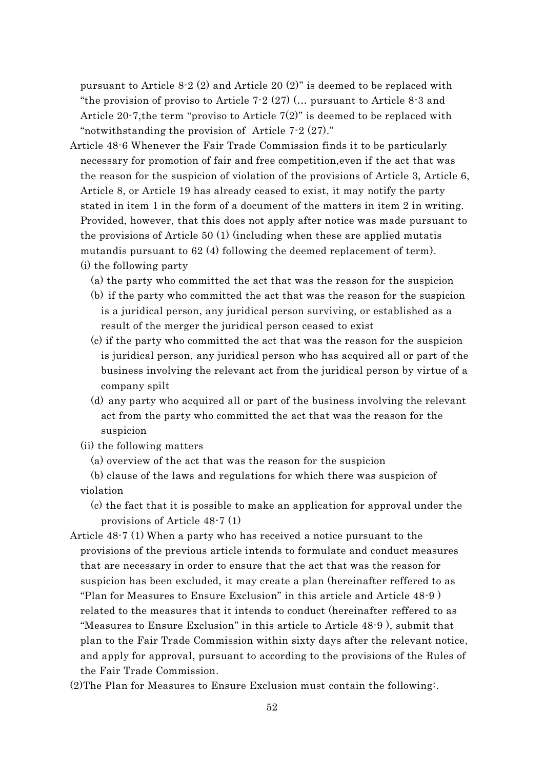pursuant to Article 8-2 (2) and Article 20 (2)" is deemed to be replaced with "the provision of proviso to Article 7-2 (27) (… pursuant to Article 8-3 and Article 20-7,the term "proviso to Article 7(2)" is deemed to be replaced with "notwithstanding the provision of Article 7-2 (27)."

Article 48-6 Whenever the Fair Trade Commission finds it to be particularly necessary for promotion of fair and free competition,even if the act that was the reason for the suspicion of violation of the provisions of Article 3, Article 6, Article 8, or Article 19 has already ceased to exist, it may notify the party stated in item 1 in the form of a document of the matters in item 2 in writing. Provided, however, that this does not apply after notice was made pursuant to the provisions of Article 50 (1) (including when these are applied mutatis mutandis pursuant to 62 (4) following the deemed replacement of term).

(i) the following party

(a) the party who committed the act that was the reason for the suspicion

(b) if the party who committed the act that was the reason for the suspicion is a juridical person, any juridical person surviving, or established as a result of the merger the juridical person ceased to exist

(c) if the party who committed the act that was the reason for the suspicion is juridical person, any juridical person who has acquired all or part of the business involving the relevant act from the juridical person by virtue of a company spilt

(d) any party who acquired all or part of the business involving the relevant act from the party who committed the act that was the reason for the suspicion

(ii) the following matters

(a) overview of the act that was the reason for the suspicion

(b) clause of the laws and regulations for which there was suspicion of violation

(c) the fact that it is possible to make an application for approval under the provisions of Article 48-7 (1)

Article 48-7 (1) When a party who has received a notice pursuant to the provisions of the previous article intends to formulate and conduct measures that are necessary in order to ensure that the act that was the reason for suspicion has been excluded, it may create a plan (hereinafter reffered to as "Plan for Measures to Ensure Exclusion" in this article and Article 48-9 ) related to the measures that it intends to conduct (hereinafter reffered to as "Measures to Ensure Exclusion" in this article to Article 48-9 ), submit that plan to the Fair Trade Commission within sixty days after the relevant notice, and apply for approval, pursuant to according to the provisions of the Rules of the Fair Trade Commission.

(2)The Plan for Measures to Ensure Exclusion must contain the following:.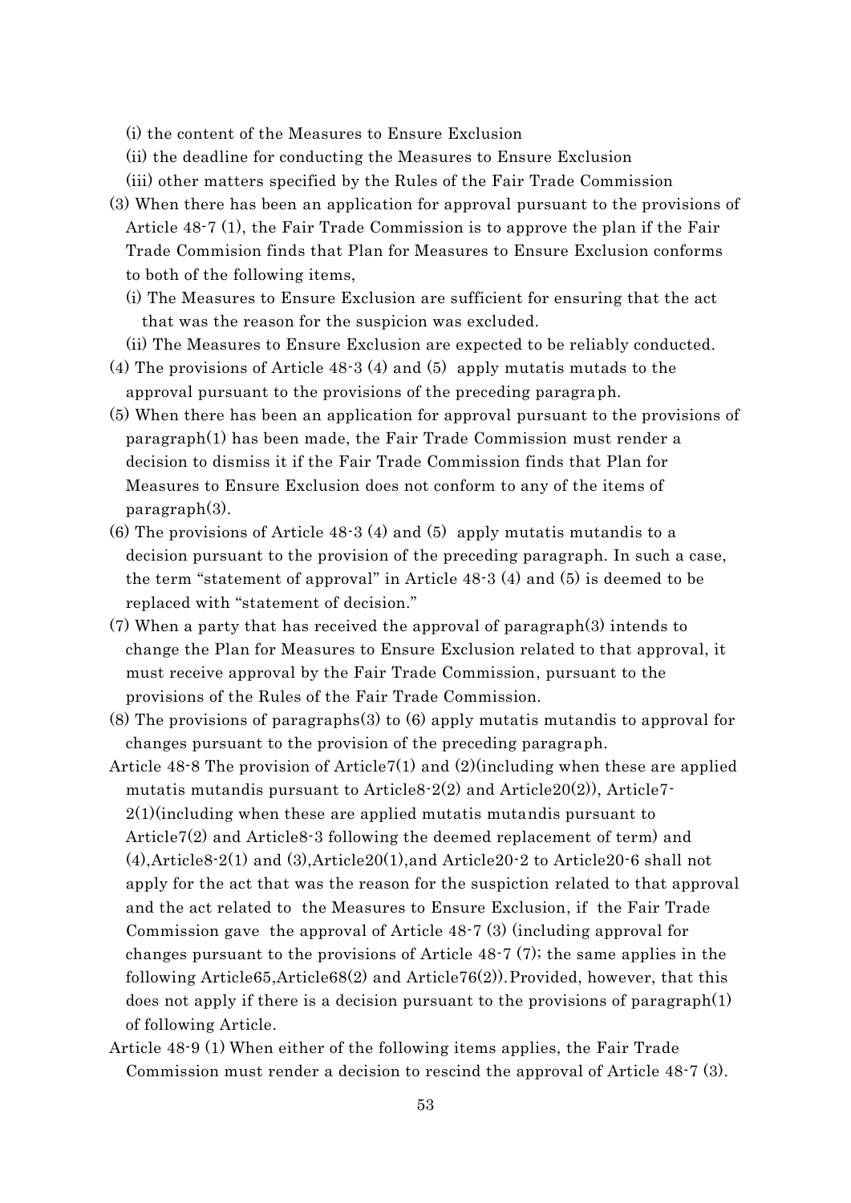(i) the content of the Measures to Ensure Exclusion

(ii) the deadline for conducting the Measures to Ensure Exclusion

(iii) other matters specified by the Rules of the Fair Trade Commission

(3) When there has been an application for approval pursuant to the provisions of Article 48-7 (1), the Fair Trade Commission is to approve the plan if the Fair Trade Commision finds that Plan for Measures to Ensure Exclusion conforms to both of the following items,

(i) The Measures to Ensure Exclusion are sufficient for ensuring that the act that was the reason for the suspicion was excluded.

(ii) The Measures to Ensure Exclusion are expected to be reliably conducted.

(4) The provisions of Article 48-3 (4) and (5) apply mutatis mutads to the approval pursuant to the provisions of the preceding paragraph.

(5) When there has been an application for approval pursuant to the provisions of paragraph(1) has been made, the Fair Trade Commission must render a decision to dismiss it if the Fair Trade Commission finds that Plan for Measures to Ensure Exclusion does not conform to any of the items of paragraph(3).

(6) The provisions of Article 48-3 (4) and (5) apply mutatis mutandis to a decision pursuant to the provision of the preceding paragraph. In such a case, the term "statement of approval" in Article 48-3 (4) and (5) is deemed to be replaced with "statement of decision."

(7) When a party that has received the approval of paragraph(3) intends to change the Plan for Measures to Ensure Exclusion related to that approval, it must receive approval by the Fair Trade Commission, pursuant to the provisions of the Rules of the Fair Trade Commission.

(8) The provisions of paragraphs(3) to (6) apply mutatis mutandis to approval for changes pursuant to the provision of the preceding paragraph.

Article 48-8 The provision of Article7(1) and (2)(including when these are applied mutatis mutandis pursuant to Article8-2(2) and Article20(2)), Article7-2(1)(including when these are applied mutatis mutandis pursuant to Article7(2) and Article8-3 following the deemed replacement of term) and (4),Article8-2(1) and (3),Article20(1),and Article20-2 to Article20-6 shall not apply for the act that was the reason for the suspiction related to that approval and the act related to the Measures to Ensure Exclusion, if the Fair Trade Commission gave the approval of Article 48-7 (3) (including approval for changes pursuant to the provisions of Article 48-7 (7); the same applies in the following Article65,Article68(2) and Article76(2)).Provided, however, that this does not apply if there is a decision pursuant to the provisions of paragraph(1) of following Article.

Article 48-9 (1) When either of the following items applies, the Fair Trade Commission must render a decision to rescind the approval of Article 48-7 (3).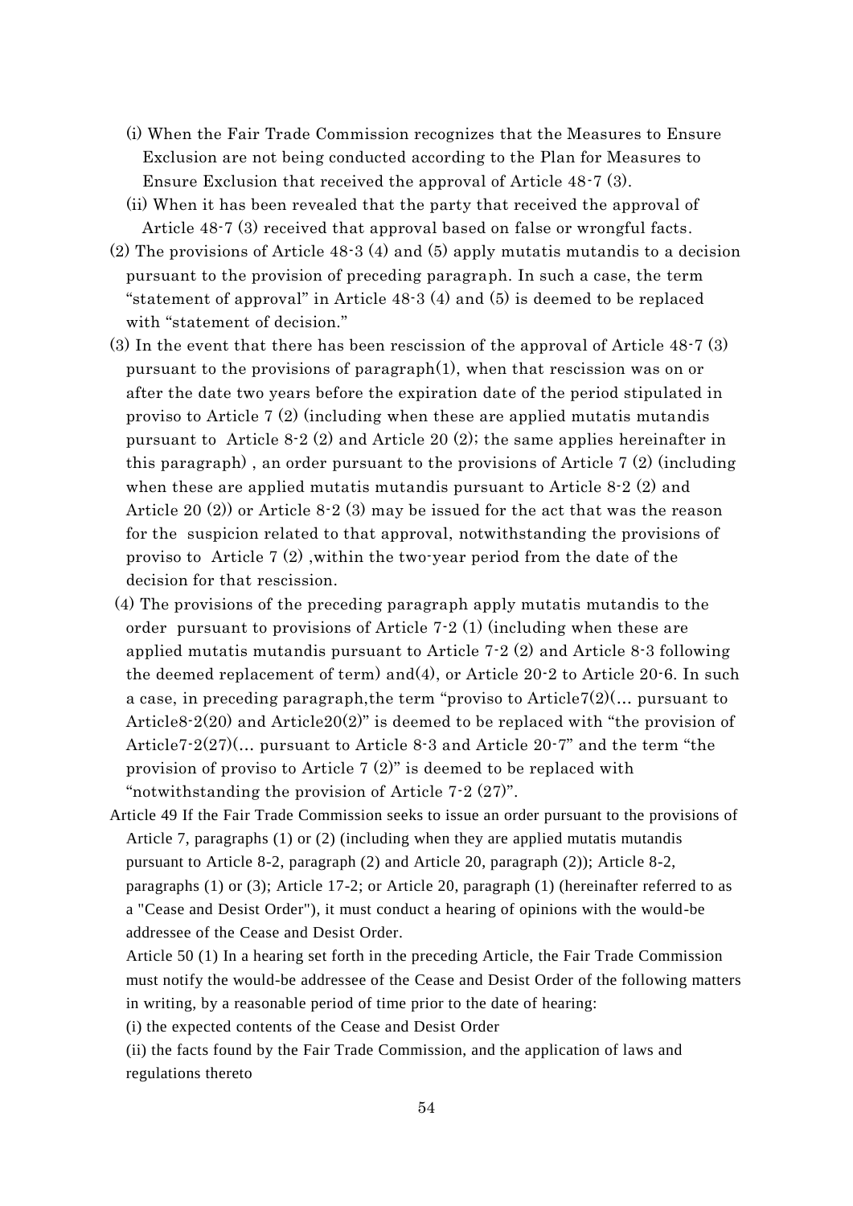(i) When the Fair Trade Commission recognizes that the Measures to Ensure Exclusion are not being conducted according to the Plan for Measures to Ensure Exclusion that received the approval of Article 48-7 (3).

(ii) When it has been revealed that the party that received the approval of Article 48-7 (3) received that approval based on false or wrongful facts.

(2) The provisions of Article 48-3 (4) and (5) apply mutatis mutandis to a decision pursuant to the provision of preceding paragraph. In such a case, the term "statement of approval" in Article 48-3 (4) and (5) is deemed to be replaced with "statement of decision."

(3) In the event that there has been rescission of the approval of Article 48-7 (3) pursuant to the provisions of paragraph(1), when that rescission was on or after the date two years before the expiration date of the period stipulated in proviso to Article 7 (2) (including when these are applied mutatis mutandis pursuant to Article 8-2 (2) and Article 20 (2); the same applies hereinafter in this paragraph) , an order pursuant to the provisions of Article 7 (2) (including when these are applied mutatis mutandis pursuant to Article 8-2 (2) and Article 20 (2)) or Article 8-2 (3) may be issued for the act that was the reason for the suspicion related to that approval, notwithstanding the provisions of proviso to Article 7 (2) ,within the two-year period from the date of the decision for that rescission.

(4) The provisions of the preceding paragraph apply mutatis mutandis to the order pursuant to provisions of Article 7-2 (1) (including when these are applied mutatis mutandis pursuant to Article 7-2 (2) and Article 8-3 following the deemed replacement of term) and(4), or Article 20-2 to Article 20-6. In such a case, in preceding paragraph,the term "proviso to Article7(2)(... pursuant to Article8-2(20) and Article20(2)" is deemed to be replaced with "the provision of Article7-2(27)(... pursuant to Article 8-3 and Article 20-7" and the term "the provision of proviso to Article 7 (2)" is deemed to be replaced with "notwithstanding the provision of Article 7-2 (27)".

Article 49 If the Fair Trade Commission seeks to issue an order pursuant to the provisions of Article 7, paragraphs (1) or (2) (including when they are applied mutatis mutandis pursuant to Article 8-2, paragraph (2) and Article 20, paragraph (2)); Article 8-2, paragraphs (1) or (3); Article 17-2; or Article 20, paragraph (1) (hereinafter referred to as a "Cease and Desist Order"), it must conduct a hearing of opinions with the would-be addressee of the Cease and Desist Order.

Article 50 (1) In a hearing set forth in the preceding Article, the Fair Trade Commission must notify the would-be addressee of the Cease and Desist Order of the following matters in writing, by a reasonable period of time prior to the date of hearing:

(i) the expected contents of the Cease and Desist Order

(ii) the facts found by the Fair Trade Commission, and the application of laws and regulations thereto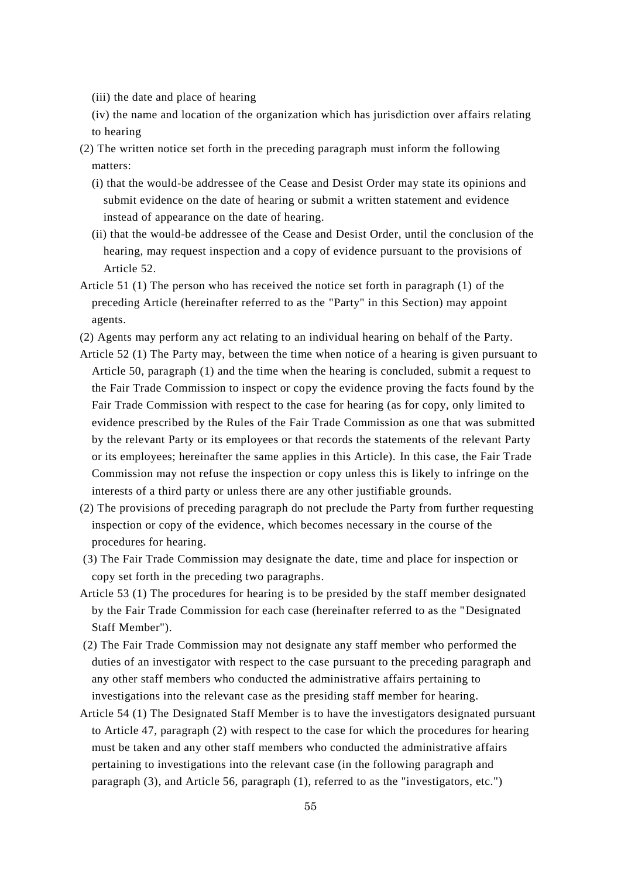(iii) the date and place of hearing

(iv) the name and location of the organization which has jurisdiction over affairs relating to hearing

(2) The written notice set forth in the preceding paragraph must inform the following matters:

(i) that the would-be addressee of the Cease and Desist Order may state its opinions and submit evidence on the date of hearing or submit a written statement and evidence instead of appearance on the date of hearing.

(ii) that the would-be addressee of the Cease and Desist Order, until the conclusion of the hearing, may request inspection and a copy of evidence pursuant to the provisions of Article 52.

Article 51 (1) The person who has received the notice set forth in paragraph (1) of the preceding Article (hereinafter referred to as the "Party" in this Section) may appoint agents.

(2) Agents may perform any act relating to an individual hearing on behalf of the Party.

Article 52 (1) The Party may, between the time when notice of a hearing is given pursuant to Article 50, paragraph (1) and the time when the hearing is concluded, submit a request to the Fair Trade Commission to inspect or copy the evidence proving the facts found by the Fair Trade Commission with respect to the case for hearing (as for copy, only limited to evidence prescribed by the Rules of the Fair Trade Commission as one that was submitted by the relevant Party or its employees or that records the statements of the relevant Party or its employees; hereinafter the same applies in this Article). In this case, the Fair Trade Commission may not refuse the inspection or copy unless this is likely to infringe on the interests of a third party or unless there are any other justifiable grounds.

(2) The provisions of preceding paragraph do not preclude the Party from further requesting inspection or copy of the evidence, which becomes necessary in the course of the procedures for hearing.

(3) The Fair Trade Commission may designate the date, time and place for inspection or copy set forth in the preceding two paragraphs.

Article 53 (1) The procedures for hearing is to be presided by the staff member designated by the Fair Trade Commission for each case (hereinafter referred to as the "Designated Staff Member").

(2) The Fair Trade Commission may not designate any staff member who performed the duties of an investigator with respect to the case pursuant to the preceding paragraph and any other staff members who conducted the administrative affairs pertaining to investigations into the relevant case as the presiding staff member for hearing.

Article 54 (1) The Designated Staff Member is to have the investigators designated pursuant to Article 47, paragraph (2) with respect to the case for which the procedures for hearing must be taken and any other staff members who conducted the administrative affairs pertaining to investigations into the relevant case (in the following paragraph and paragraph (3), and Article 56, paragraph (1), referred to as the "investigators, etc.")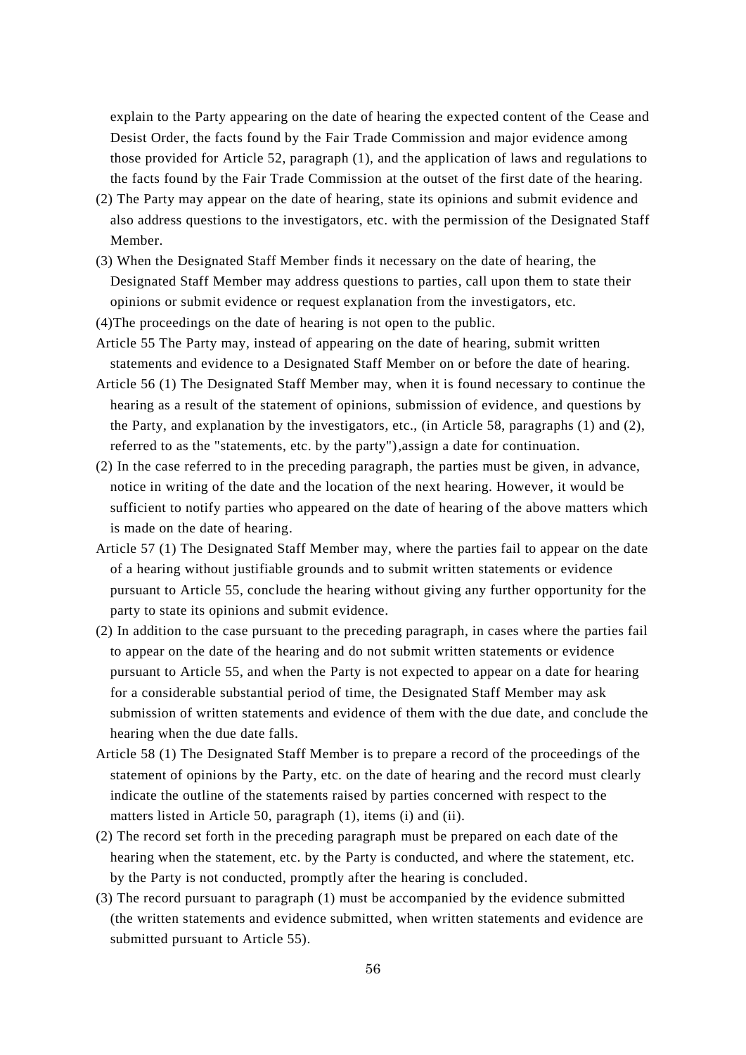explain to the Party appearing on the date of hearing the expected content of the Cease and Desist Order, the facts found by the Fair Trade Commission and major evidence among those provided for Article 52, paragraph (1), and the application of laws and regulations to the facts found by the Fair Trade Commission at the outset of the first date of the hearing.

(2) The Party may appear on the date of hearing, state its opinions and submit evidence and also address questions to the investigators, etc. with the permission of the Designated Staff Member.

(3) When the Designated Staff Member finds it necessary on the date of hearing, the Designated Staff Member may address questions to parties, call upon them to state their opinions or submit evidence or request explanation from the investigators, etc.

(4)The proceedings on the date of hearing is not open to the public.

Article 55 The Party may, instead of appearing on the date of hearing, submit written statements and evidence to a Designated Staff Member on or before the date of hearing.

Article 56 (1) The Designated Staff Member may, when it is found necessary to continue the hearing as a result of the statement of opinions, submission of evidence, and questions by the Party, and explanation by the investigators, etc., (in Article 58, paragraphs (1) and (2), referred to as the "statements, etc. by the party"),assign a date for continuation.

(2) In the case referred to in the preceding paragraph, the parties must be given, in advance, notice in writing of the date and the location of the next hearing. However, it would be sufficient to notify parties who appeared on the date of hearing of the above matters which is made on the date of hearing.

Article 57 (1) The Designated Staff Member may, where the parties fail to appear on the date of a hearing without justifiable grounds and to submit written statements or evidence pursuant to Article 55, conclude the hearing without giving any further opportunity for the party to state its opinions and submit evidence.

(2) In addition to the case pursuant to the preceding paragraph, in cases where the parties fail to appear on the date of the hearing and do not submit written statements or evidence pursuant to Article 55, and when the Party is not expected to appear on a date for hearing for a considerable substantial period of time, the Designated Staff Member may ask submission of written statements and evidence of them with the due date, and conclude the hearing when the due date falls.

Article 58 (1) The Designated Staff Member is to prepare a record of the proceedings of the statement of opinions by the Party, etc. on the date of hearing and the record must clearly indicate the outline of the statements raised by parties concerned with respect to the matters listed in Article 50, paragraph (1), items (i) and (ii).

(2) The record set forth in the preceding paragraph must be prepared on each date of the hearing when the statement, etc. by the Party is conducted, and where the statement, etc. by the Party is not conducted, promptly after the hearing is concluded.

(3) The record pursuant to paragraph (1) must be accompanied by the evidence submitted (the written statements and evidence submitted, when written statements and evidence are submitted pursuant to Article 55).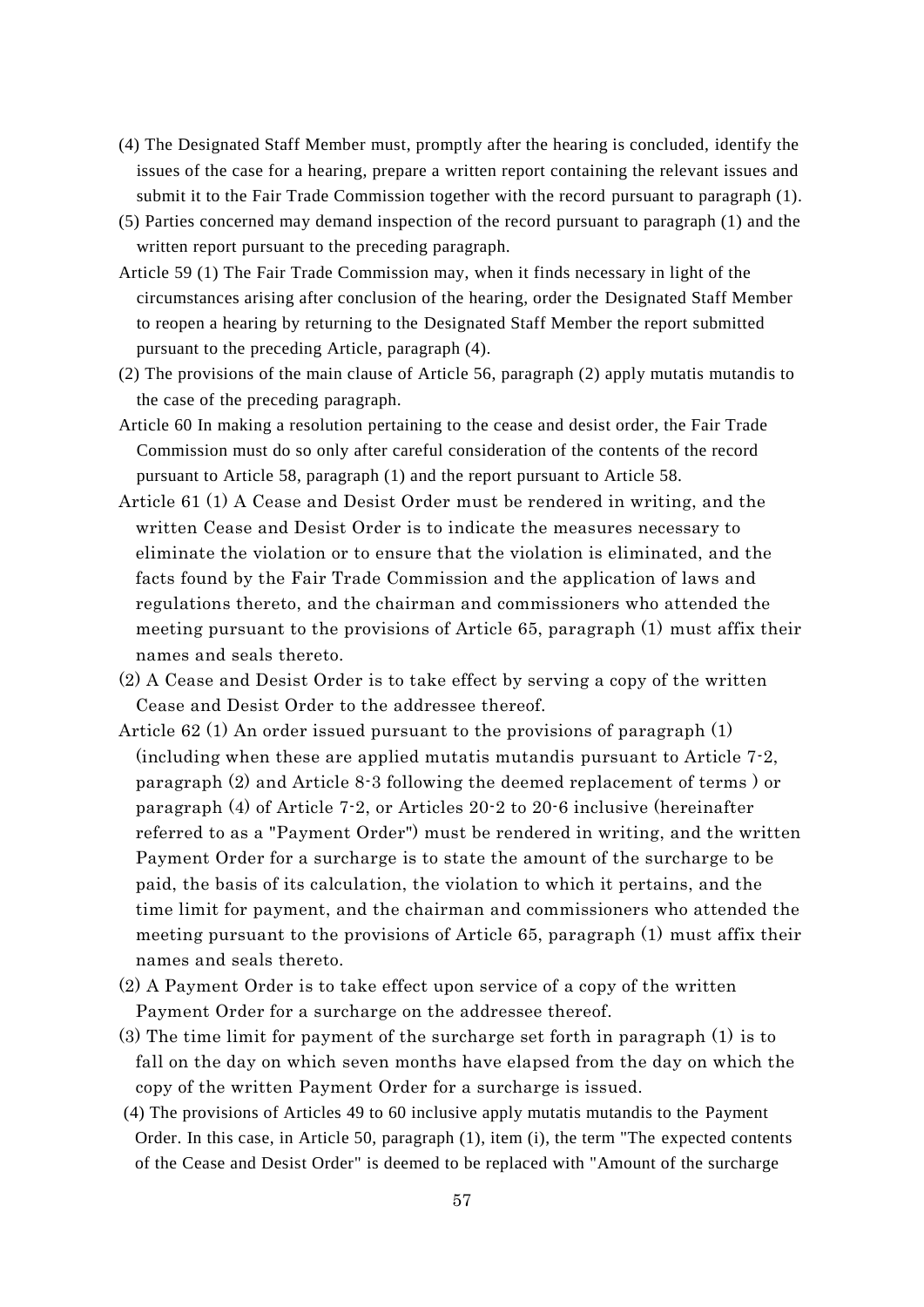(4) The Designated Staff Member must, promptly after the hearing is concluded, identify the issues of the case for a hearing, prepare a written report containing the relevant issues and submit it to the Fair Trade Commission together with the record pursuant to paragraph (1).

(5) Parties concerned may demand inspection of the record pursuant to paragraph (1) and the written report pursuant to the preceding paragraph.

Article 59 (1) The Fair Trade Commission may, when it finds necessary in light of the circumstances arising after conclusion of the hearing, order the Designated Staff Member to reopen a hearing by returning to the Designated Staff Member the report submitted pursuant to the preceding Article, paragraph (4).

(2) The provisions of the main clause of Article 56, paragraph (2) apply mutatis mutandis to the case of the preceding paragraph.

Article 60 In making a resolution pertaining to the cease and desist order, the Fair Trade Commission must do so only after careful consideration of the contents of the record pursuant to Article 58, paragraph (1) and the report pursuant to Article 58.

Article 61 (1) A Cease and Desist Order must be rendered in writing, and the written Cease and Desist Order is to indicate the measures necessary to eliminate the violation or to ensure that the violation is eliminated, and the facts found by the Fair Trade Commission and the application of laws and regulations thereto, and the chairman and commissioners who attended the meeting pursuant to the provisions of Article 65, paragraph (1) must affix their names and seals thereto.

(2) A Cease and Desist Order is to take effect by serving a copy of the written Cease and Desist Order to the addressee thereof.

Article 62 (1) An order issued pursuant to the provisions of paragraph (1) (including when these are applied mutatis mutandis pursuant to Article 7-2, paragraph (2) and Article 8-3 following the deemed replacement of terms ) or paragraph (4) of Article 7-2, or Articles 20-2 to 20-6 inclusive (hereinafter referred to as a "Payment Order") must be rendered in writing, and the written Payment Order for a surcharge is to state the amount of the surcharge to be paid, the basis of its calculation, the violation to which it pertains, and the time limit for payment, and the chairman and commissioners who attended the meeting pursuant to the provisions of Article 65, paragraph (1) must affix their names and seals thereto.

(2) A Payment Order is to take effect upon service of a copy of the written Payment Order for a surcharge on the addressee thereof.

(3) The time limit for payment of the surcharge set forth in paragraph (1) is to fall on the day on which seven months have elapsed from the day on which the copy of the written Payment Order for a surcharge is issued.

(4) The provisions of Articles 49 to 60 inclusive apply mutatis mutandis to the Payment Order. In this case, in Article 50, paragraph (1), item (i), the term "The expected contents of the Cease and Desist Order" is deemed to be replaced with "Amount of the surcharge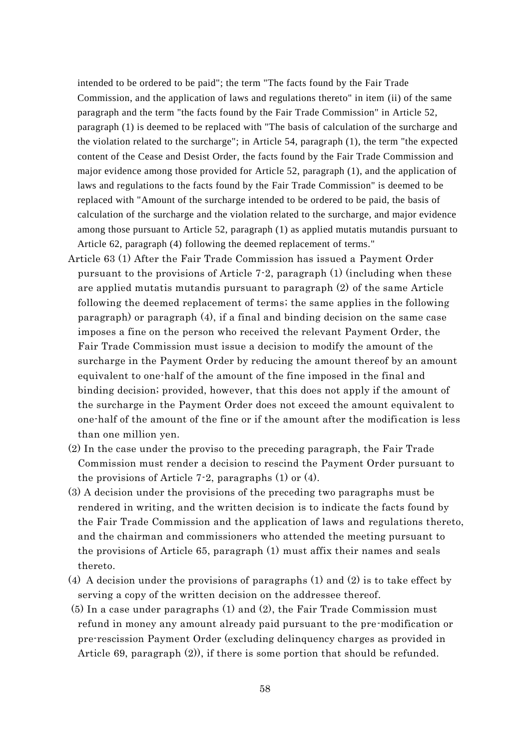intended to be ordered to be paid"; the term "The facts found by the Fair Trade Commission, and the application of laws and regulations thereto" in item (ii) of the same paragraph and the term "the facts found by the Fair Trade Commission" in Article 52, paragraph (1) is deemed to be replaced with "The basis of calculation of the surcharge and the violation related to the surcharge"; in Article 54, paragraph (1), the term "the expected content of the Cease and Desist Order, the facts found by the Fair Trade Commission and major evidence among those provided for Article 52, paragraph (1), and the application of laws and regulations to the facts found by the Fair Trade Commission" is deemed to be replaced with "Amount of the surcharge intended to be ordered to be paid, the basis of calculation of the surcharge and the violation related to the surcharge, and major evidence among those pursuant to Article 52, paragraph (1) as applied mutatis mutandis pursuant to Article 62, paragraph (4) following the deemed replacement of terms."

Article 63 (1) After the Fair Trade Commission has issued a Payment Order pursuant to the provisions of Article 7-2, paragraph (1) (including when these are applied mutatis mutandis pursuant to paragraph (2) of the same Article following the deemed replacement of terms; the same applies in the following paragraph) or paragraph (4), if a final and binding decision on the same case imposes a fine on the person who received the relevant Payment Order, the Fair Trade Commission must issue a decision to modify the amount of the surcharge in the Payment Order by reducing the amount thereof by an amount equivalent to one-half of the amount of the fine imposed in the final and binding decision; provided, however, that this does not apply if the amount of the surcharge in the Payment Order does not exceed the amount equivalent to one-half of the amount of the fine or if the amount after the modification is less than one million yen.

(2) In the case under the proviso to the preceding paragraph, the Fair Trade Commission must render a decision to rescind the Payment Order pursuant to the provisions of Article 7-2, paragraphs (1) or (4).

(3) A decision under the provisions of the preceding two paragraphs must be rendered in writing, and the written decision is to indicate the facts found by the Fair Trade Commission and the application of laws and regulations thereto, and the chairman and commissioners who attended the meeting pursuant to the provisions of Article 65, paragraph (1) must affix their names and seals thereto.

(4) A decision under the provisions of paragraphs (1) and (2) is to take effect by serving a copy of the written decision on the addressee thereof.

(5) In a case under paragraphs (1) and (2), the Fair Trade Commission must refund in money any amount already paid pursuant to the pre-modification or pre-rescission Payment Order (excluding delinquency charges as provided in Article 69, paragraph (2)), if there is some portion that should be refunded.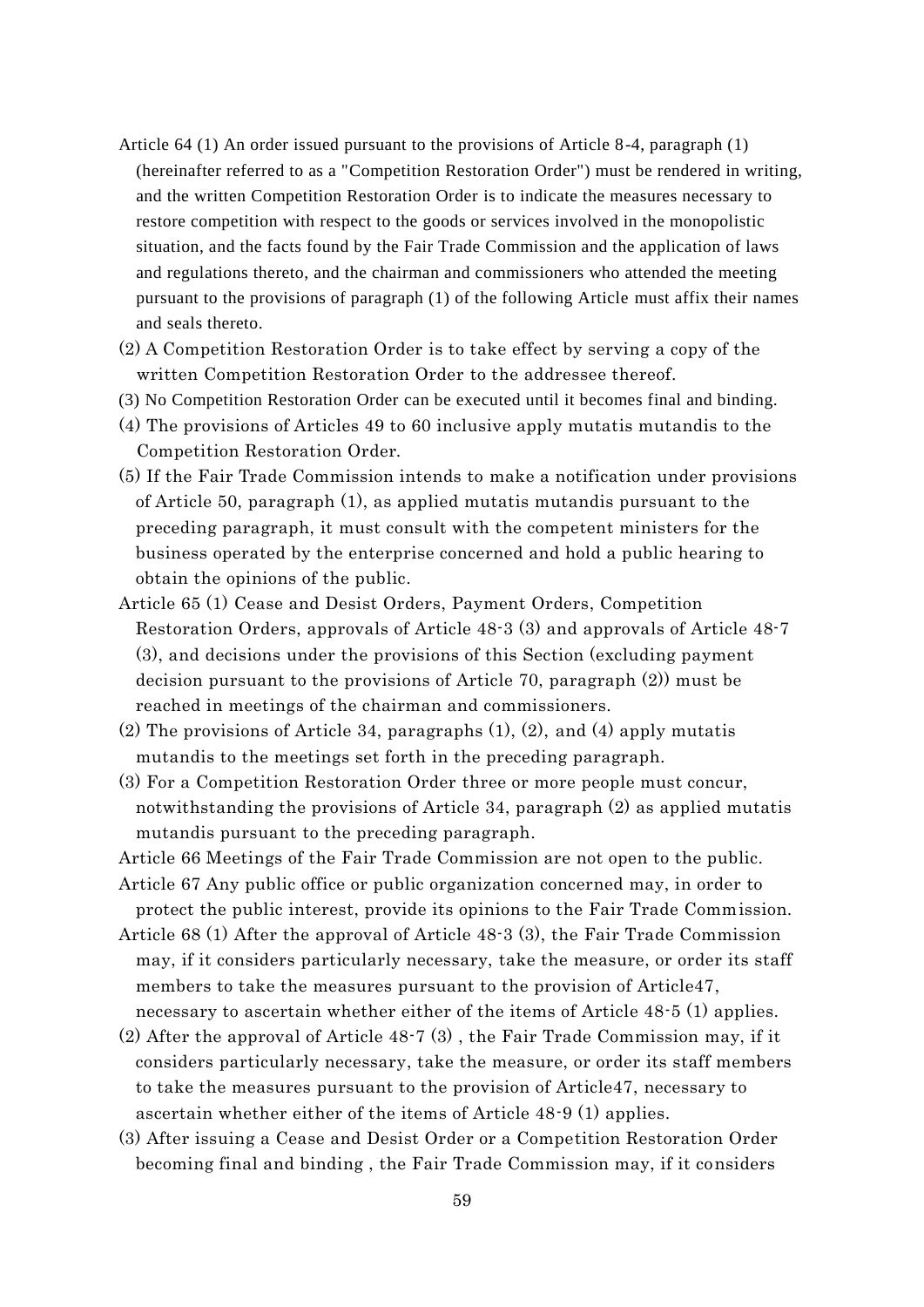Article 64 (1) An order issued pursuant to the provisions of Article 8-4, paragraph (1) (hereinafter referred to as a "Competition Restoration Order") must be rendered in writing, and the written Competition Restoration Order is to indicate the measures necessary to restore competition with respect to the goods or services involved in the monopolistic situation, and the facts found by the Fair Trade Commission and the application of laws and regulations thereto, and the chairman and commissioners who attended the meeting pursuant to the provisions of paragraph (1) of the following Article must affix their names and seals thereto.

(2) A Competition Restoration Order is to take effect by serving a copy of the written Competition Restoration Order to the addressee thereof.

(3) No Competition Restoration Order can be executed until it becomes final and binding.

(4) The provisions of Articles 49 to 60 inclusive apply mutatis mutandis to the Competition Restoration Order.

(5) If the Fair Trade Commission intends to make a notification under provisions of Article 50, paragraph (1), as applied mutatis mutandis pursuant to the preceding paragraph, it must consult with the competent ministers for the business operated by the enterprise concerned and hold a public hearing to obtain the opinions of the public.

Article 65 (1) Cease and Desist Orders, Payment Orders, Competition Restoration Orders, approvals of Article 48-3 (3) and approvals of Article 48-7 (3), and decisions under the provisions of this Section (excluding payment decision pursuant to the provisions of Article 70, paragraph (2)) must be reached in meetings of the chairman and commissioners.

(2) The provisions of Article 34, paragraphs (1), (2), and (4) apply mutatis mutandis to the meetings set forth in the preceding paragraph.

(3) For a Competition Restoration Order three or more people must concur, notwithstanding the provisions of Article 34, paragraph (2) as applied mutatis mutandis pursuant to the preceding paragraph.

Article 66 Meetings of the Fair Trade Commission are not open to the public.

Article 67 Any public office or public organization concerned may, in order to protect the public interest, provide its opinions to the Fair Trade Commission.

Article 68 (1) After the approval of Article 48-3 (3), the Fair Trade Commission may, if it considers particularly necessary, take the measure, or order its staff members to take the measures pursuant to the provision of Article47, necessary to ascertain whether either of the items of Article 48-5 (1) applies.

(2) After the approval of Article 48-7 (3) , the Fair Trade Commission may, if it considers particularly necessary, take the measure, or order its staff members to take the measures pursuant to the provision of Article47, necessary to ascertain whether either of the items of Article 48-9 (1) applies.

(3) After issuing a Cease and Desist Order or a Competition Restoration Order becoming final and binding , the Fair Trade Commission may, if it considers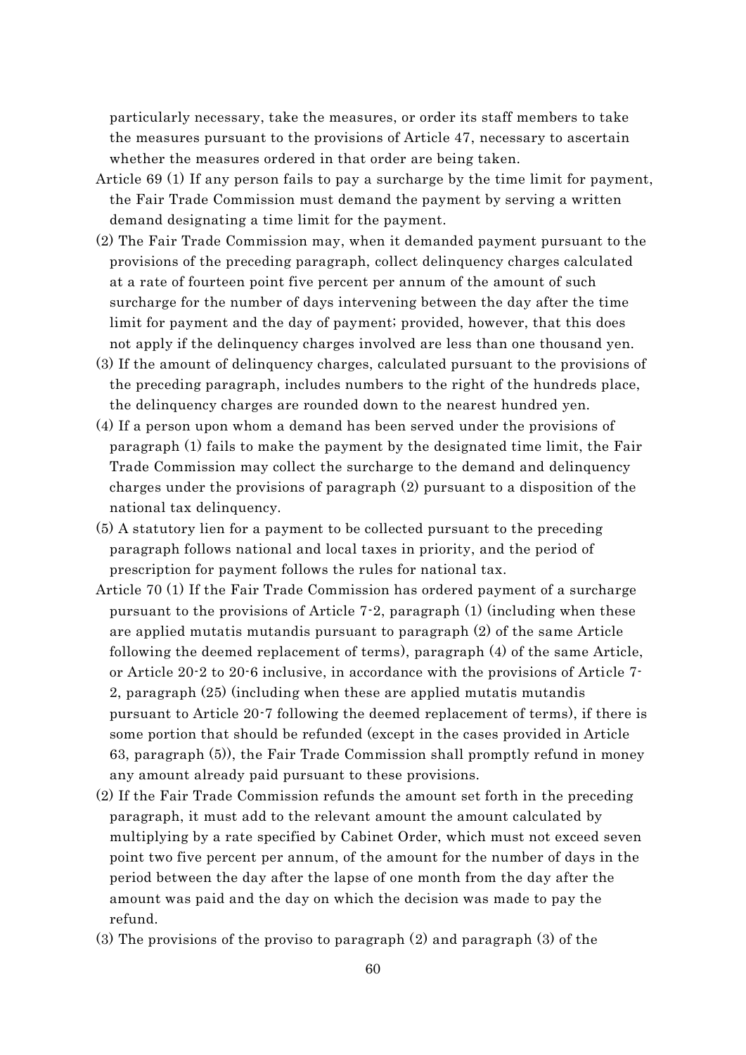particularly necessary, take the measures, or order its staff members to take the measures pursuant to the provisions of Article 47, necessary to ascertain whether the measures ordered in that order are being taken.

Article 69 (1) If any person fails to pay a surcharge by the time limit for payment, the Fair Trade Commission must demand the payment by serving a written demand designating a time limit for the payment.

(2) The Fair Trade Commission may, when it demanded payment pursuant to the provisions of the preceding paragraph, collect delinquency charges calculated at a rate of fourteen point five percent per annum of the amount of such surcharge for the number of days intervening between the day after the time limit for payment and the day of payment; provided, however, that this does not apply if the delinquency charges involved are less than one thousand yen.

(3) If the amount of delinquency charges, calculated pursuant to the provisions of the preceding paragraph, includes numbers to the right of the hundreds place, the delinquency charges are rounded down to the nearest hundred yen.

(4) If a person upon whom a demand has been served under the provisions of paragraph (1) fails to make the payment by the designated time limit, the Fair Trade Commission may collect the surcharge to the demand and delinquency charges under the provisions of paragraph (2) pursuant to a disposition of the national tax delinquency.

(5) A statutory lien for a payment to be collected pursuant to the preceding paragraph follows national and local taxes in priority, and the period of prescription for payment follows the rules for national tax.

Article 70 (1) If the Fair Trade Commission has ordered payment of a surcharge pursuant to the provisions of Article 7-2, paragraph (1) (including when these are applied mutatis mutandis pursuant to paragraph (2) of the same Article following the deemed replacement of terms), paragraph (4) of the same Article, or Article 20-2 to 20-6 inclusive, in accordance with the provisions of Article 7-2, paragraph (25) (including when these are applied mutatis mutandis pursuant to Article 20-7 following the deemed replacement of terms), if there is some portion that should be refunded (except in the cases provided in Article 63, paragraph (5)), the Fair Trade Commission shall promptly refund in money any amount already paid pursuant to these provisions.

(2) If the Fair Trade Commission refunds the amount set forth in the preceding paragraph, it must add to the relevant amount the amount calculated by multiplying by a rate specified by Cabinet Order, which must not exceed seven point two five percent per annum, of the amount for the number of days in the period between the day after the lapse of one month from the day after the amount was paid and the day on which the decision was made to pay the refund.

(3) The provisions of the proviso to paragraph (2) and paragraph (3) of the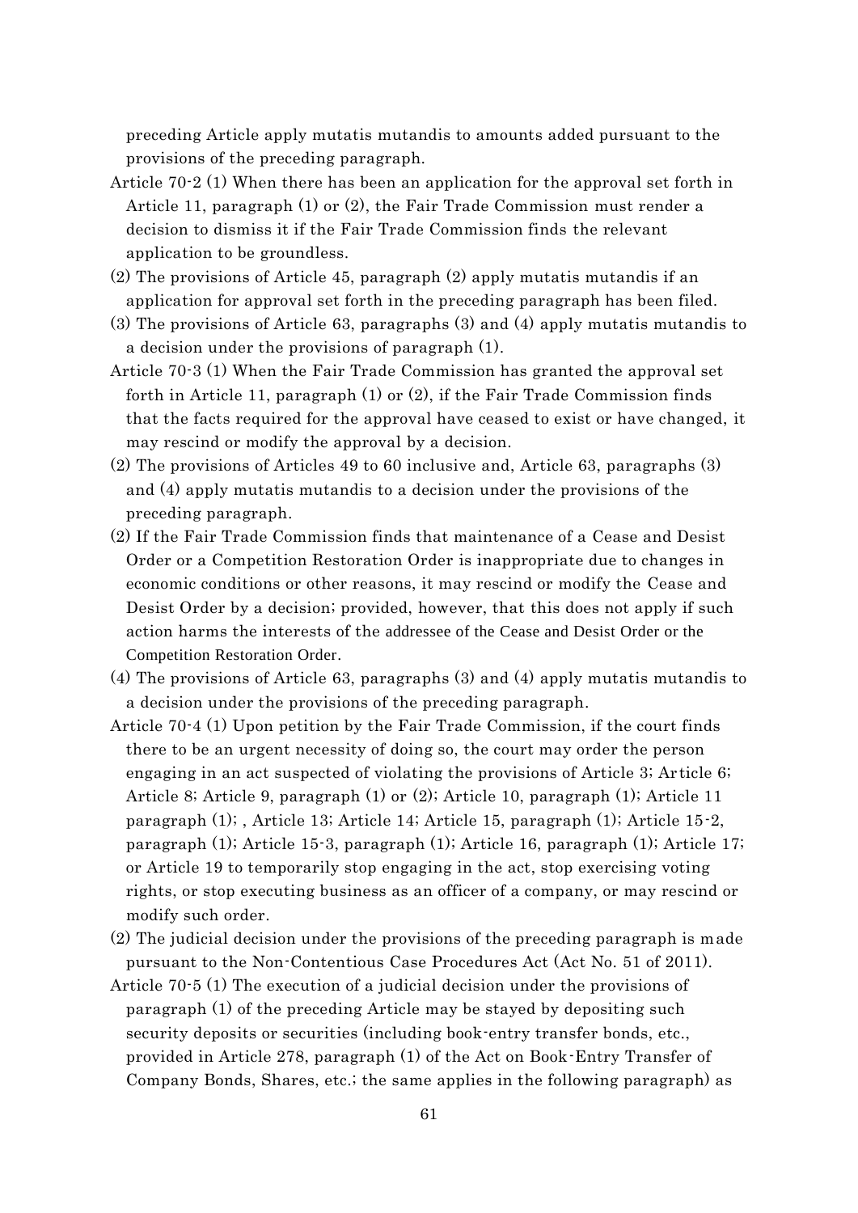preceding Article apply mutatis mutandis to amounts added pursuant to the provisions of the preceding paragraph.

Article 70-2 (1) When there has been an application for the approval set forth in Article 11, paragraph (1) or (2), the Fair Trade Commission must render a decision to dismiss it if the Fair Trade Commission finds the relevant application to be groundless.

(2) The provisions of Article 45, paragraph (2) apply mutatis mutandis if an application for approval set forth in the preceding paragraph has been filed.

(3) The provisions of Article 63, paragraphs (3) and (4) apply mutatis mutandis to a decision under the provisions of paragraph (1).

Article 70-3 (1) When the Fair Trade Commission has granted the approval set forth in Article 11, paragraph (1) or (2), if the Fair Trade Commission finds that the facts required for the approval have ceased to exist or have changed, it may rescind or modify the approval by a decision.

(2) The provisions of Articles 49 to 60 inclusive and, Article 63, paragraphs (3) and (4) apply mutatis mutandis to a decision under the provisions of the preceding paragraph.

(2) If the Fair Trade Commission finds that maintenance of a Cease and Desist Order or a Competition Restoration Order is inappropriate due to changes in economic conditions or other reasons, it may rescind or modify the Cease and Desist Order by a decision; provided, however, that this does not apply if such action harms the interests of the addressee of the Cease and Desist Order or the Competition Restoration Order.

(4) The provisions of Article 63, paragraphs (3) and (4) apply mutatis mutandis to a decision under the provisions of the preceding paragraph.

Article 70-4 (1) Upon petition by the Fair Trade Commission, if the court finds there to be an urgent necessity of doing so, the court may order the person engaging in an act suspected of violating the provisions of Article 3; Article 6; Article 8; Article 9, paragraph (1) or (2); Article 10, paragraph (1); Article 11 paragraph (1); , Article 13; Article 14; Article 15, paragraph (1); Article 15-2, paragraph (1); Article 15-3, paragraph (1); Article 16, paragraph (1); Article 17; or Article 19 to temporarily stop engaging in the act, stop exercising voting rights, or stop executing business as an officer of a company, or may rescind or modify such order.

(2) The judicial decision under the provisions of the preceding paragraph is made pursuant to the Non-Contentious Case Procedures Act (Act No. 51 of 2011).

Article 70-5 (1) The execution of a judicial decision under the provisions of paragraph (1) of the preceding Article may be stayed by depositing such security deposits or securities (including book-entry transfer bonds, etc., provided in Article 278, paragraph (1) of the Act on Book-Entry Transfer of Company Bonds, Shares, etc.; the same applies in the following paragraph) as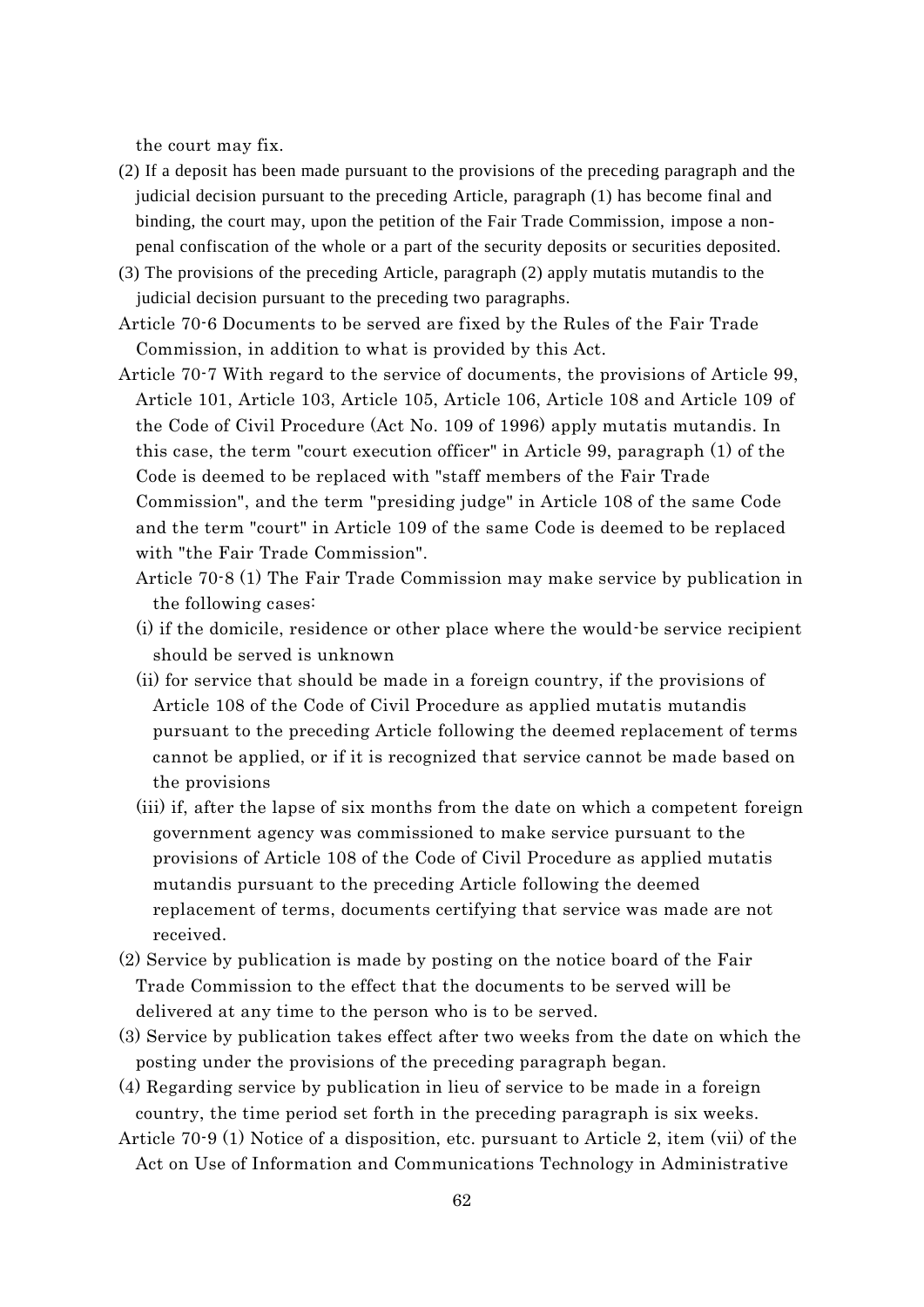the court may fix.

(2) If a deposit has been made pursuant to the provisions of the preceding paragraph and the judicial decision pursuant to the preceding Article, paragraph (1) has become final and binding, the court may, upon the petition of the Fair Trade Commission, impose a non-penal confiscation of the whole or a part of the security deposits or securities deposited.

(3) The provisions of the preceding Article, paragraph (2) apply mutatis mutandis to the judicial decision pursuant to the preceding two paragraphs.

Article 70-6 Documents to be served are fixed by the Rules of the Fair Trade Commission, in addition to what is provided by this Act.

Article 70-7 With regard to the service of documents, the provisions of Article 99, Article 101, Article 103, Article 105, Article 106, Article 108 and Article 109 of the Code of Civil Procedure (Act No. 109 of 1996) apply mutatis mutandis. In this case, the term "court execution officer" in Article 99, paragraph (1) of the Code is deemed to be replaced with "staff members of the Fair Trade Commission", and the term "presiding judge" in Article 108 of the same Code and the term "court" in Article 109 of the same Code is deemed to be replaced with "the Fair Trade Commission".

Article 70-8 (1) The Fair Trade Commission may make service by publication in the following cases:

(i) if the domicile, residence or other place where the would-be service recipient should be served is unknown

(ii) for service that should be made in a foreign country, if the provisions of Article 108 of the Code of Civil Procedure as applied mutatis mutandis pursuant to the preceding Article following the deemed replacement of terms cannot be applied, or if it is recognized that service cannot be made based on the provisions

(iii) if, after the lapse of six months from the date on which a competent foreign government agency was commissioned to make service pursuant to the provisions of Article 108 of the Code of Civil Procedure as applied mutatis mutandis pursuant to the preceding Article following the deemed replacement of terms, documents certifying that service was made are not received.

(2) Service by publication is made by posting on the notice board of the Fair Trade Commission to the effect that the documents to be served will be delivered at any time to the person who is to be served.

(3) Service by publication takes effect after two weeks from the date on which the posting under the provisions of the preceding paragraph began.

(4) Regarding service by publication in lieu of service to be made in a foreign country, the time period set forth in the preceding paragraph is six weeks.

Article 70-9 (1) Notice of a disposition, etc. pursuant to Article 2, item (vii) of the Act on Use of Information and Communications Technology in Administrative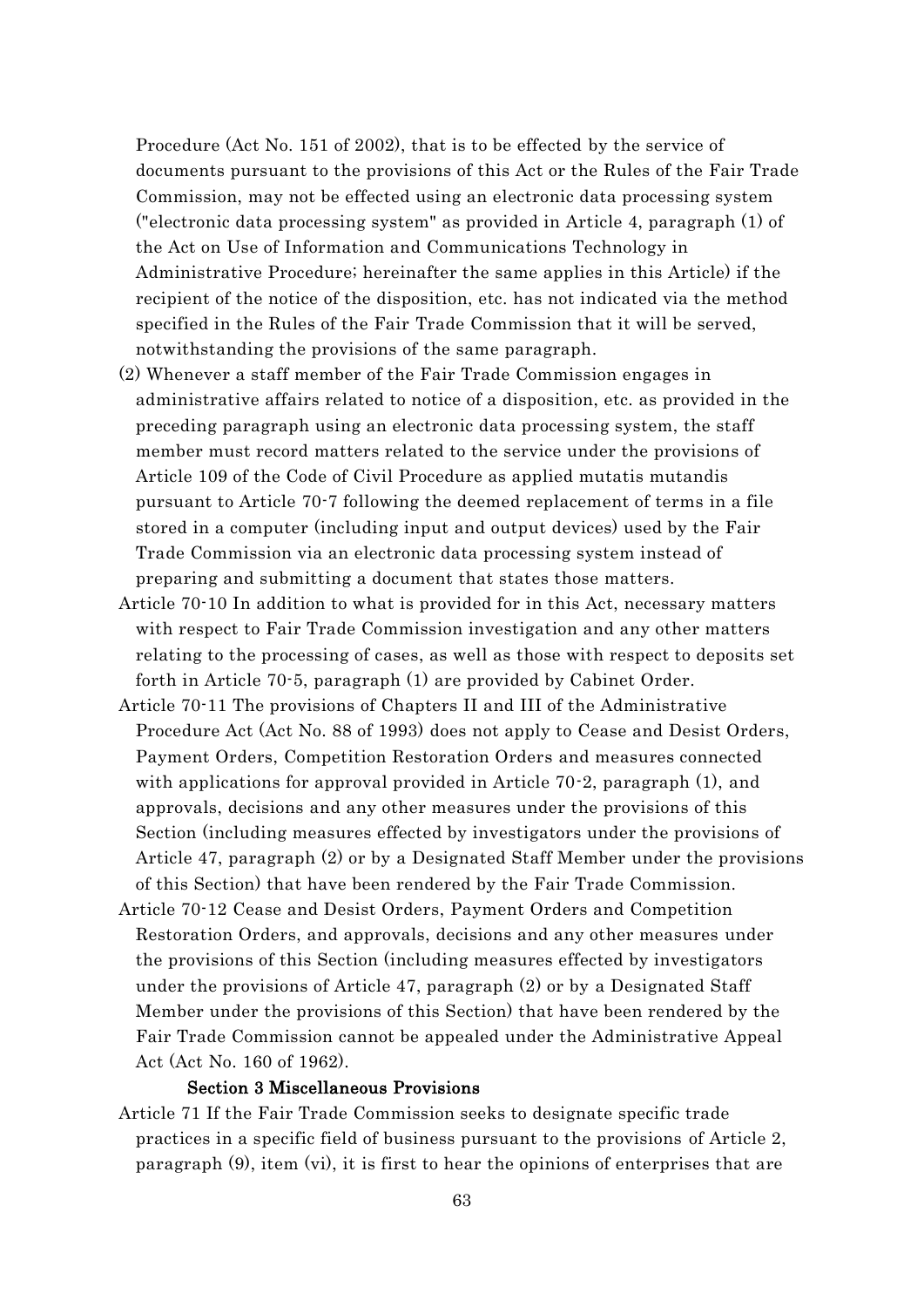Procedure (Act No. 151 of 2002), that is to be effected by the service of documents pursuant to the provisions of this Act or the Rules of the Fair Trade Commission, may not be effected using an electronic data processing system ("electronic data processing system" as provided in Article 4, paragraph (1) of the Act on Use of Information and Communications Technology in Administrative Procedure; hereinafter the same applies in this Article) if the recipient of the notice of the disposition, etc. has not indicated via the method specified in the Rules of the Fair Trade Commission that it will be served, notwithstanding the provisions of the same paragraph.

(2) Whenever a staff member of the Fair Trade Commission engages in administrative affairs related to notice of a disposition, etc. as provided in the preceding paragraph using an electronic data processing system, the staff member must record matters related to the service under the provisions of Article 109 of the Code of Civil Procedure as applied mutatis mutandis pursuant to Article 70-7 following the deemed replacement of terms in a file stored in a computer (including input and output devices) used by the Fair Trade Commission via an electronic data processing system instead of preparing and submitting a document that states those matters.

Article 70-10 In addition to what is provided for in this Act, necessary matters with respect to Fair Trade Commission investigation and any other matters relating to the processing of cases, as well as those with respect to deposits set forth in Article 70-5, paragraph (1) are provided by Cabinet Order.

Article 70-11 The provisions of Chapters II and III of the Administrative Procedure Act (Act No. 88 of 1993) does not apply to Cease and Desist Orders, Payment Orders, Competition Restoration Orders and measures connected with applications for approval provided in Article 70-2, paragraph (1), and approvals, decisions and any other measures under the provisions of this Section (including measures effected by investigators under the provisions of Article 47, paragraph (2) or by a Designated Staff Member under the provisions of this Section) that have been rendered by the Fair Trade Commission.

Article 70-12 Cease and Desist Orders, Payment Orders and Competition Restoration Orders, and approvals, decisions and any other measures under the provisions of this Section (including measures effected by investigators under the provisions of Article 47, paragraph (2) or by a Designated Staff Member under the provisions of this Section) that have been rendered by the Fair Trade Commission cannot be appealed under the Administrative Appeal Act (Act No. 160 of 1962).

### Section 3 Miscellaneous Provisions

Article 71 If the Fair Trade Commission seeks to designate specific trade practices in a specific field of business pursuant to the provisions of Article 2, paragraph (9), item (vi), it is first to hear the opinions of enterprises that are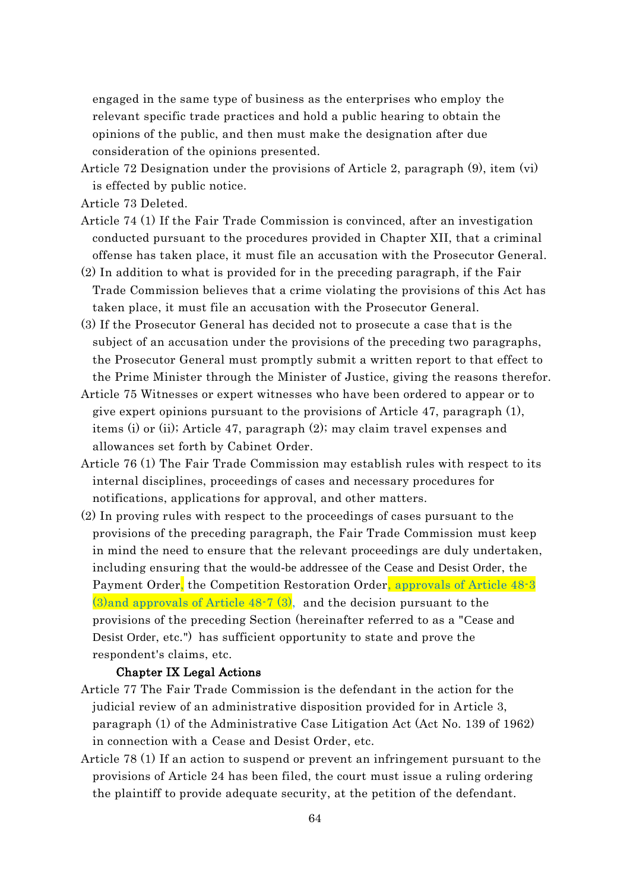engaged in the same type of business as the enterprises who employ the relevant specific trade practices and hold a public hearing to obtain the opinions of the public, and then must make the designation after due consideration of the opinions presented.

Article 72 Designation under the provisions of Article 2, paragraph (9), item (vi) is effected by public notice.

Article 73 Deleted.

Article 74 (1) If the Fair Trade Commission is convinced, after an investigation conducted pursuant to the procedures provided in Chapter XII, that a criminal offense has taken place, it must file an accusation with the Prosecutor General.

(2) In addition to what is provided for in the preceding paragraph, if the Fair Trade Commission believes that a crime violating the provisions of this Act has taken place, it must file an accusation with the Prosecutor General.

(3) If the Prosecutor General has decided not to prosecute a case that is the subject of an accusation under the provisions of the preceding two paragraphs, the Prosecutor General must promptly submit a written report to that effect to the Prime Minister through the Minister of Justice, giving the reasons therefor.

Article 75 Witnesses or expert witnesses who have been ordered to appear or to give expert opinions pursuant to the provisions of Article 47, paragraph (1), items (i) or (ii); Article 47, paragraph (2); may claim travel expenses and allowances set forth by Cabinet Order.

Article 76 (1) The Fair Trade Commission may establish rules with respect to its internal disciplines, proceedings of cases and necessary procedures for notifications, applications for approval, and other matters.

(2) In proving rules with respect to the proceedings of cases pursuant to the provisions of the preceding paragraph, the Fair Trade Commission must keep in mind the need to ensure that the relevant proceedings are duly undertaken, including ensuring that the would-be addressee of the Cease and Desist Order, the Payment Order, the Competition Restoration Order, approvals of Article 48-3 (3)and approvals of Article 48-7 (3), and the decision pursuant to the provisions of the preceding Section (hereinafter referred to as a "Cease and Desist Order, etc.") has sufficient opportunity to state and prove the respondent's claims, etc.

### Chapter IX Legal Actions

Article 77 The Fair Trade Commission is the defendant in the action for the judicial review of an administrative disposition provided for in Article 3, paragraph (1) of the Administrative Case Litigation Act (Act No. 139 of 1962) in connection with a Cease and Desist Order, etc.

Article 78 (1) If an action to suspend or prevent an infringement pursuant to the provisions of Article 24 has been filed, the court must issue a ruling ordering the plaintiff to provide adequate security, at the petition of the defendant.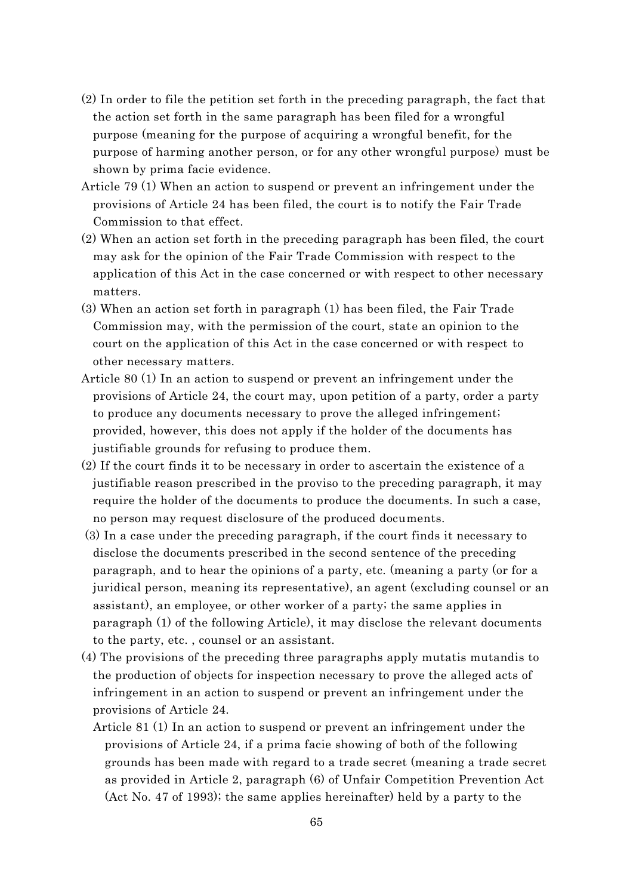(2) In order to file the petition set forth in the preceding paragraph, the fact that the action set forth in the same paragraph has been filed for a wrongful purpose (meaning for the purpose of acquiring a wrongful benefit, for the purpose of harming another person, or for any other wrongful purpose) must be shown by prima facie evidence.

Article 79 (1) When an action to suspend or prevent an infringement under the provisions of Article 24 has been filed, the court is to notify the Fair Trade Commission to that effect.

(2) When an action set forth in the preceding paragraph has been filed, the court may ask for the opinion of the Fair Trade Commission with respect to the application of this Act in the case concerned or with respect to other necessary matters.

(3) When an action set forth in paragraph (1) has been filed, the Fair Trade Commission may, with the permission of the court, state an opinion to the court on the application of this Act in the case concerned or with respect to other necessary matters.

Article 80 (1) In an action to suspend or prevent an infringement under the provisions of Article 24, the court may, upon petition of a party, order a party to produce any documents necessary to prove the alleged infringement; provided, however, this does not apply if the holder of the documents has justifiable grounds for refusing to produce them.

(2) If the court finds it to be necessary in order to ascertain the existence of a justifiable reason prescribed in the proviso to the preceding paragraph, it may require the holder of the documents to produce the documents. In such a case, no person may request disclosure of the produced documents.

(3) In a case under the preceding paragraph, if the court finds it necessary to disclose the documents prescribed in the second sentence of the preceding paragraph, and to hear the opinions of a party, etc. (meaning a party (or for a juridical person, meaning its representative), an agent (excluding counsel or an assistant), an employee, or other worker of a party; the same applies in paragraph (1) of the following Article), it may disclose the relevant documents to the party, etc. , counsel or an assistant.

(4) The provisions of the preceding three paragraphs apply mutatis mutandis to the production of objects for inspection necessary to prove the alleged acts of infringement in an action to suspend or prevent an infringement under the provisions of Article 24.

Article 81 (1) In an action to suspend or prevent an infringement under the provisions of Article 24, if a prima facie showing of both of the following grounds has been made with regard to a trade secret (meaning a trade secret as provided in Article 2, paragraph (6) of Unfair Competition Prevention Act (Act No. 47 of 1993); the same applies hereinafter) held by a party to the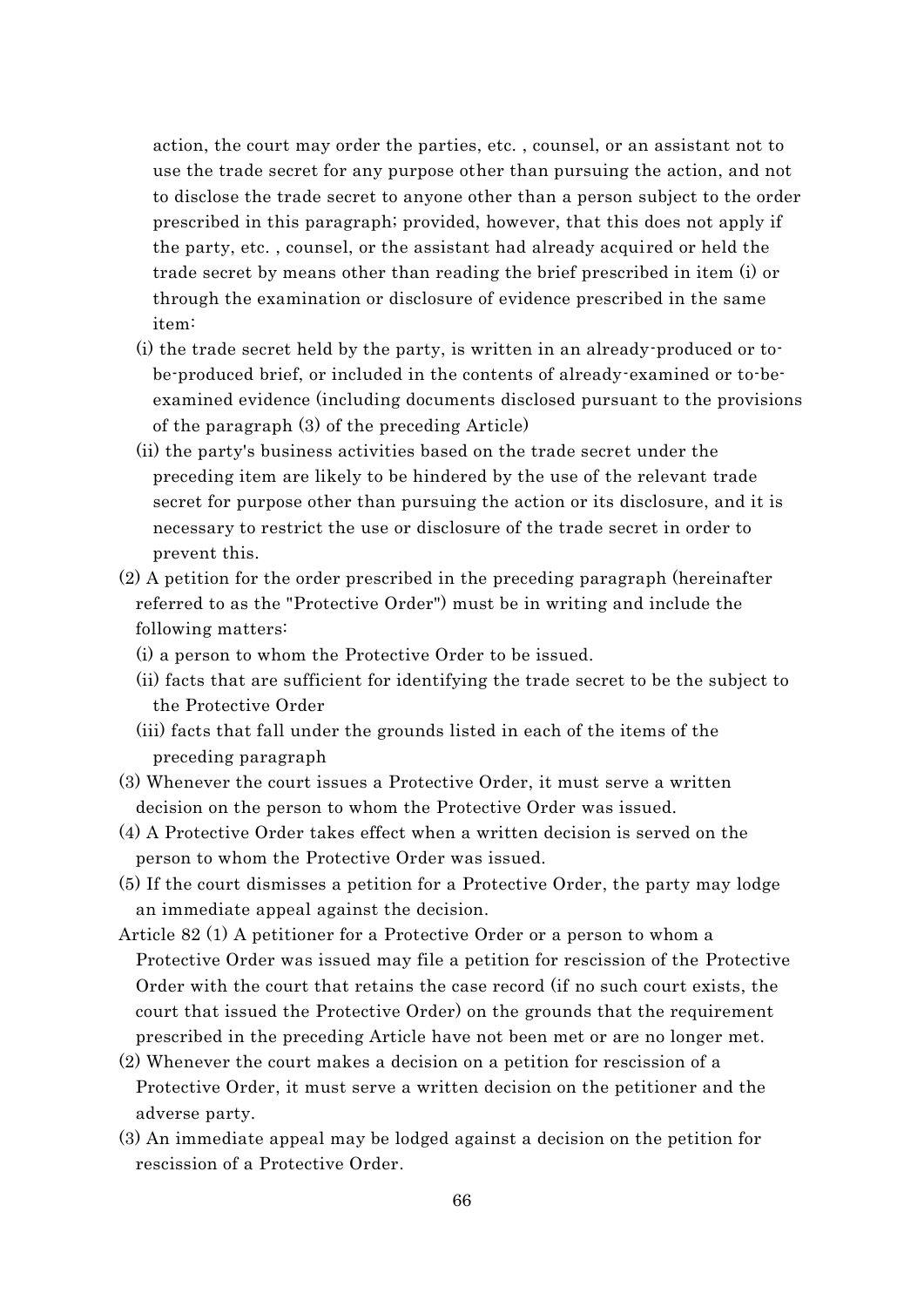action, the court may order the parties, etc. , counsel, or an assistant not to use the trade secret for any purpose other than pursuing the action, and not to disclose the trade secret to anyone other than a person subject to the order prescribed in this paragraph; provided, however, that this does not apply if the party, etc. , counsel, or the assistant had already acquired or held the trade secret by means other than reading the brief prescribed in item (i) or through the examination or disclosure of evidence prescribed in the same item:

(i) the trade secret held by the party, is written in an already-produced or to-be-produced brief, or included in the contents of already-examined or to-be-examined evidence (including documents disclosed pursuant to the provisions of the paragraph (3) of the preceding Article)

(ii) the party's business activities based on the trade secret under the preceding item are likely to be hindered by the use of the relevant trade secret for purpose other than pursuing the action or its disclosure, and it is necessary to restrict the use or disclosure of the trade secret in order to prevent this.

(2) A petition for the order prescribed in the preceding paragraph (hereinafter referred to as the "Protective Order") must be in writing and include the following matters:

(i) a person to whom the Protective Order to be issued.

(ii) facts that are sufficient for identifying the trade secret to be the subject to the Protective Order

(iii) facts that fall under the grounds listed in each of the items of the preceding paragraph

(3) Whenever the court issues a Protective Order, it must serve a written decision on the person to whom the Protective Order was issued.

(4) A Protective Order takes effect when a written decision is served on the person to whom the Protective Order was issued.

(5) If the court dismisses a petition for a Protective Order, the party may lodge an immediate appeal against the decision.

Article 82 (1) A petitioner for a Protective Order or a person to whom a Protective Order was issued may file a petition for rescission of the Protective Order with the court that retains the case record (if no such court exists, the court that issued the Protective Order) on the grounds that the requirement prescribed in the preceding Article have not been met or are no longer met.

(2) Whenever the court makes a decision on a petition for rescission of a Protective Order, it must serve a written decision on the petitioner and the adverse party.

(3) An immediate appeal may be lodged against a decision on the petition for rescission of a Protective Order.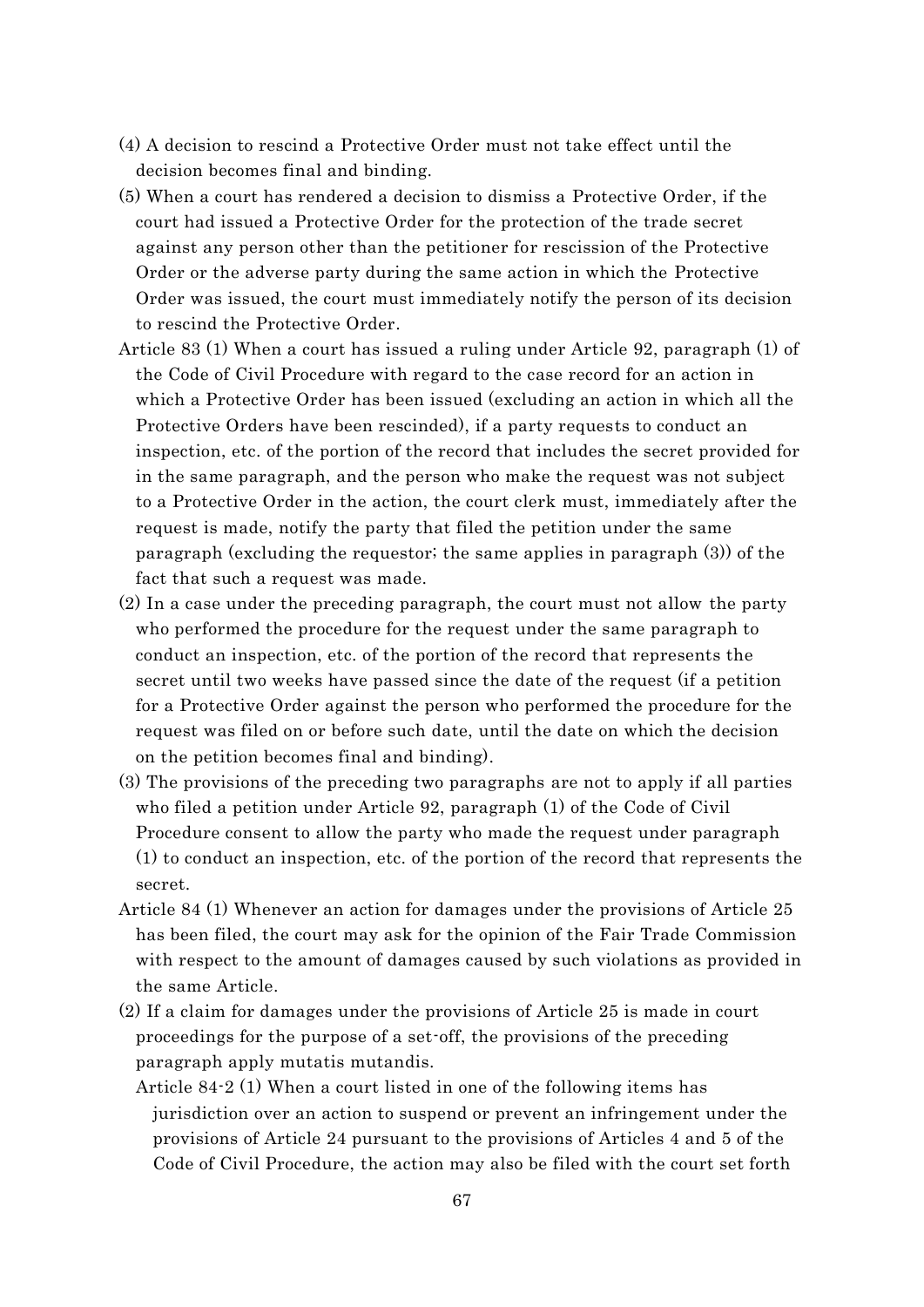(4) A decision to rescind a Protective Order must not take effect until the decision becomes final and binding.

(5) When a court has rendered a decision to dismiss a Protective Order, if the court had issued a Protective Order for the protection of the trade secret against any person other than the petitioner for rescission of the Protective Order or the adverse party during the same action in which the Protective Order was issued, the court must immediately notify the person of its decision to rescind the Protective Order.

Article 83 (1) When a court has issued a ruling under Article 92, paragraph (1) of the Code of Civil Procedure with regard to the case record for an action in which a Protective Order has been issued (excluding an action in which all the Protective Orders have been rescinded), if a party requests to conduct an inspection, etc. of the portion of the record that includes the secret provided for in the same paragraph, and the person who make the request was not subject to a Protective Order in the action, the court clerk must, immediately after the request is made, notify the party that filed the petition under the same paragraph (excluding the requestor; the same applies in paragraph (3)) of the fact that such a request was made.

(2) In a case under the preceding paragraph, the court must not allow the party who performed the procedure for the request under the same paragraph to conduct an inspection, etc. of the portion of the record that represents the secret until two weeks have passed since the date of the request (if a petition for a Protective Order against the person who performed the procedure for the request was filed on or before such date, until the date on which the decision on the petition becomes final and binding).

(3) The provisions of the preceding two paragraphs are not to apply if all parties who filed a petition under Article 92, paragraph (1) of the Code of Civil Procedure consent to allow the party who made the request under paragraph (1) to conduct an inspection, etc. of the portion of the record that represents the secret.

Article 84 (1) Whenever an action for damages under the provisions of Article 25 has been filed, the court may ask for the opinion of the Fair Trade Commission with respect to the amount of damages caused by such violations as provided in the same Article.

(2) If a claim for damages under the provisions of Article 25 is made in court proceedings for the purpose of a set-off, the provisions of the preceding paragraph apply mutatis mutandis.

Article 84-2 (1) When a court listed in one of the following items has jurisdiction over an action to suspend or prevent an infringement under the provisions of Article 24 pursuant to the provisions of Articles 4 and 5 of the Code of Civil Procedure, the action may also be filed with the court set forth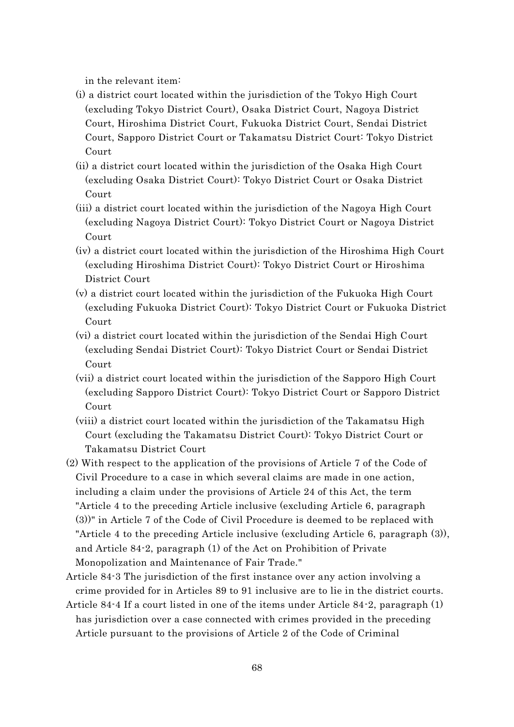in the relevant item:

(i) a district court located within the jurisdiction of the Tokyo High Court (excluding Tokyo District Court), Osaka District Court, Nagoya District Court, Hiroshima District Court, Fukuoka District Court, Sendai District Court, Sapporo District Court or Takamatsu District Court: Tokyo District Court

(ii) a district court located within the jurisdiction of the Osaka High Court (excluding Osaka District Court): Tokyo District Court or Osaka District Court

(iii) a district court located within the jurisdiction of the Nagoya High Court (excluding Nagoya District Court): Tokyo District Court or Nagoya District Court

(iv) a district court located within the jurisdiction of the Hiroshima High Court (excluding Hiroshima District Court): Tokyo District Court or Hiroshima District Court

(v) a district court located within the jurisdiction of the Fukuoka High Court (excluding Fukuoka District Court): Tokyo District Court or Fukuoka District Court

(vi) a district court located within the jurisdiction of the Sendai High Court (excluding Sendai District Court): Tokyo District Court or Sendai District Court

(vii) a district court located within the jurisdiction of the Sapporo High Court (excluding Sapporo District Court): Tokyo District Court or Sapporo District Court

(viii) a district court located within the jurisdiction of the Takamatsu High Court (excluding the Takamatsu District Court): Tokyo District Court or Takamatsu District Court

(2) With respect to the application of the provisions of Article 7 of the Code of Civil Procedure to a case in which several claims are made in one action, including a claim under the provisions of Article 24 of this Act, the term "Article 4 to the preceding Article inclusive (excluding Article 6, paragraph (3))" in Article 7 of the Code of Civil Procedure is deemed to be replaced with "Article 4 to the preceding Article inclusive (excluding Article 6, paragraph (3)), and Article 84-2, paragraph (1) of the Act on Prohibition of Private Monopolization and Maintenance of Fair Trade."

Article 84-3 The jurisdiction of the first instance over any action involving a crime provided for in Articles 89 to 91 inclusive are to lie in the district courts.

Article 84-4 If a court listed in one of the items under Article 84-2, paragraph (1) has jurisdiction over a case connected with crimes provided in the preceding Article pursuant to the provisions of Article 2 of the Code of Criminal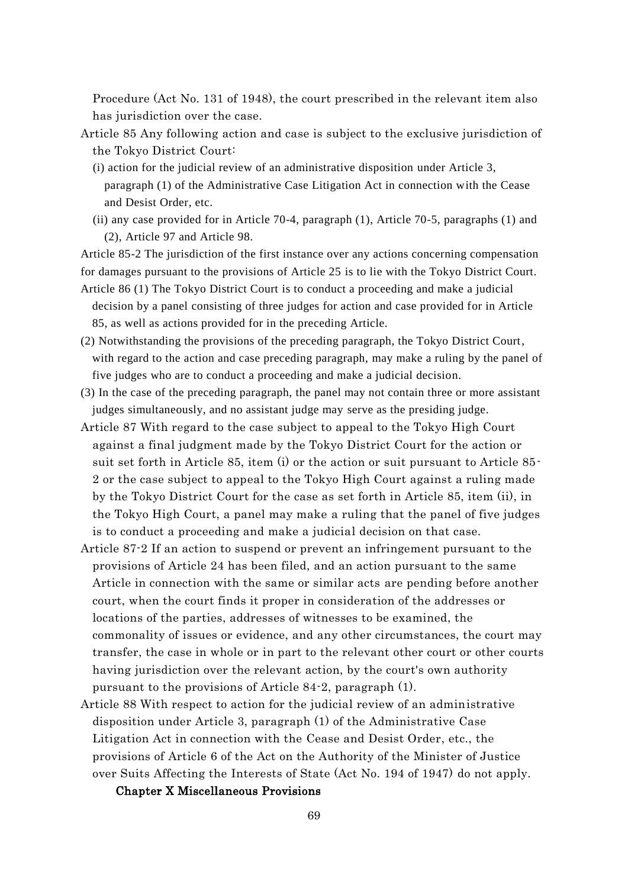Procedure (Act No. 131 of 1948), the court prescribed in the relevant item also has jurisdiction over the case.

Article 85 Any following action and case is subject to the exclusive jurisdiction of the Tokyo District Court:

(i) action for the judicial review of an administrative disposition under Article 3, paragraph (1) of the Administrative Case Litigation Act in connection with the Cease and Desist Order, etc.

(ii) any case provided for in Article 70-4, paragraph (1), Article 70-5, paragraphs (1) and (2), Article 97 and Article 98.

Article 85-2 The jurisdiction of the first instance over any actions concerning compensation for damages pursuant to the provisions of Article 25 is to lie with the Tokyo District Court.

Article 86 (1) The Tokyo District Court is to conduct a proceeding and make a judicial decision by a panel consisting of three judges for action and case provided for in Article 85, as well as actions provided for in the preceding Article.

(2) Notwithstanding the provisions of the preceding paragraph, the Tokyo District Court, with regard to the action and case preceding paragraph, may make a ruling by the panel of five judges who are to conduct a proceeding and make a judicial decision.

(3) In the case of the preceding paragraph, the panel may not contain three or more assistant judges simultaneously, and no assistant judge may serve as the presiding judge.

Article 87 With regard to the case subject to appeal to the Tokyo High Court against a final judgment made by the Tokyo District Court for the action or suit set forth in Article 85, item (i) or the action or suit pursuant to Article 85-2 or the case subject to appeal to the Tokyo High Court against a ruling made by the Tokyo District Court for the case as set forth in Article 85, item (ii), in the Tokyo High Court, a panel may make a ruling that the panel of five judges is to conduct a proceeding and make a judicial decision on that case.

Article 87-2 If an action to suspend or prevent an infringement pursuant to the provisions of Article 24 has been filed, and an action pursuant to the same Article in connection with the same or similar acts are pending before another court, when the court finds it proper in consideration of the addresses or locations of the parties, addresses of witnesses to be examined, the commonality of issues or evidence, and any other circumstances, the court may transfer, the case in whole or in part to the relevant other court or other courts having jurisdiction over the relevant action, by the court's own authority pursuant to the provisions of Article 84-2, paragraph (1).

Article 88 With respect to action for the judicial review of an administrative disposition under Article 3, paragraph (1) of the Administrative Case Litigation Act in connection with the Cease and Desist Order, etc., the provisions of Article 6 of the Act on the Authority of the Minister of Justice over Suits Affecting the Interests of State (Act No. 194 of 1947) do not apply.

## Chapter X Miscellaneous Provisions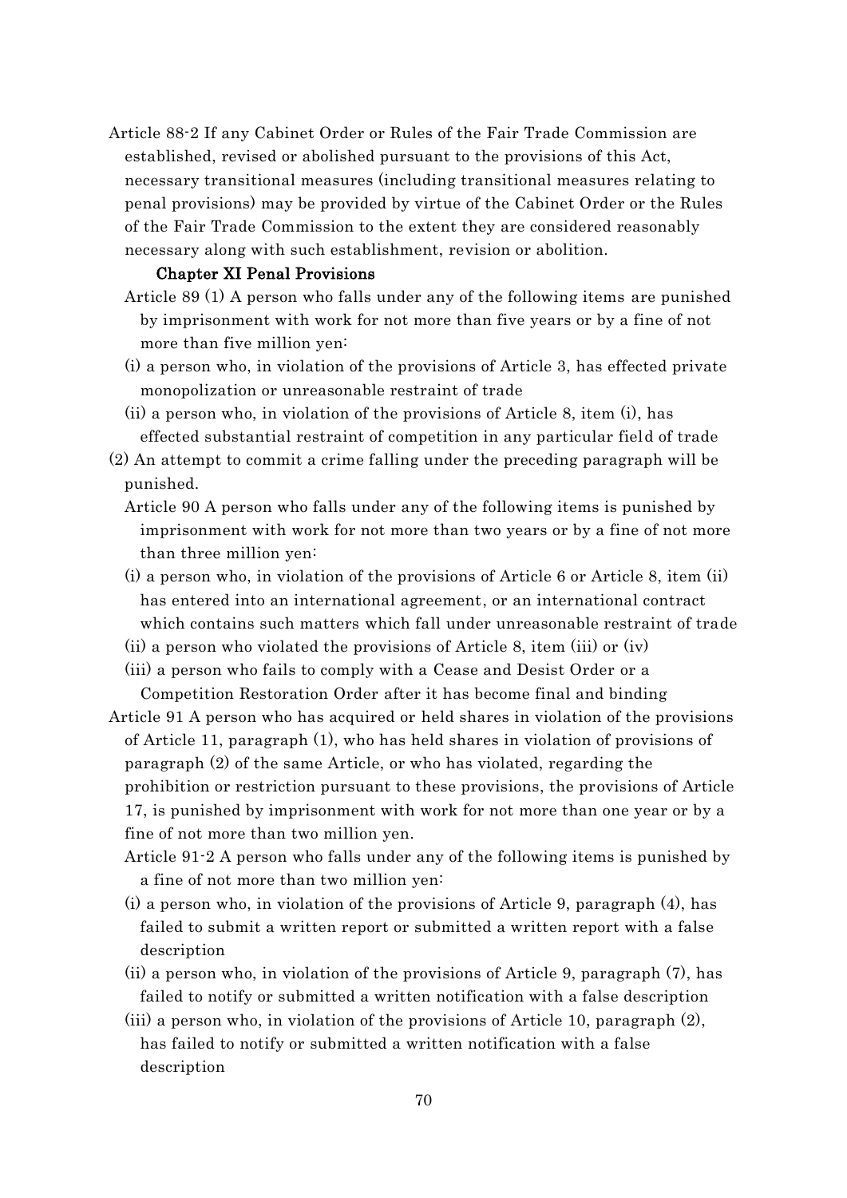Article 88-2 If any Cabinet Order or Rules of the Fair Trade Commission are established, revised or abolished pursuant to the provisions of this Act, necessary transitional measures (including transitional measures relating to penal provisions) may be provided by virtue of the Cabinet Order or the Rules of the Fair Trade Commission to the extent they are considered reasonably necessary along with such establishment, revision or abolition.

## Chapter XI Penal Provisions

Article 89 (1) A person who falls under any of the following items are punished by imprisonment with work for not more than five years or by a fine of not more than five million yen:

(i) a person who, in violation of the provisions of Article 3, has effected private monopolization or unreasonable restraint of trade

(ii) a person who, in violation of the provisions of Article 8, item (i), has effected substantial restraint of competition in any particular field of trade

(2) An attempt to commit a crime falling under the preceding paragraph will be punished.

Article 90 A person who falls under any of the following items is punished by imprisonment with work for not more than two years or by a fine of not more than three million yen:

(i) a person who, in violation of the provisions of Article 6 or Article 8, item (ii) has entered into an international agreement, or an international contract which contains such matters which fall under unreasonable restraint of trade

(ii) a person who violated the provisions of Article 8, item (iii) or (iv)

(iii) a person who fails to comply with a Cease and Desist Order or a Competition Restoration Order after it has become final and binding

Article 91 A person who has acquired or held shares in violation of the provisions of Article 11, paragraph (1), who has held shares in violation of provisions of paragraph (2) of the same Article, or who has violated, regarding the prohibition or restriction pursuant to these provisions, the provisions of Article 17, is punished by imprisonment with work for not more than one year or by a fine of not more than two million yen.

Article 91-2 A person who falls under any of the following items is punished by a fine of not more than two million yen:

(i) a person who, in violation of the provisions of Article 9, paragraph (4), has failed to submit a written report or submitted a written report with a false description

(ii) a person who, in violation of the provisions of Article 9, paragraph (7), has failed to notify or submitted a written notification with a false description

(iii) a person who, in violation of the provisions of Article 10, paragraph (2), has failed to notify or submitted a written notification with a false description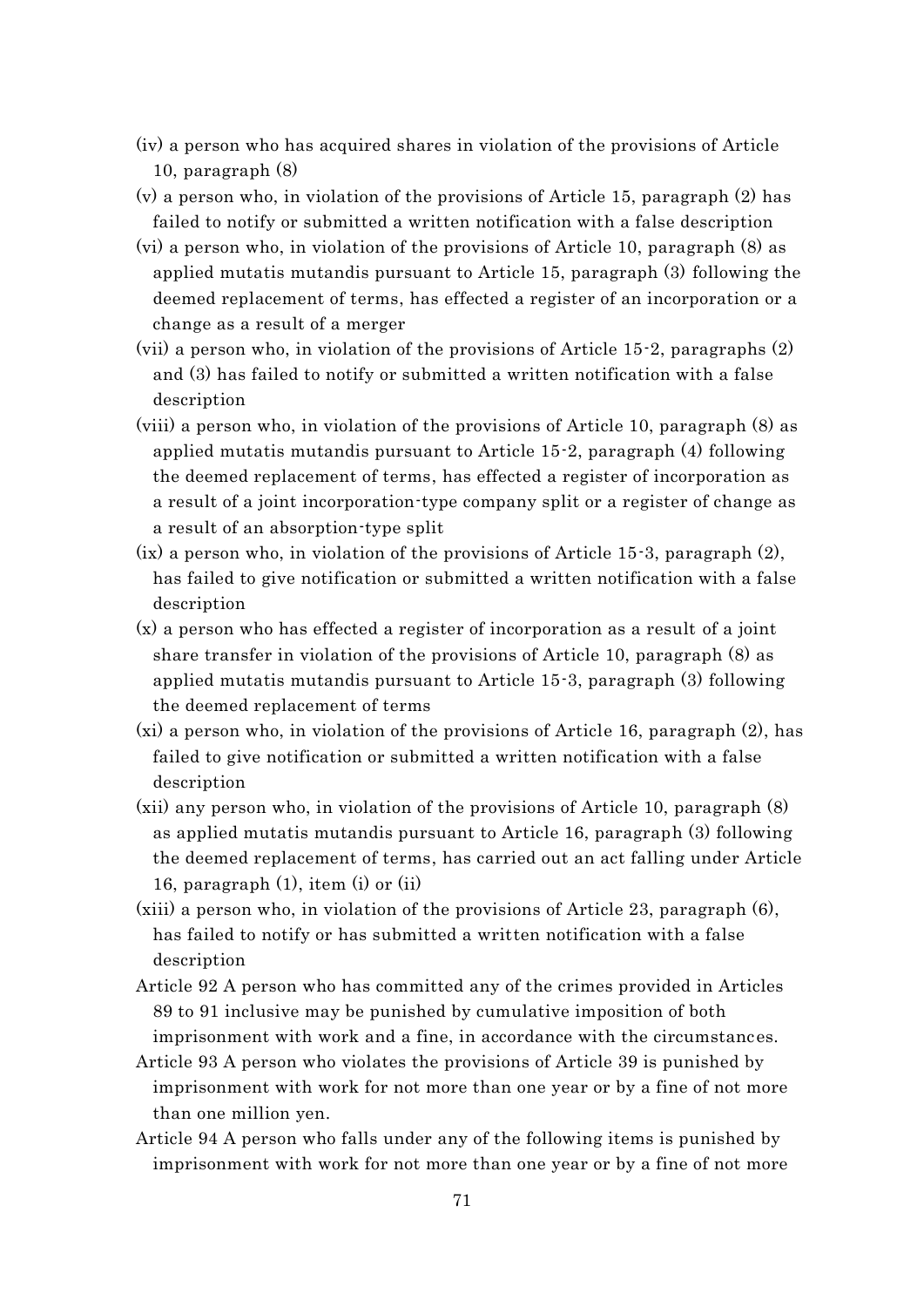(iv) a person who has acquired shares in violation of the provisions of Article 10, paragraph (8)

(v) a person who, in violation of the provisions of Article 15, paragraph (2) has failed to notify or submitted a written notification with a false description

(vi) a person who, in violation of the provisions of Article 10, paragraph (8) as applied mutatis mutandis pursuant to Article 15, paragraph (3) following the deemed replacement of terms, has effected a register of an incorporation or a change as a result of a merger

(vii) a person who, in violation of the provisions of Article 15-2, paragraphs (2) and (3) has failed to notify or submitted a written notification with a false description

(viii) a person who, in violation of the provisions of Article 10, paragraph (8) as applied mutatis mutandis pursuant to Article 15-2, paragraph (4) following the deemed replacement of terms, has effected a register of incorporation as a result of a joint incorporation-type company split or a register of change as a result of an absorption-type split

(ix) a person who, in violation of the provisions of Article 15-3, paragraph (2), has failed to give notification or submitted a written notification with a false description

(x) a person who has effected a register of incorporation as a result of a joint share transfer in violation of the provisions of Article 10, paragraph (8) as applied mutatis mutandis pursuant to Article 15-3, paragraph (3) following the deemed replacement of terms

(xi) a person who, in violation of the provisions of Article 16, paragraph (2), has failed to give notification or submitted a written notification with a false description

(xii) any person who, in violation of the provisions of Article 10, paragraph (8) as applied mutatis mutandis pursuant to Article 16, paragraph (3) following the deemed replacement of terms, has carried out an act falling under Article 16, paragraph (1), item (i) or (ii)

(xiii) a person who, in violation of the provisions of Article 23, paragraph (6), has failed to notify or has submitted a written notification with a false description

Article 92 A person who has committed any of the crimes provided in Articles 89 to 91 inclusive may be punished by cumulative imposition of both imprisonment with work and a fine, in accordance with the circumstances.

Article 93 A person who violates the provisions of Article 39 is punished by imprisonment with work for not more than one year or by a fine of not more than one million yen.

Article 94 A person who falls under any of the following items is punished by imprisonment with work for not more than one year or by a fine of not more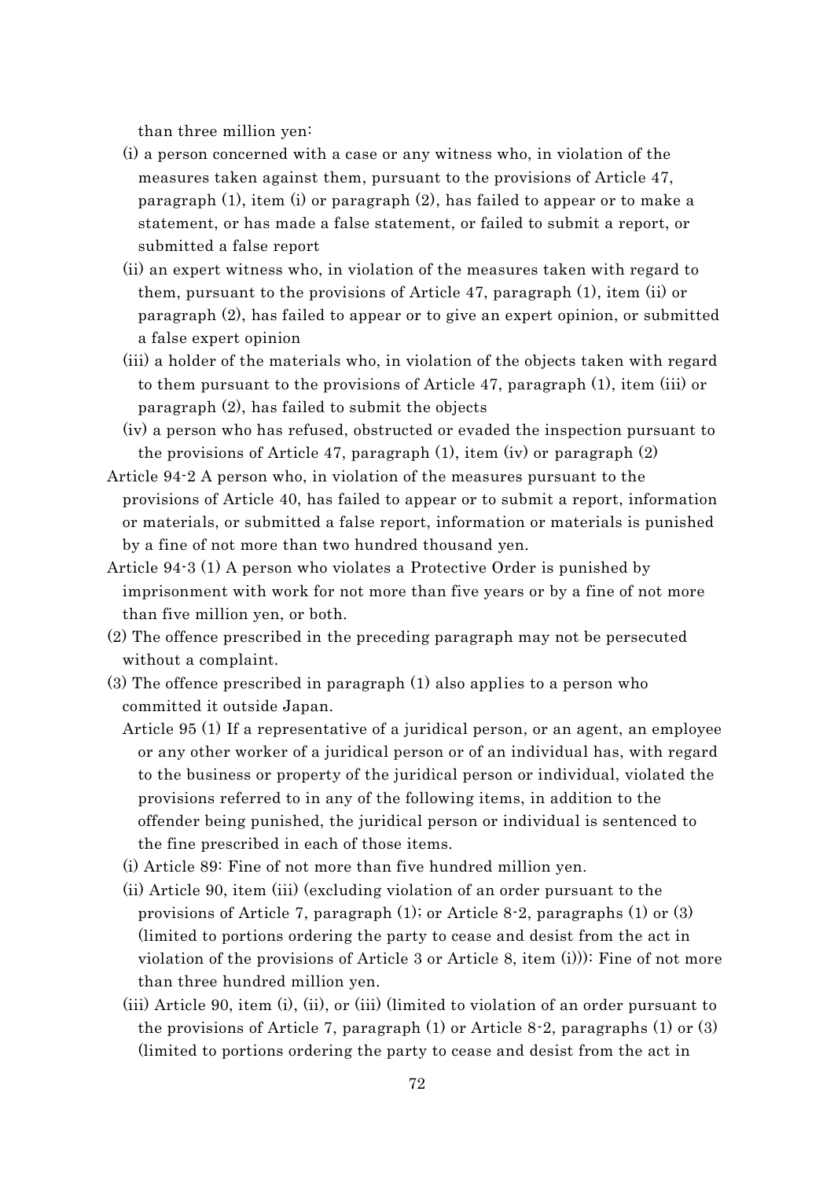than three million yen:

(i) a person concerned with a case or any witness who, in violation of the measures taken against them, pursuant to the provisions of Article 47, paragraph (1), item (i) or paragraph (2), has failed to appear or to make a statement, or has made a false statement, or failed to submit a report, or submitted a false report

(ii) an expert witness who, in violation of the measures taken with regard to them, pursuant to the provisions of Article 47, paragraph (1), item (ii) or paragraph (2), has failed to appear or to give an expert opinion, or submitted a false expert opinion

(iii) a holder of the materials who, in violation of the objects taken with regard to them pursuant to the provisions of Article 47, paragraph (1), item (iii) or paragraph (2), has failed to submit the objects

(iv) a person who has refused, obstructed or evaded the inspection pursuant to the provisions of Article 47, paragraph (1), item (iv) or paragraph (2)

Article 94-2 A person who, in violation of the measures pursuant to the provisions of Article 40, has failed to appear or to submit a report, information or materials, or submitted a false report, information or materials is punished by a fine of not more than two hundred thousand yen.

Article 94-3 (1) A person who violates a Protective Order is punished by imprisonment with work for not more than five years or by a fine of not more than five million yen, or both.

(2) The offence prescribed in the preceding paragraph may not be persecuted without a complaint.

(3) The offence prescribed in paragraph (1) also applies to a person who committed it outside Japan.

Article 95 (1) If a representative of a juridical person, or an agent, an employee or any other worker of a juridical person or of an individual has, with regard to the business or property of the juridical person or individual, violated the provisions referred to in any of the following items, in addition to the offender being punished, the juridical person or individual is sentenced to the fine prescribed in each of those items.

(i) Article 89: Fine of not more than five hundred million yen.

(ii) Article 90, item (iii) (excluding violation of an order pursuant to the provisions of Article 7, paragraph (1); or Article 8-2, paragraphs (1) or (3) (limited to portions ordering the party to cease and desist from the act in violation of the provisions of Article 3 or Article 8, item (i))): Fine of not more than three hundred million yen.

(iii) Article 90, item (i), (ii), or (iii) (limited to violation of an order pursuant to the provisions of Article 7, paragraph (1) or Article 8-2, paragraphs (1) or (3) (limited to portions ordering the party to cease and desist from the act in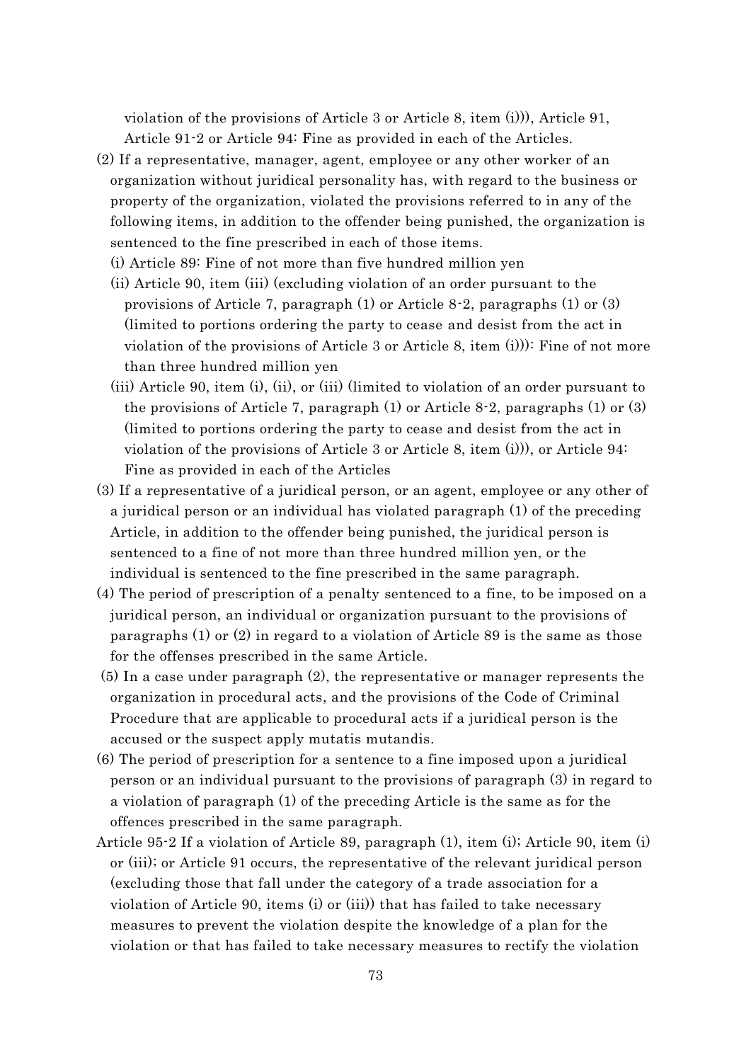violation of the provisions of Article 3 or Article 8, item (i))), Article 91, Article 91-2 or Article 94: Fine as provided in each of the Articles.

(2) If a representative, manager, agent, employee or any other worker of an organization without juridical personality has, with regard to the business or property of the organization, violated the provisions referred to in any of the following items, in addition to the offender being punished, the organization is sentenced to the fine prescribed in each of those items.

(i) Article 89: Fine of not more than five hundred million yen

(ii) Article 90, item (iii) (excluding violation of an order pursuant to the provisions of Article 7, paragraph (1) or Article 8-2, paragraphs (1) or (3) (limited to portions ordering the party to cease and desist from the act in violation of the provisions of Article 3 or Article 8, item (i))): Fine of not more than three hundred million yen

(iii) Article 90, item (i), (ii), or (iii) (limited to violation of an order pursuant to the provisions of Article 7, paragraph (1) or Article 8-2, paragraphs (1) or (3) (limited to portions ordering the party to cease and desist from the act in violation of the provisions of Article 3 or Article 8, item (i))), or Article 94: Fine as provided in each of the Articles

(3) If a representative of a juridical person, or an agent, employee or any other of a juridical person or an individual has violated paragraph (1) of the preceding Article, in addition to the offender being punished, the juridical person is sentenced to a fine of not more than three hundred million yen, or the individual is sentenced to the fine prescribed in the same paragraph.

(4) The period of prescription of a penalty sentenced to a fine, to be imposed on a juridical person, an individual or organization pursuant to the provisions of paragraphs (1) or (2) in regard to a violation of Article 89 is the same as those for the offenses prescribed in the same Article.

(5) In a case under paragraph (2), the representative or manager represents the organization in procedural acts, and the provisions of the Code of Criminal Procedure that are applicable to procedural acts if a juridical person is the accused or the suspect apply mutatis mutandis.

(6) The period of prescription for a sentence to a fine imposed upon a juridical person or an individual pursuant to the provisions of paragraph (3) in regard to a violation of paragraph (1) of the preceding Article is the same as for the offences prescribed in the same paragraph.

Article 95-2 If a violation of Article 89, paragraph (1), item (i); Article 90, item (i) or (iii); or Article 91 occurs, the representative of the relevant juridical person (excluding those that fall under the category of a trade association for a violation of Article 90, items (i) or (iii)) that has failed to take necessary measures to prevent the violation despite the knowledge of a plan for the violation or that has failed to take necessary measures to rectify the violation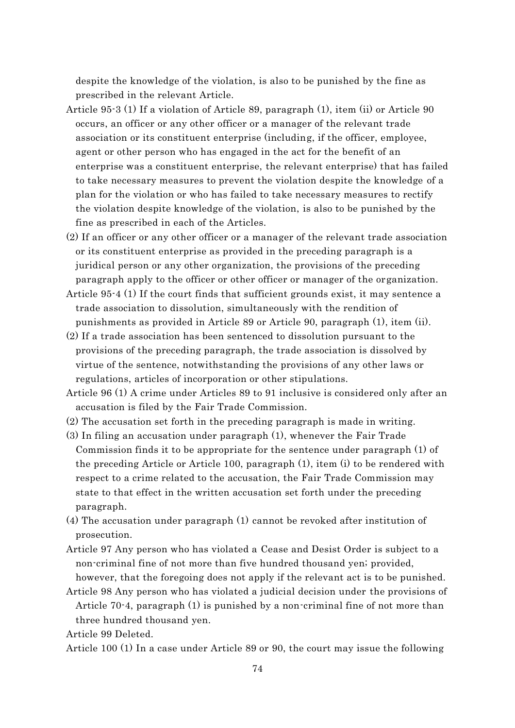despite the knowledge of the violation, is also to be punished by the fine as prescribed in the relevant Article.

Article 95-3 (1) If a violation of Article 89, paragraph (1), item (ii) or Article 90 occurs, an officer or any other officer or a manager of the relevant trade association or its constituent enterprise (including, if the officer, employee, agent or other person who has engaged in the act for the benefit of an enterprise was a constituent enterprise, the relevant enterprise) that has failed to take necessary measures to prevent the violation despite the knowledge of a plan for the violation or who has failed to take necessary measures to rectify the violation despite knowledge of the violation, is also to be punished by the fine as prescribed in each of the Articles.

(2) If an officer or any other officer or a manager of the relevant trade association or its constituent enterprise as provided in the preceding paragraph is a juridical person or any other organization, the provisions of the preceding paragraph apply to the officer or other officer or manager of the organization.

Article 95-4 (1) If the court finds that sufficient grounds exist, it may sentence a trade association to dissolution, simultaneously with the rendition of punishments as provided in Article 89 or Article 90, paragraph (1), item (ii).

(2) If a trade association has been sentenced to dissolution pursuant to the provisions of the preceding paragraph, the trade association is dissolved by virtue of the sentence, notwithstanding the provisions of any other laws or regulations, articles of incorporation or other stipulations.

Article 96 (1) A crime under Articles 89 to 91 inclusive is considered only after an accusation is filed by the Fair Trade Commission.

(2) The accusation set forth in the preceding paragraph is made in writing.

(3) In filing an accusation under paragraph (1), whenever the Fair Trade Commission finds it to be appropriate for the sentence under paragraph (1) of the preceding Article or Article 100, paragraph (1), item (i) to be rendered with respect to a crime related to the accusation, the Fair Trade Commission may state to that effect in the written accusation set forth under the preceding paragraph.

(4) The accusation under paragraph (1) cannot be revoked after institution of prosecution.

Article 97 Any person who has violated a Cease and Desist Order is subject to a non-criminal fine of not more than five hundred thousand yen; provided, however, that the foregoing does not apply if the relevant act is to be punished.

Article 98 Any person who has violated a judicial decision under the provisions of Article 70-4, paragraph (1) is punished by a non-criminal fine of not more than three hundred thousand yen.

Article 99 Deleted.

Article 100 (1) In a case under Article 89 or 90, the court may issue the following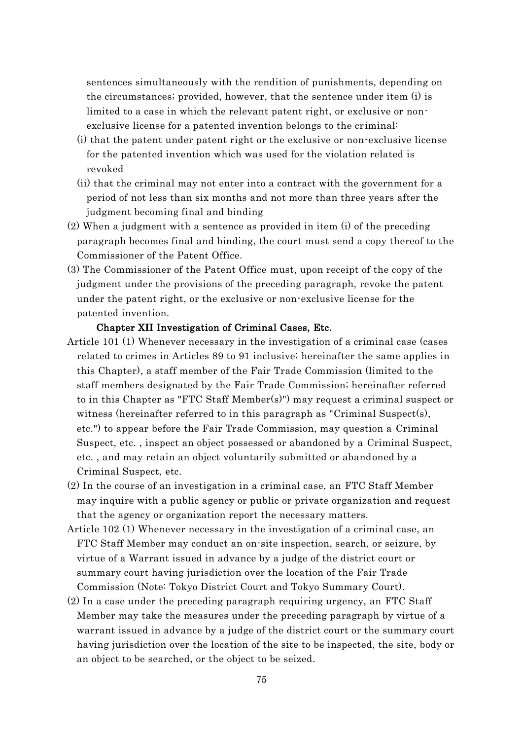sentences simultaneously with the rendition of punishments, depending on the circumstances; provided, however, that the sentence under item (i) is limited to a case in which the relevant patent right, or exclusive or non-exclusive license for a patented invention belongs to the criminal:

(i) that the patent under patent right or the exclusive or non-exclusive license for the patented invention which was used for the violation related is revoked

(ii) that the criminal may not enter into a contract with the government for a period of not less than six months and not more than three years after the judgment becoming final and binding

(2) When a judgment with a sentence as provided in item (i) of the preceding paragraph becomes final and binding, the court must send a copy thereof to the Commissioner of the Patent Office.

(3) The Commissioner of the Patent Office must, upon receipt of the copy of the judgment under the provisions of the preceding paragraph, revoke the patent under the patent right, or the exclusive or non-exclusive license for the patented invention.

## Chapter XII Investigation of Criminal Cases, Etc.

Article 101 (1) Whenever necessary in the investigation of a criminal case (cases related to crimes in Articles 89 to 91 inclusive; hereinafter the same applies in this Chapter), a staff member of the Fair Trade Commission (limited to the staff members designated by the Fair Trade Commission; hereinafter referred to in this Chapter as "FTC Staff Member(s)") may request a criminal suspect or witness (hereinafter referred to in this paragraph as "Criminal Suspect(s), etc.") to appear before the Fair Trade Commission, may question a Criminal Suspect, etc. , inspect an object possessed or abandoned by a Criminal Suspect, etc. , and may retain an object voluntarily submitted or abandoned by a Criminal Suspect, etc.

(2) In the course of an investigation in a criminal case, an FTC Staff Member may inquire with a public agency or public or private organization and request that the agency or organization report the necessary matters.

Article 102 (1) Whenever necessary in the investigation of a criminal case, an FTC Staff Member may conduct an on-site inspection, search, or seizure, by virtue of a Warrant issued in advance by a judge of the district court or summary court having jurisdiction over the location of the Fair Trade Commission (Note: Tokyo District Court and Tokyo Summary Court).

(2) In a case under the preceding paragraph requiring urgency, an FTC Staff Member may take the measures under the preceding paragraph by virtue of a warrant issued in advance by a judge of the district court or the summary court having jurisdiction over the location of the site to be inspected, the site, body or an object to be searched, or the object to be seized.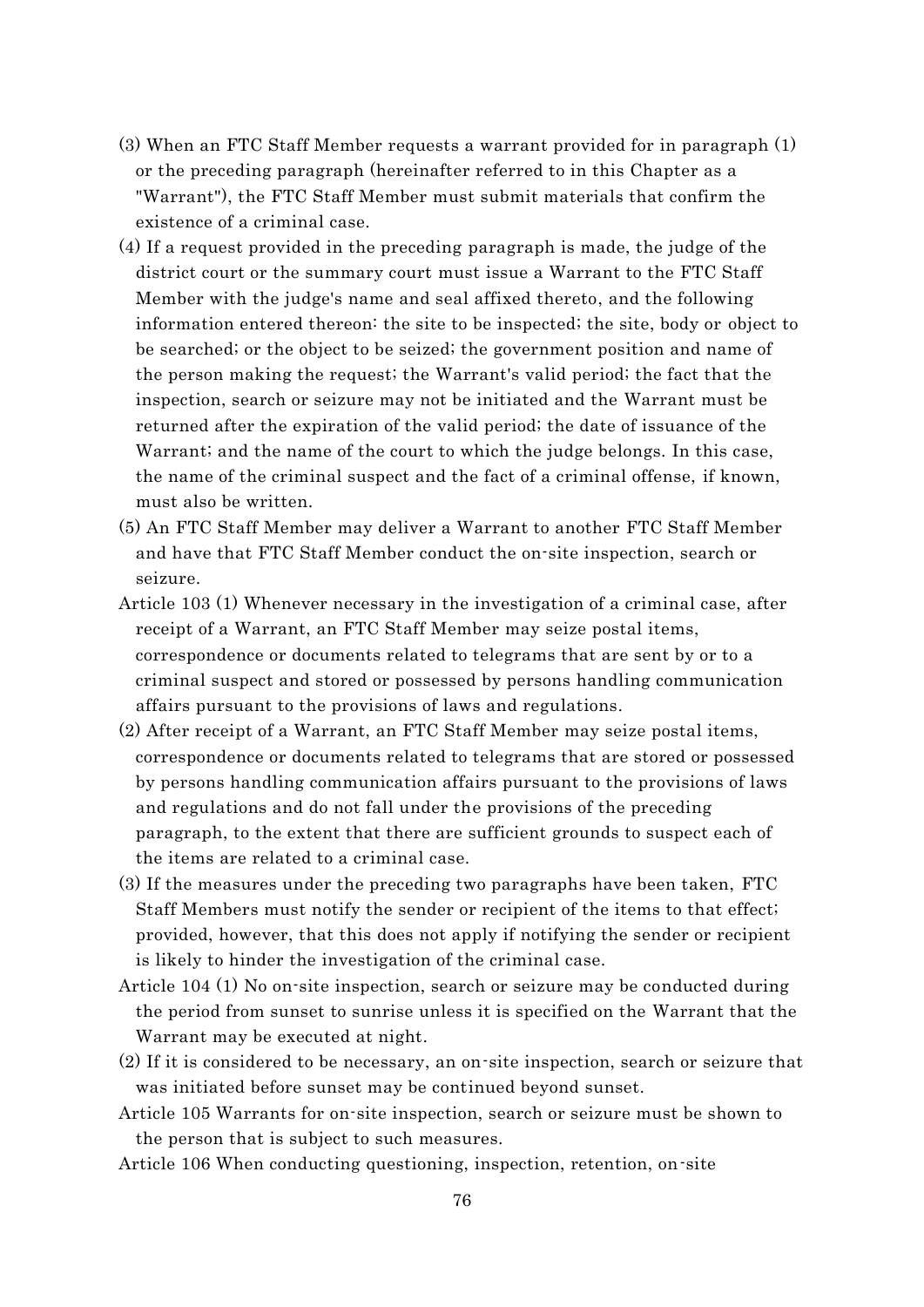(3) When an FTC Staff Member requests a warrant provided for in paragraph (1) or the preceding paragraph (hereinafter referred to in this Chapter as a "Warrant"), the FTC Staff Member must submit materials that confirm the existence of a criminal case.

(4) If a request provided in the preceding paragraph is made, the judge of the district court or the summary court must issue a Warrant to the FTC Staff Member with the judge's name and seal affixed thereto, and the following information entered thereon: the site to be inspected; the site, body or object to be searched; or the object to be seized; the government position and name of the person making the request; the Warrant's valid period; the fact that the inspection, search or seizure may not be initiated and the Warrant must be returned after the expiration of the valid period; the date of issuance of the Warrant; and the name of the court to which the judge belongs. In this case, the name of the criminal suspect and the fact of a criminal offense, if known, must also be written.

(5) An FTC Staff Member may deliver a Warrant to another FTC Staff Member and have that FTC Staff Member conduct the on-site inspection, search or seizure.

Article 103 (1) Whenever necessary in the investigation of a criminal case, after receipt of a Warrant, an FTC Staff Member may seize postal items, correspondence or documents related to telegrams that are sent by or to a criminal suspect and stored or possessed by persons handling communication affairs pursuant to the provisions of laws and regulations.

(2) After receipt of a Warrant, an FTC Staff Member may seize postal items, correspondence or documents related to telegrams that are stored or possessed by persons handling communication affairs pursuant to the provisions of laws and regulations and do not fall under the provisions of the preceding paragraph, to the extent that there are sufficient grounds to suspect each of the items are related to a criminal case.

(3) If the measures under the preceding two paragraphs have been taken, FTC Staff Members must notify the sender or recipient of the items to that effect; provided, however, that this does not apply if notifying the sender or recipient is likely to hinder the investigation of the criminal case.

Article 104 (1) No on-site inspection, search or seizure may be conducted during the period from sunset to sunrise unless it is specified on the Warrant that the Warrant may be executed at night.

(2) If it is considered to be necessary, an on-site inspection, search or seizure that was initiated before sunset may be continued beyond sunset.

Article 105 Warrants for on-site inspection, search or seizure must be shown to the person that is subject to such measures.

Article 106 When conducting questioning, inspection, retention, on-site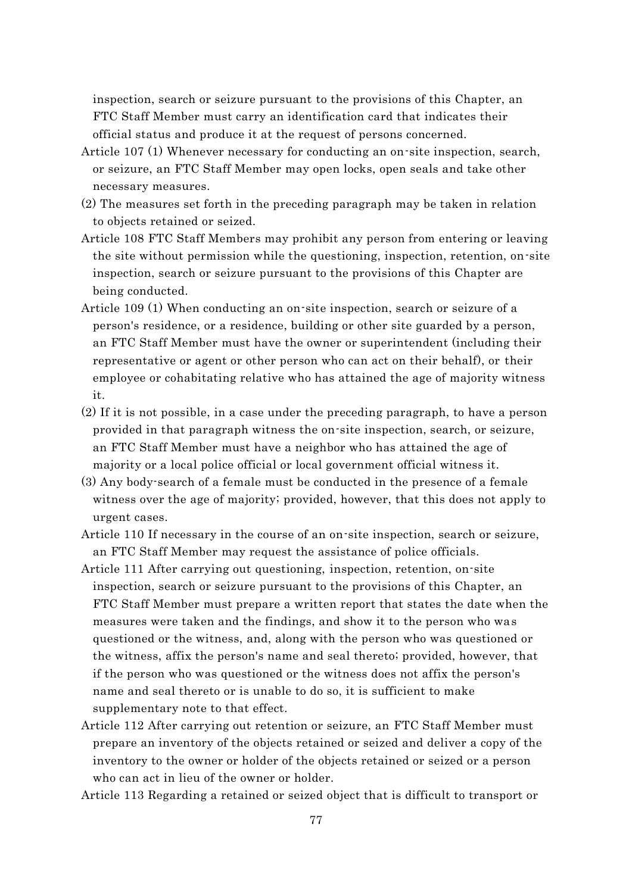inspection, search or seizure pursuant to the provisions of this Chapter, an FTC Staff Member must carry an identification card that indicates their official status and produce it at the request of persons concerned.

Article 107 (1) Whenever necessary for conducting an on-site inspection, search, or seizure, an FTC Staff Member may open locks, open seals and take other necessary measures.

(2) The measures set forth in the preceding paragraph may be taken in relation to objects retained or seized.

Article 108 FTC Staff Members may prohibit any person from entering or leaving the site without permission while the questioning, inspection, retention, on-site inspection, search or seizure pursuant to the provisions of this Chapter are being conducted.

Article 109 (1) When conducting an on-site inspection, search or seizure of a person's residence, or a residence, building or other site guarded by a person, an FTC Staff Member must have the owner or superintendent (including their representative or agent or other person who can act on their behalf), or their employee or cohabitating relative who has attained the age of majority witness it.

(2) If it is not possible, in a case under the preceding paragraph, to have a person provided in that paragraph witness the on-site inspection, search, or seizure, an FTC Staff Member must have a neighbor who has attained the age of majority or a local police official or local government official witness it.

(3) Any body-search of a female must be conducted in the presence of a female witness over the age of majority; provided, however, that this does not apply to urgent cases.

Article 110 If necessary in the course of an on-site inspection, search or seizure, an FTC Staff Member may request the assistance of police officials.

Article 111 After carrying out questioning, inspection, retention, on-site inspection, search or seizure pursuant to the provisions of this Chapter, an FTC Staff Member must prepare a written report that states the date when the measures were taken and the findings, and show it to the person who was questioned or the witness, and, along with the person who was questioned or the witness, affix the person's name and seal thereto; provided, however, that if the person who was questioned or the witness does not affix the person's name and seal thereto or is unable to do so, it is sufficient to make supplementary note to that effect.

Article 112 After carrying out retention or seizure, an FTC Staff Member must prepare an inventory of the objects retained or seized and deliver a copy of the inventory to the owner or holder of the objects retained or seized or a person who can act in lieu of the owner or holder.

Article 113 Regarding a retained or seized object that is difficult to transport or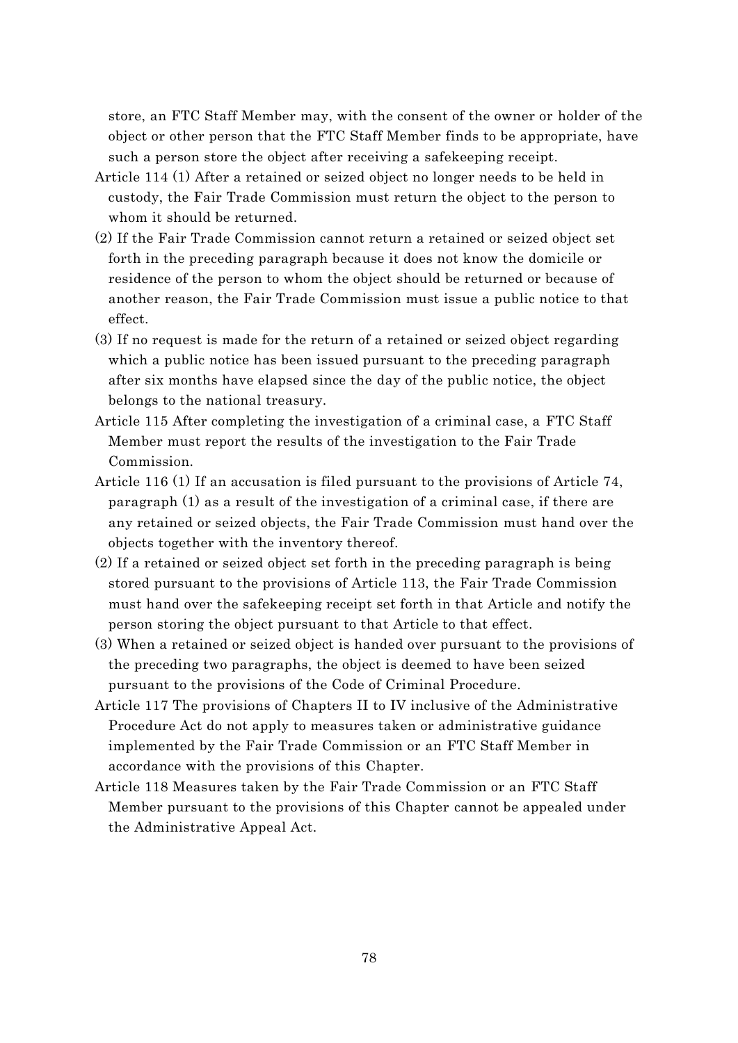store, an FTC Staff Member may, with the consent of the owner or holder of the object or other person that the FTC Staff Member finds to be appropriate, have such a person store the object after receiving a safekeeping receipt.

Article 114 (1) After a retained or seized object no longer needs to be held in custody, the Fair Trade Commission must return the object to the person to whom it should be returned.

(2) If the Fair Trade Commission cannot return a retained or seized object set forth in the preceding paragraph because it does not know the domicile or residence of the person to whom the object should be returned or because of another reason, the Fair Trade Commission must issue a public notice to that effect.

(3) If no request is made for the return of a retained or seized object regarding which a public notice has been issued pursuant to the preceding paragraph after six months have elapsed since the day of the public notice, the object belongs to the national treasury.

Article 115 After completing the investigation of a criminal case, a FTC Staff Member must report the results of the investigation to the Fair Trade Commission.

Article 116 (1) If an accusation is filed pursuant to the provisions of Article 74, paragraph (1) as a result of the investigation of a criminal case, if there are any retained or seized objects, the Fair Trade Commission must hand over the objects together with the inventory thereof.

(2) If a retained or seized object set forth in the preceding paragraph is being stored pursuant to the provisions of Article 113, the Fair Trade Commission must hand over the safekeeping receipt set forth in that Article and notify the person storing the object pursuant to that Article to that effect.

(3) When a retained or seized object is handed over pursuant to the provisions of the preceding two paragraphs, the object is deemed to have been seized pursuant to the provisions of the Code of Criminal Procedure.

Article 117 The provisions of Chapters II to IV inclusive of the Administrative Procedure Act do not apply to measures taken or administrative guidance implemented by the Fair Trade Commission or an FTC Staff Member in accordance with the provisions of this Chapter.

Article 118 Measures taken by the Fair Trade Commission or an FTC Staff Member pursuant to the provisions of this Chapter cannot be appealed under the Administrative Appeal Act.